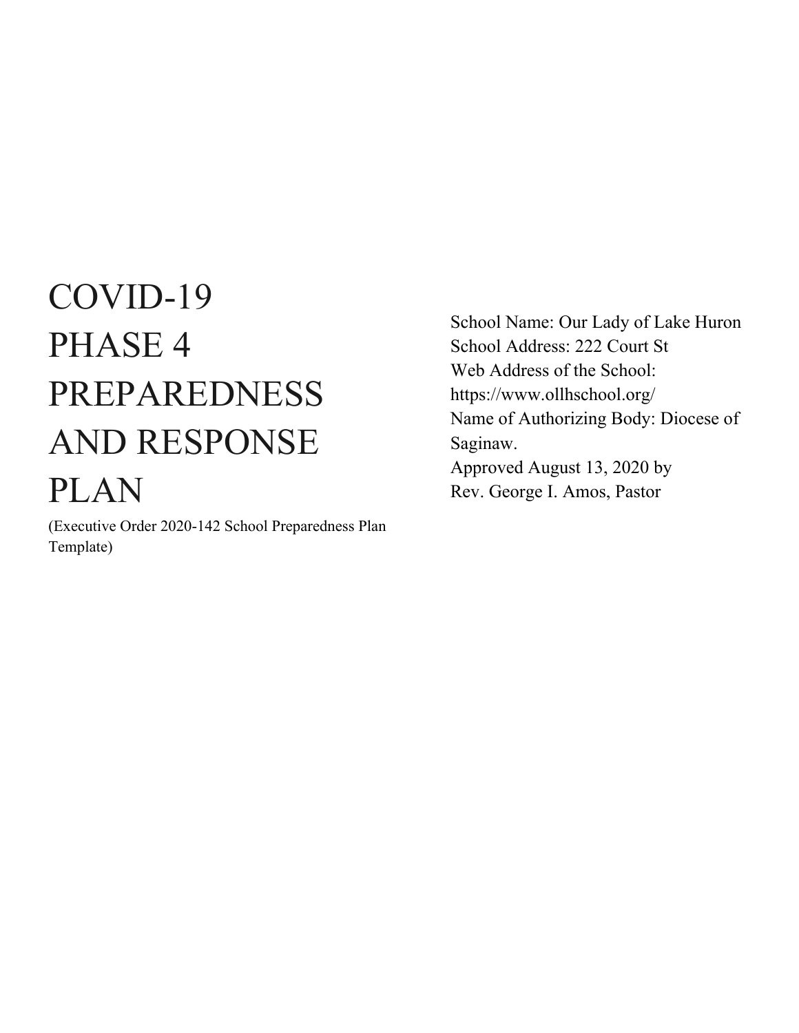# COVID-19 PHASE 4 PREPAREDNESS AND RESPONSE PLAN

(Executive Order 2020-142 School Preparedness Plan Template)

School Name: Our Lady of Lake Huron
School Address: 222 Court St
Web Address of the School: https://www.ollhschool.org/
Name of Authorizing Body: Diocese of Saginaw.
Approved August 13, 2020 by
Rev. George I. Amos, Pastor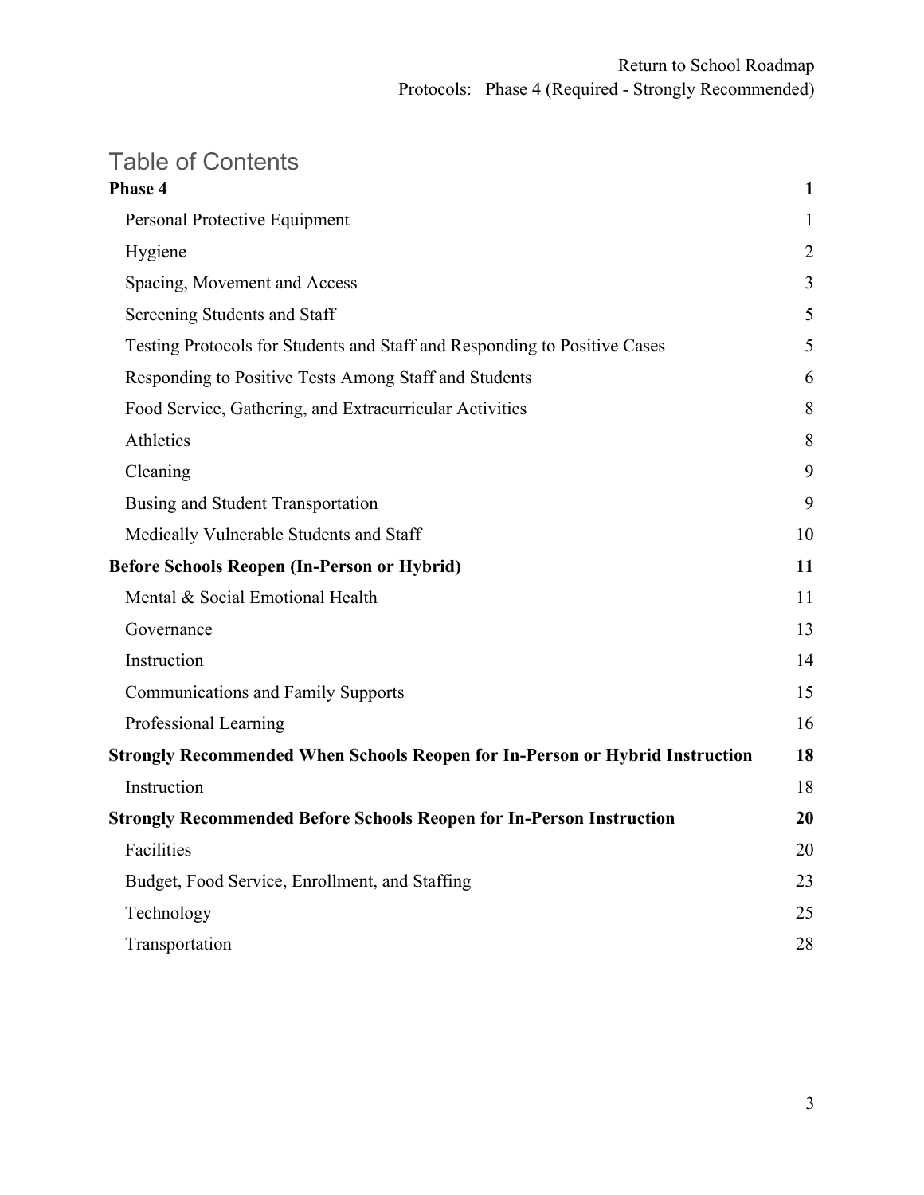# Table of Contents

**Phase 4** **1**

- Personal Protective Equipment 1
- Hygiene 2
- Spacing, Movement and Access 3
- Screening Students and Staff 5
- Testing Protocols for Students and Staff and Responding to Positive Cases 5
- Responding to Positive Tests Among Staff and Students 6
- Food Service, Gathering, and Extracurricular Activities 8
- Athletics 8
- Cleaning 9
- Busing and Student Transportation 9
- Medically Vulnerable Students and Staff 10

**Before Schools Reopen (In-Person or Hybrid)** **11**

- Mental & Social Emotional Health 11
- Governance 13
- Instruction 14
- Communications and Family Supports 15
- Professional Learning 16

**Strongly Recommended When Schools Reopen for In-Person or Hybrid Instruction** **18**

- Instruction 18

**Strongly Recommended Before Schools Reopen for In-Person Instruction** **20**

- Facilities 20
- Budget, Food Service, Enrollment, and Staffing 23
- Technology 25
- Transportation 28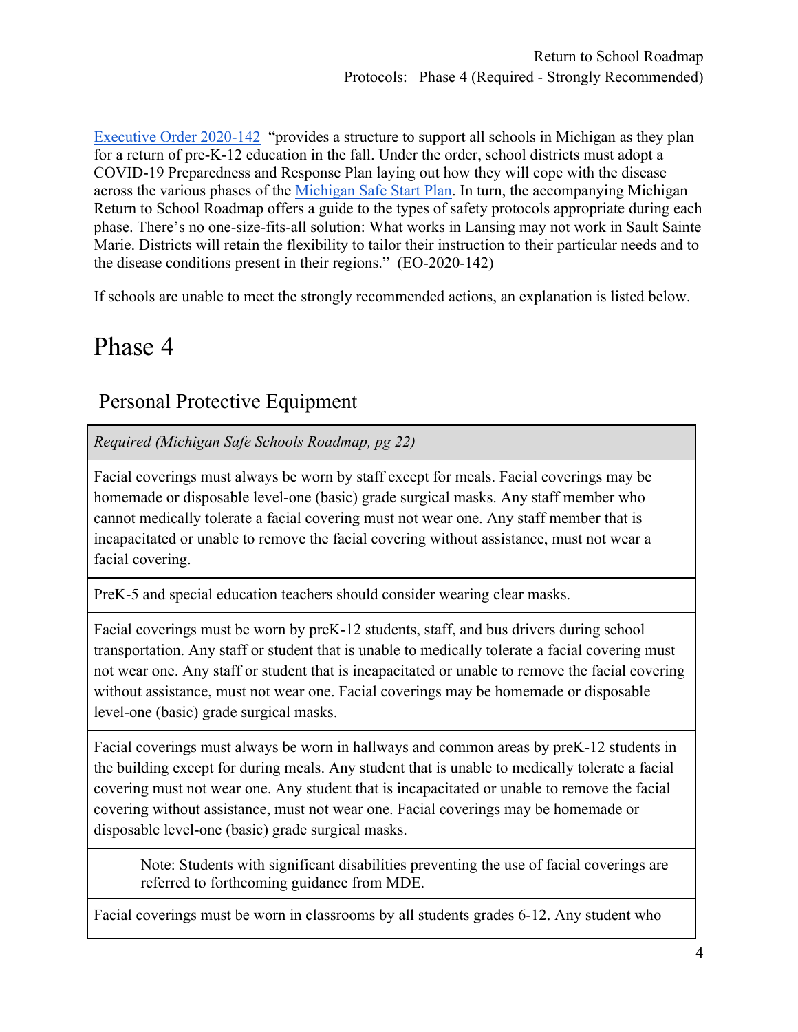[Executive Order 2020-142](#) "provides a structure to support all schools in Michigan as they plan for a return of pre-K-12 education in the fall. Under the order, school districts must adopt a COVID-19 Preparedness and Response Plan laying out how they will cope with the disease across the various phases of the [Michigan Safe Start Plan](#). In turn, the accompanying Michigan Return to School Roadmap offers a guide to the types of safety protocols appropriate during each phase. There's no one-size-fits-all solution: What works in Lansing may not work in Sault Sainte Marie. Districts will retain the flexibility to tailor their instruction to their particular needs and to the disease conditions present in their regions." (EO-2020-142)

If schools are unable to meet the strongly recommended actions, an explanation is listed below.

# Phase 4

## Personal Protective Equipment

| *Required (Michigan Safe Schools Roadmap, pg 22)* |
|---|
| Facial coverings must always be worn by staff except for meals. Facial coverings may be homemade or disposable level-one (basic) grade surgical masks. Any staff member who cannot medically tolerate a facial covering must not wear one. Any staff member that is incapacitated or unable to remove the facial covering without assistance, must not wear a facial covering. |
| PreK-5 and special education teachers should consider wearing clear masks. |
| Facial coverings must be worn by preK-12 students, staff, and bus drivers during school transportation. Any staff or student that is unable to medically tolerate a facial covering must not wear one. Any staff or student that is incapacitated or unable to remove the facial covering without assistance, must not wear one. Facial coverings may be homemade or disposable level-one (basic) grade surgical masks. |
| Facial coverings must always be worn in hallways and common areas by preK-12 students in the building except for during meals. Any student that is unable to medically tolerate a facial covering must not wear one. Any student that is incapacitated or unable to remove the facial covering without assistance, must not wear one. Facial coverings may be homemade or disposable level-one (basic) grade surgical masks. |
| Note: Students with significant disabilities preventing the use of facial coverings are referred to forthcoming guidance from MDE. |
| Facial coverings must be worn in classrooms by all students grades 6-12. Any student who |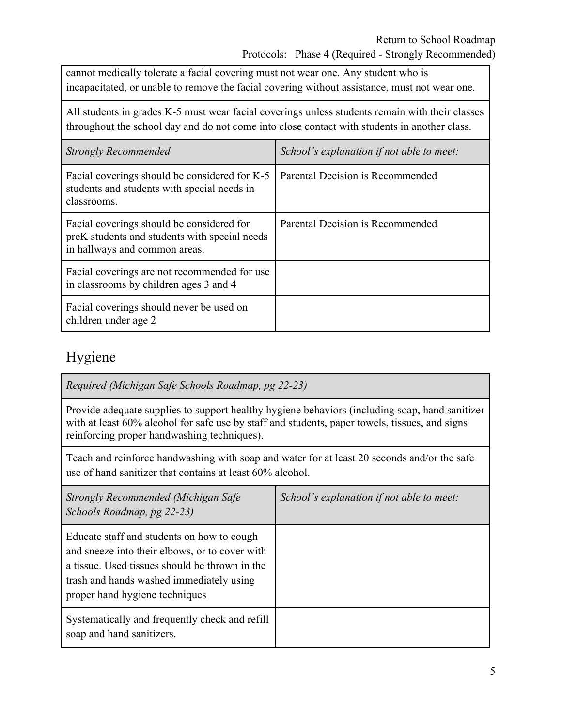| | |
|---|---|
| cannot medically tolerate a facial covering must not wear one. Any student who is incapacitated, or unable to remove the facial covering without assistance, must not wear one. | |
| All students in grades K-5 must wear facial coverings unless students remain with their classes throughout the school day and do not come into close contact with students in another class. | |
| *Strongly Recommended* | *School's explanation if not able to meet:* |
| Facial coverings should be considered for K-5 students and students with special needs in classrooms. | Parental Decision is Recommended |
| Facial coverings should be considered for preK students and students with special needs in hallways and common areas. | Parental Decision is Recommended |
| Facial coverings are not recommended for use in classrooms by children ages 3 and 4 | |
| Facial coverings should never be used on children under age 2 | |

## Hygiene

| | |
|---|---|
| *Required (Michigan Safe Schools Roadmap, pg 22-23)* | |
| Provide adequate supplies to support healthy hygiene behaviors (including soap, hand sanitizer with at least 60% alcohol for safe use by staff and students, paper towels, tissues, and signs reinforcing proper handwashing techniques). | |
| Teach and reinforce handwashing with soap and water for at least 20 seconds and/or the safe use of hand sanitizer that contains at least 60% alcohol. | |
| *Strongly Recommended (Michigan Safe Schools Roadmap, pg 22-23)* | *School's explanation if not able to meet:* |
| Educate staff and students on how to cough and sneeze into their elbows, or to cover with a tissue. Used tissues should be thrown in the trash and hands washed immediately using proper hand hygiene techniques | |
| Systematically and frequently check and refill soap and hand sanitizers. | |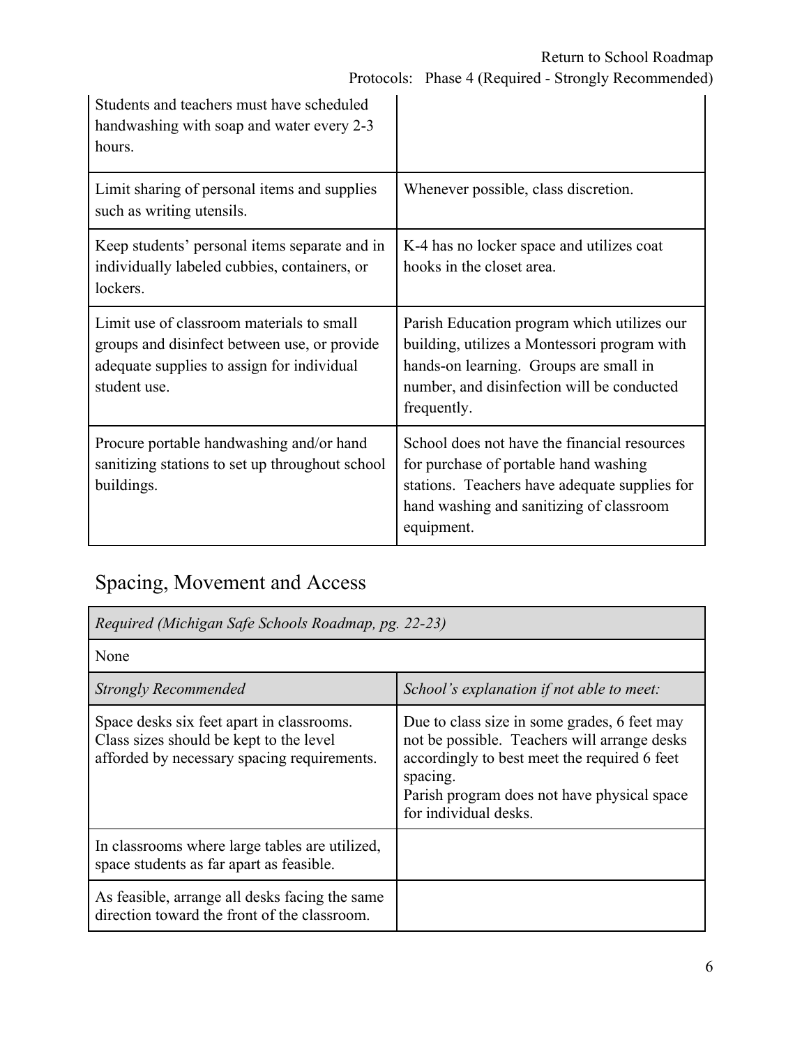| | |
|---|---|
| Students and teachers must have scheduled handwashing with soap and water every 2-3 hours. | |
| Limit sharing of personal items and supplies such as writing utensils. | Whenever possible, class discretion. |
| Keep students' personal items separate and in individually labeled cubbies, containers, or lockers. | K-4 has no locker space and utilizes coat hooks in the closet area. |
| Limit use of classroom materials to small groups and disinfect between use, or provide adequate supplies to assign for individual student use. | Parish Education program which utilizes our building, utilizes a Montessori program with hands-on learning. Groups are small in number, and disinfection will be conducted frequently. |
| Procure portable handwashing and/or hand sanitizing stations to set up throughout school buildings. | School does not have the financial resources for purchase of portable hand washing stations. Teachers have adequate supplies for hand washing and sanitizing of classroom equipment. |

## Spacing, Movement and Access

| *Required (Michigan Safe Schools Roadmap, pg. 22-23)* | |
|---|---|
| None | |
| *Strongly Recommended* | *School's explanation if not able to meet:* |
| Space desks six feet apart in classrooms. Class sizes should be kept to the level afforded by necessary spacing requirements. | Due to class size in some grades, 6 feet may not be possible. Teachers will arrange desks accordingly to best meet the required 6 feet spacing. Parish program does not have physical space for individual desks. |
| In classrooms where large tables are utilized, space students as far apart as feasible. | |
| As feasible, arrange all desks facing the same direction toward the front of the classroom. | |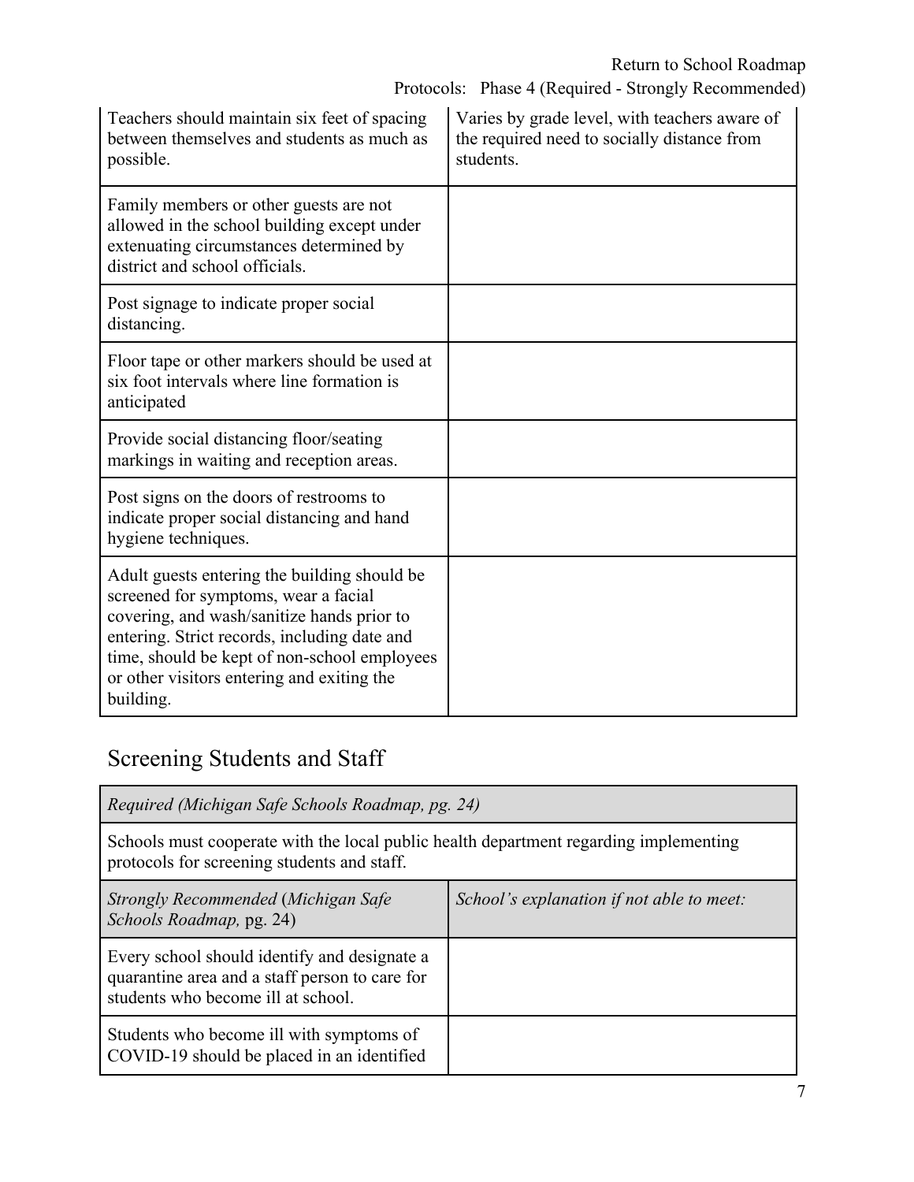| | |
|---|---|
| Teachers should maintain six feet of spacing between themselves and students as much as possible. | Varies by grade level, with teachers aware of the required need to socially distance from students. |
| Family members or other guests are not allowed in the school building except under extenuating circumstances determined by district and school officials. | |
| Post signage to indicate proper social distancing. | |
| Floor tape or other markers should be used at six foot intervals where line formation is anticipated | |
| Provide social distancing floor/seating markings in waiting and reception areas. | |
| Post signs on the doors of restrooms to indicate proper social distancing and hand hygiene techniques. | |
| Adult guests entering the building should be screened for symptoms, wear a facial covering, and wash/sanitize hands prior to entering. Strict records, including date and time, should be kept of non-school employees or other visitors entering and exiting the building. | |

## Screening Students and Staff

| *Required (Michigan Safe Schools Roadmap, pg. 24)* | |
|---|---|
| Schools must cooperate with the local public health department regarding implementing protocols for screening students and staff. | |
| *Strongly Recommended* (*Michigan Safe Schools Roadmap,* pg. 24) | *School's explanation if not able to meet:* |
| Every school should identify and designate a quarantine area and a staff person to care for students who become ill at school. | |
| Students who become ill with symptoms of COVID-19 should be placed in an identified | |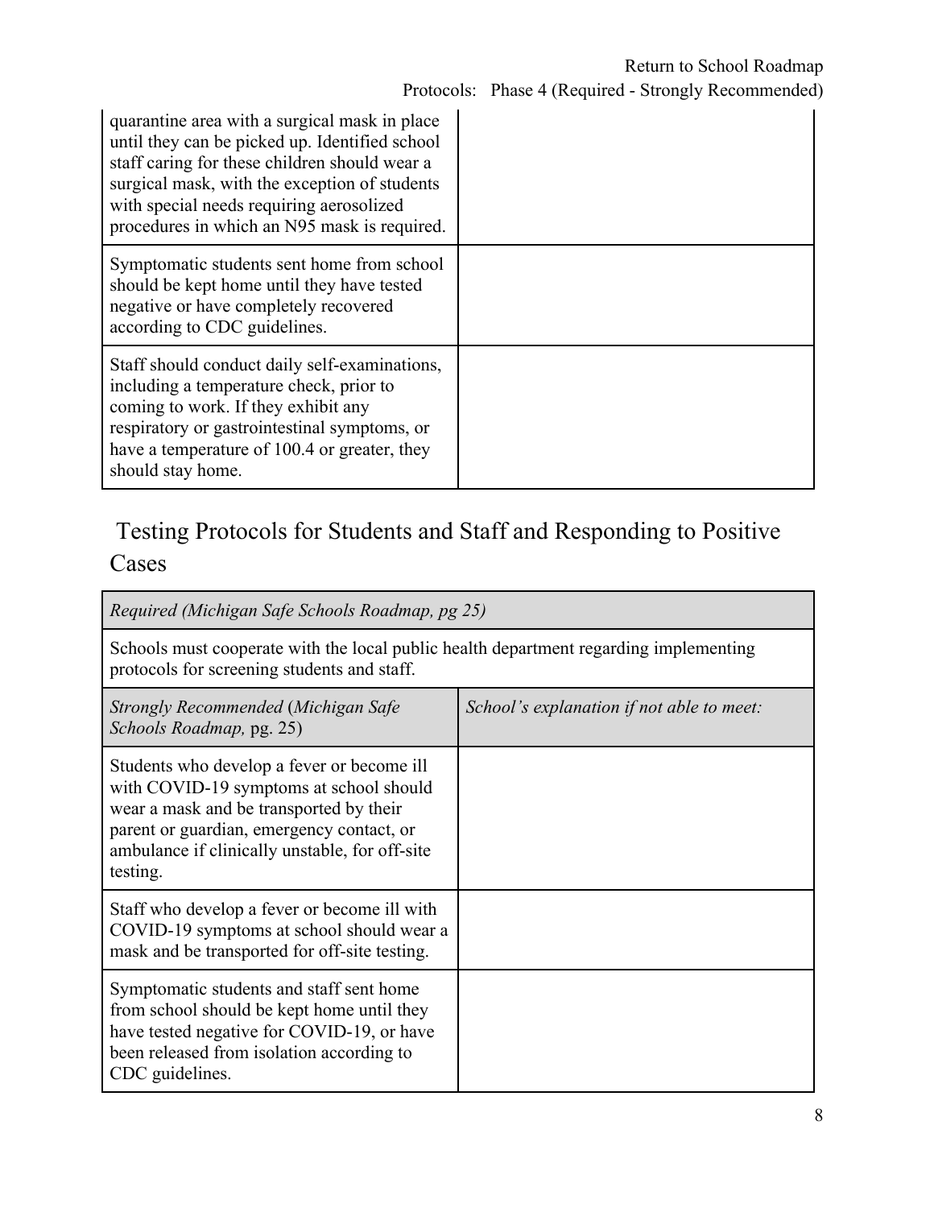| | |
|---|---|
| quarantine area with a surgical mask in place until they can be picked up. Identified school staff caring for these children should wear a surgical mask, with the exception of students with special needs requiring aerosolized procedures in which an N95 mask is required. | |
| Symptomatic students sent home from school should be kept home until they have tested negative or have completely recovered according to CDC guidelines. | |
| Staff should conduct daily self-examinations, including a temperature check, prior to coming to work. If they exhibit any respiratory or gastrointestinal symptoms, or have a temperature of 100.4 or greater, they should stay home. | |

## Testing Protocols for Students and Staff and Responding to Positive Cases

| *Required (Michigan Safe Schools Roadmap, pg 25)* | |
|---|---|
| Schools must cooperate with the local public health department regarding implementing protocols for screening students and staff. | |
| *Strongly Recommended* (*Michigan Safe Schools Roadmap,* pg. 25) | *School's explanation if not able to meet:* |
| Students who develop a fever or become ill with COVID-19 symptoms at school should wear a mask and be transported by their parent or guardian, emergency contact, or ambulance if clinically unstable, for off-site testing. | |
| Staff who develop a fever or become ill with COVID-19 symptoms at school should wear a mask and be transported for off-site testing. | |
| Symptomatic students and staff sent home from school should be kept home until they have tested negative for COVID-19, or have been released from isolation according to CDC guidelines. | |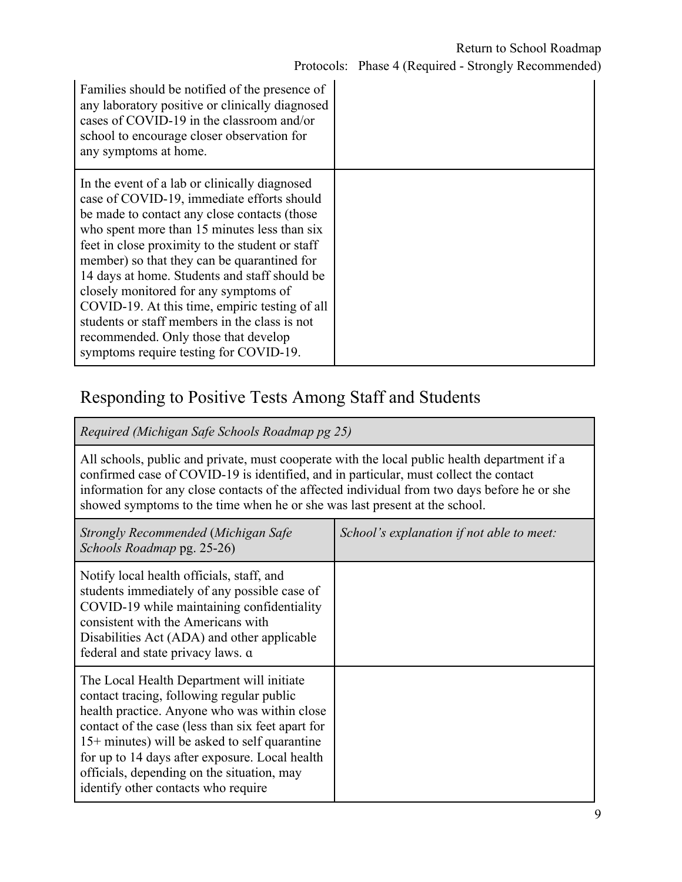| | |
|---|---|
| Families should be notified of the presence of any laboratory positive or clinically diagnosed cases of COVID-19 in the classroom and/or school to encourage closer observation for any symptoms at home. | |
| In the event of a lab or clinically diagnosed case of COVID-19, immediate efforts should be made to contact any close contacts (those who spent more than 15 minutes less than six feet in close proximity to the student or staff member) so that they can be quarantined for 14 days at home. Students and staff should be closely monitored for any symptoms of COVID-19. At this time, empiric testing of all students or staff members in the class is not recommended. Only those that develop symptoms require testing for COVID-19. | |

## Responding to Positive Tests Among Staff and Students

| *Required (Michigan Safe Schools Roadmap pg 25)* |
|---|
| All schools, public and private, must cooperate with the local public health department if a confirmed case of COVID-19 is identified, and in particular, must collect the contact information for any close contacts of the affected individual from two days before he or she showed symptoms to the time when he or she was last present at the school. |

| *Strongly Recommended* (*Michigan Safe Schools Roadmap* pg. 25-26) | *School's explanation if not able to meet:* |
|---|---|
| Notify local health officials, staff, and students immediately of any possible case of COVID-19 while maintaining confidentiality consistent with the Americans with Disabilities Act (ADA) and other applicable federal and state privacy laws. ɑ | |
| The Local Health Department will initiate contact tracing, following regular public health practice. Anyone who was within close contact of the case (less than six feet apart for 15+ minutes) will be asked to self quarantine for up to 14 days after exposure. Local health officials, depending on the situation, may identify other contacts who require | |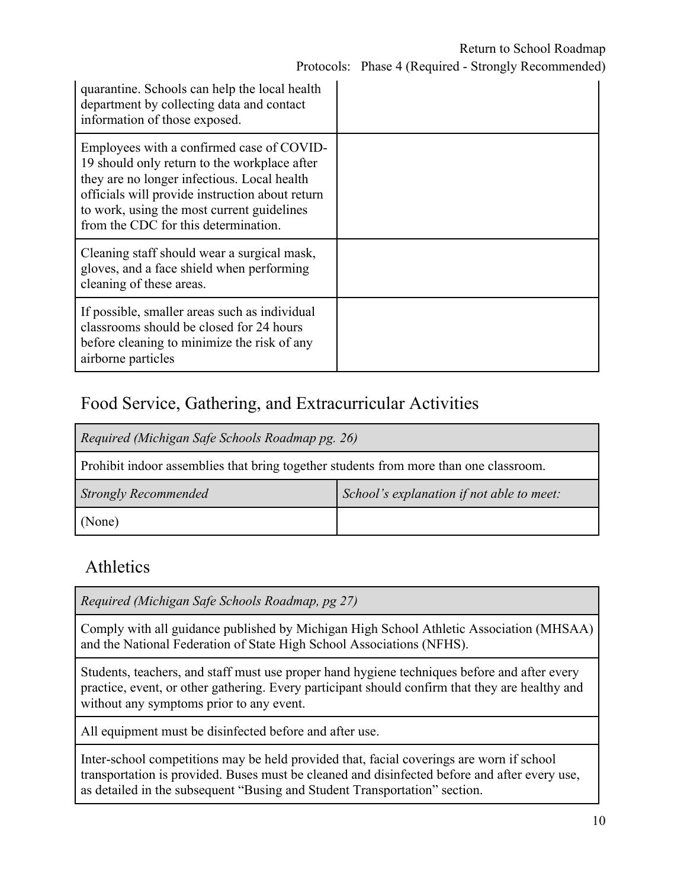| | |
|---|---|
| quarantine. Schools can help the local health department by collecting data and contact information of those exposed. | |
| Employees with a confirmed case of COVID-19 should only return to the workplace after they are no longer infectious. Local health officials will provide instruction about return to work, using the most current guidelines from the CDC for this determination. | |
| Cleaning staff should wear a surgical mask, gloves, and a face shield when performing cleaning of these areas. | |
| If possible, smaller areas such as individual classrooms should be closed for 24 hours before cleaning to minimize the risk of any airborne particles | |

## Food Service, Gathering, and Extracurricular Activities

| *Required (Michigan Safe Schools Roadmap pg. 26)* | |
|---|---|
| Prohibit indoor assemblies that bring together students from more than one classroom. | |
| *Strongly Recommended* | *School's explanation if not able to meet:* |
| (None) | |

## Athletics

| *Required (Michigan Safe Schools Roadmap, pg 27)* |
|---|
| Comply with all guidance published by Michigan High School Athletic Association (MHSAA) and the National Federation of State High School Associations (NFHS). |
| Students, teachers, and staff must use proper hand hygiene techniques before and after every practice, event, or other gathering. Every participant should confirm that they are healthy and without any symptoms prior to any event. |
| All equipment must be disinfected before and after use. |
| Inter-school competitions may be held provided that, facial coverings are worn if school transportation is provided. Buses must be cleaned and disinfected before and after every use, as detailed in the subsequent "Busing and Student Transportation" section. |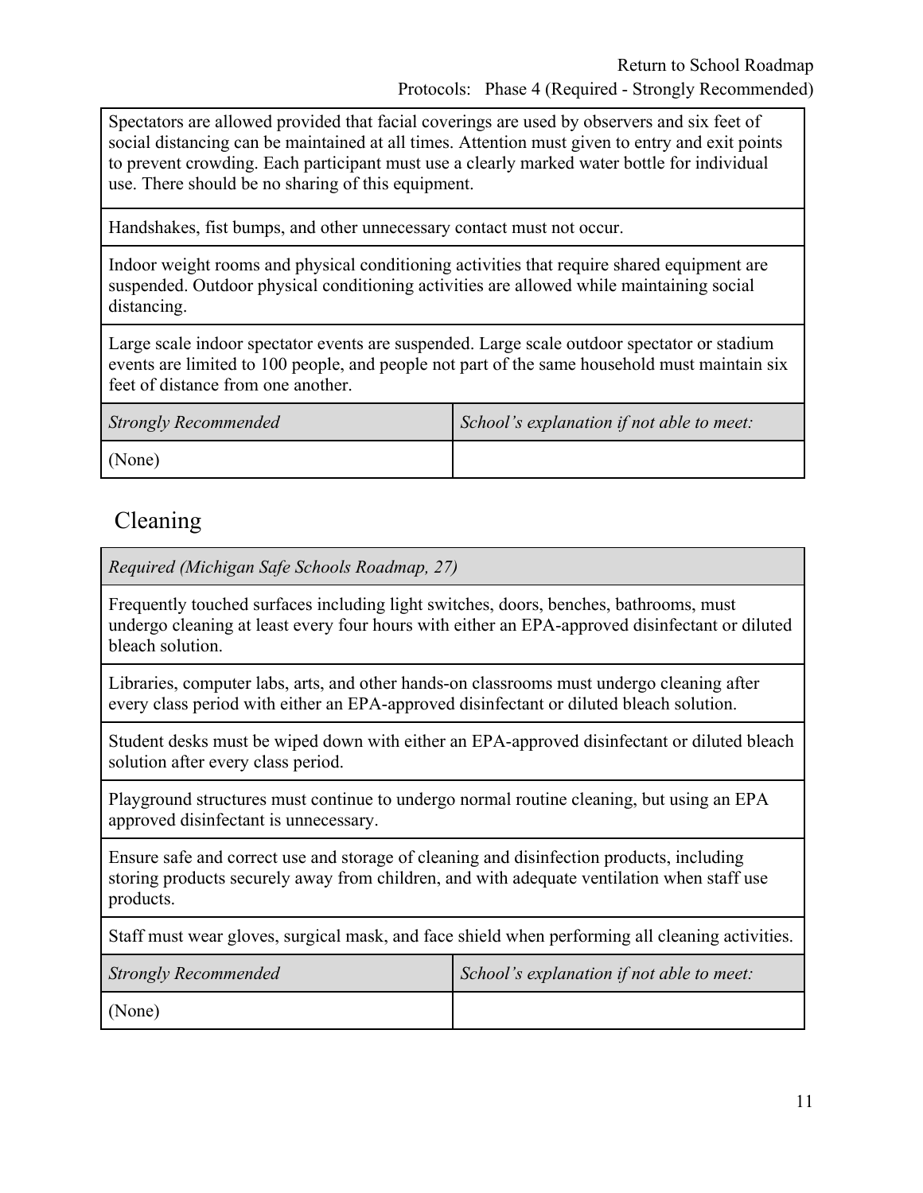| Spectators are allowed provided that facial coverings are used by observers and six feet of social distancing can be maintained at all times. Attention must given to entry and exit points to prevent crowding. Each participant must use a clearly marked water bottle for individual use. There should be no sharing of this equipment. | |
|---|---|
| Handshakes, fist bumps, and other unnecessary contact must not occur. | |
| Indoor weight rooms and physical conditioning activities that require shared equipment are suspended. Outdoor physical conditioning activities are allowed while maintaining social distancing. | |
| Large scale indoor spectator events are suspended. Large scale outdoor spectator or stadium events are limited to 100 people, and people not part of the same household must maintain six feet of distance from one another. | |
| *Strongly Recommended* | *School's explanation if not able to meet:* |
| (None) | |

## Cleaning

| *Required (Michigan Safe Schools Roadmap, 27)* | |
|---|---|
| Frequently touched surfaces including light switches, doors, benches, bathrooms, must undergo cleaning at least every four hours with either an EPA-approved disinfectant or diluted bleach solution. | |
| Libraries, computer labs, arts, and other hands-on classrooms must undergo cleaning after every class period with either an EPA-approved disinfectant or diluted bleach solution. | |
| Student desks must be wiped down with either an EPA-approved disinfectant or diluted bleach solution after every class period. | |
| Playground structures must continue to undergo normal routine cleaning, but using an EPA approved disinfectant is unnecessary. | |
| Ensure safe and correct use and storage of cleaning and disinfection products, including storing products securely away from children, and with adequate ventilation when staff use products. | |
| Staff must wear gloves, surgical mask, and face shield when performing all cleaning activities. | |
| *Strongly Recommended* | *School's explanation if not able to meet:* |
| (None) | |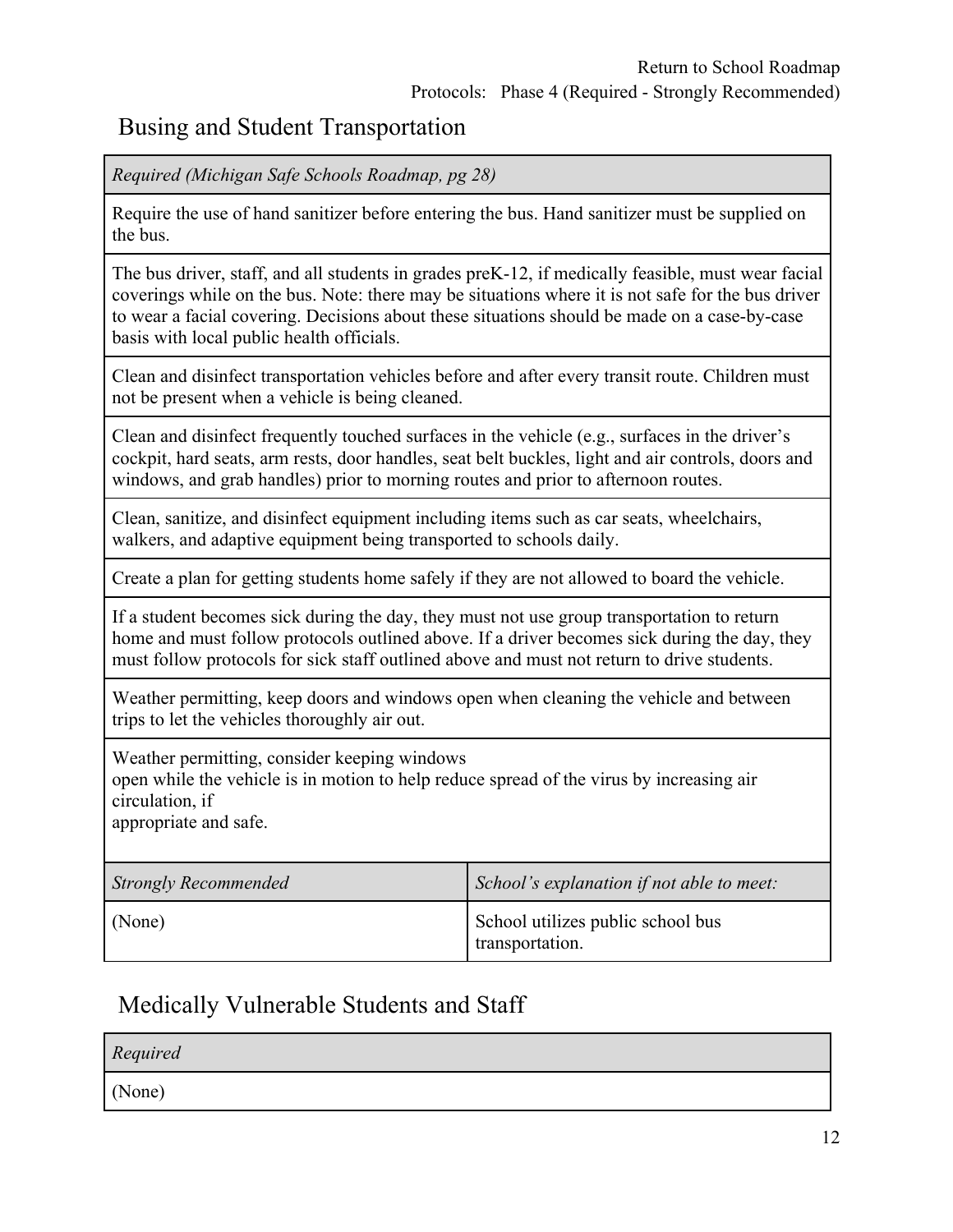## Busing and Student Transportation

| *Required (Michigan Safe Schools Roadmap, pg 28)* |
| --- |
| Require the use of hand sanitizer before entering the bus. Hand sanitizer must be supplied on the bus. |
| The bus driver, staff, and all students in grades preK-12, if medically feasible, must wear facial coverings while on the bus. Note: there may be situations where it is not safe for the bus driver to wear a facial covering. Decisions about these situations should be made on a case-by-case basis with local public health officials. |
| Clean and disinfect transportation vehicles before and after every transit route. Children must not be present when a vehicle is being cleaned. |
| Clean and disinfect frequently touched surfaces in the vehicle (e.g., surfaces in the driver's cockpit, hard seats, arm rests, door handles, seat belt buckles, light and air controls, doors and windows, and grab handles) prior to morning routes and prior to afternoon routes. |
| Clean, sanitize, and disinfect equipment including items such as car seats, wheelchairs, walkers, and adaptive equipment being transported to schools daily. |
| Create a plan for getting students home safely if they are not allowed to board the vehicle. |
| If a student becomes sick during the day, they must not use group transportation to return home and must follow protocols outlined above. If a driver becomes sick during the day, they must follow protocols for sick staff outlined above and must not return to drive students. |
| Weather permitting, keep doors and windows open when cleaning the vehicle and between trips to let the vehicles thoroughly air out. |
| Weather permitting, consider keeping windows open while the vehicle is in motion to help reduce spread of the virus by increasing air circulation, if appropriate and safe. |

| *Strongly Recommended* | *School's explanation if not able to meet:* |
| --- | --- |
| (None) | School utilizes public school bus transportation. |

## Medically Vulnerable Students and Staff

| *Required* |
| --- |
| (None) |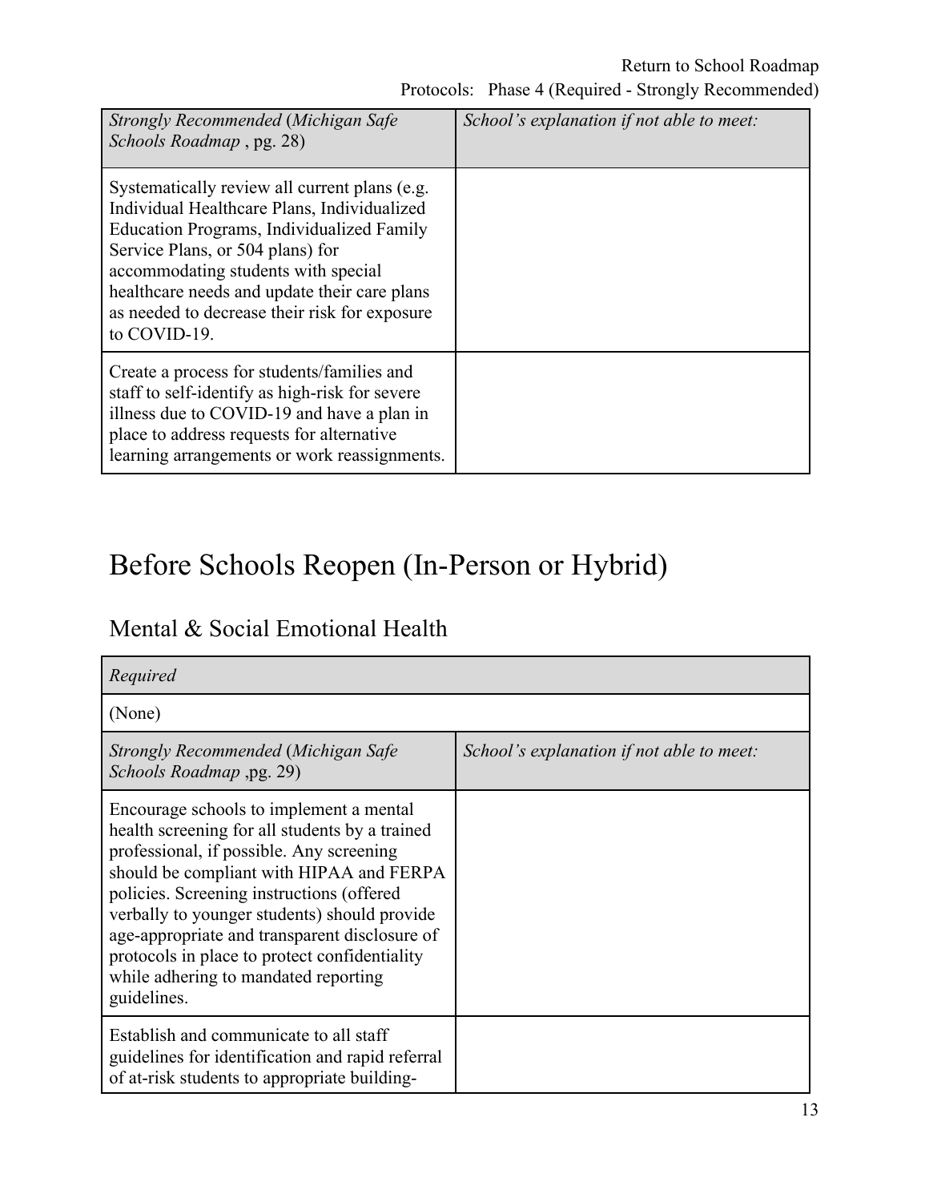| *Strongly Recommended* (*Michigan Safe Schools Roadmap* , pg. 28) | *School's explanation if not able to meet:* |
|---|---|
| Systematically review all current plans (e.g. Individual Healthcare Plans, Individualized Education Programs, Individualized Family Service Plans, or 504 plans) for accommodating students with special healthcare needs and update their care plans as needed to decrease their risk for exposure to COVID-19. | |
| Create a process for students/families and staff to self-identify as high-risk for severe illness due to COVID-19 and have a plan in place to address requests for alternative learning arrangements or work reassignments. | |

# Before Schools Reopen (In-Person or Hybrid)

## Mental & Social Emotional Health

| *Required* | |
|---|---|
| (None) | |
| *Strongly Recommended* (*Michigan Safe Schools Roadmap* ,pg. 29) | *School's explanation if not able to meet:* |
| Encourage schools to implement a mental health screening for all students by a trained professional, if possible. Any screening should be compliant with HIPAA and FERPA policies. Screening instructions (offered verbally to younger students) should provide age-appropriate and transparent disclosure of protocols in place to protect confidentiality while adhering to mandated reporting guidelines. | |
| Establish and communicate to all staff guidelines for identification and rapid referral of at-risk students to appropriate building- | |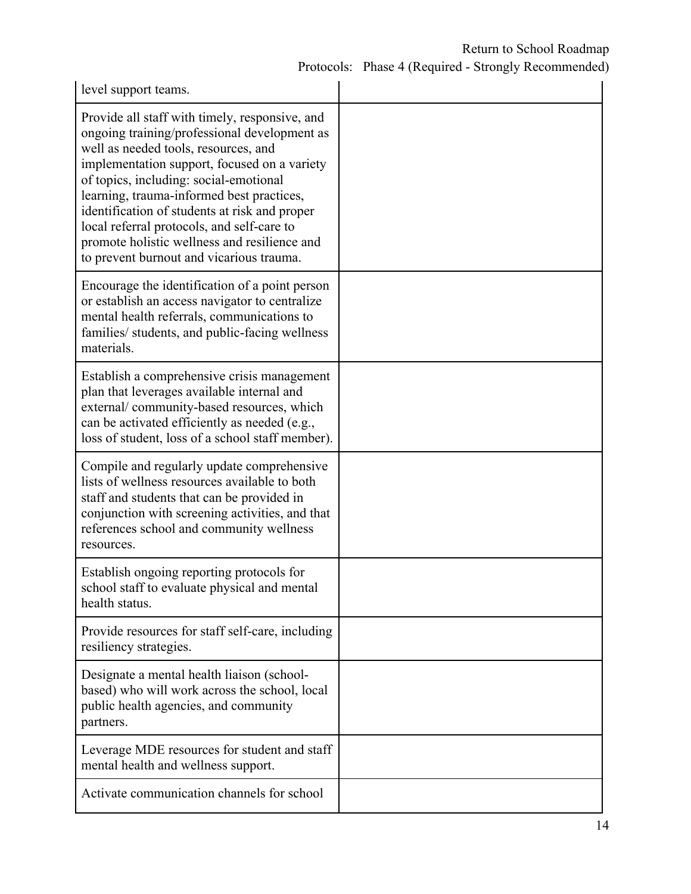| | |
|---|---|
| level support teams. | |
| Provide all staff with timely, responsive, and ongoing training/professional development as well as needed tools, resources, and implementation support, focused on a variety of topics, including: social-emotional learning, trauma-informed best practices, identification of students at risk and proper local referral protocols, and self-care to promote holistic wellness and resilience and to prevent burnout and vicarious trauma. | |
| Encourage the identification of a point person or establish an access navigator to centralize mental health referrals, communications to families/ students, and public-facing wellness materials. | |
| Establish a comprehensive crisis management plan that leverages available internal and external/ community-based resources, which can be activated efficiently as needed (e.g., loss of student, loss of a school staff member). | |
| Compile and regularly update comprehensive lists of wellness resources available to both staff and students that can be provided in conjunction with screening activities, and that references school and community wellness resources. | |
| Establish ongoing reporting protocols for school staff to evaluate physical and mental health status. | |
| Provide resources for staff self-care, including resiliency strategies. | |
| Designate a mental health liaison (school-based) who will work across the school, local public health agencies, and community partners. | |
| Leverage MDE resources for student and staff mental health and wellness support. | |
| Activate communication channels for school | |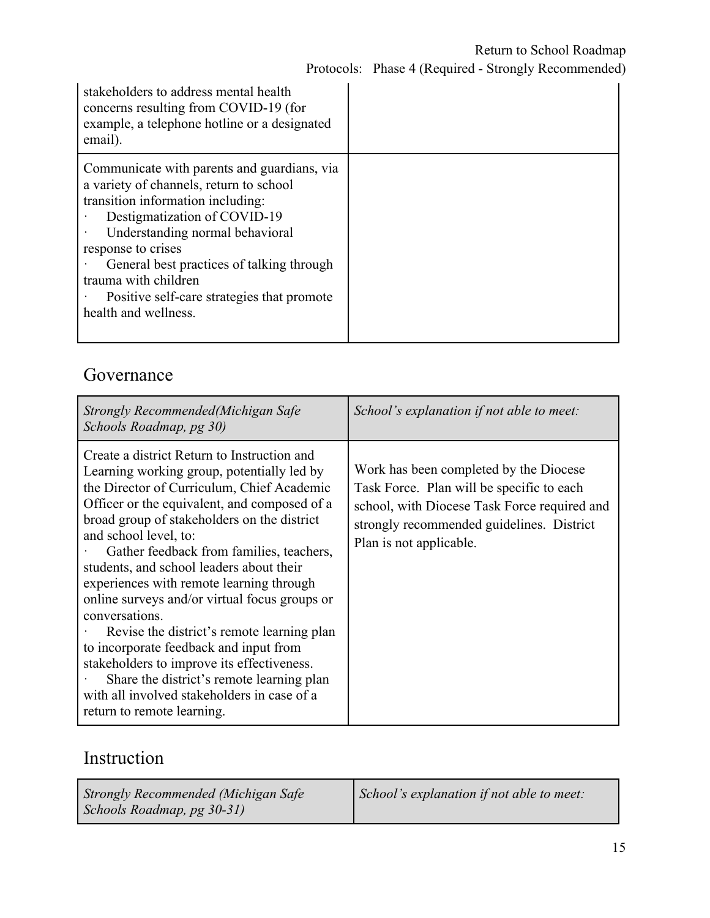| | |
|---|---|
| stakeholders to address mental health concerns resulting from COVID-19 (for example, a telephone hotline or a designated email). | |
| Communicate with parents and guardians, via a variety of channels, return to school transition information including:<br>· Destigmatization of COVID-19<br>· Understanding normal behavioral response to crises<br>· General best practices of talking through trauma with children<br>· Positive self-care strategies that promote health and wellness. | |

## Governance

| *Strongly Recommended(Michigan Safe Schools Roadmap, pg 30)* | *School's explanation if not able to meet:* |
|---|---|
| Create a district Return to Instruction and Learning working group, potentially led by the Director of Curriculum, Chief Academic Officer or the equivalent, and composed of a broad group of stakeholders on the district and school level, to:<br>· Gather feedback from families, teachers, students, and school leaders about their experiences with remote learning through online surveys and/or virtual focus groups or conversations.<br>· Revise the district's remote learning plan to incorporate feedback and input from stakeholders to improve its effectiveness.<br>· Share the district's remote learning plan with all involved stakeholders in case of a return to remote learning. | Work has been completed by the Diocese Task Force. Plan will be specific to each school, with Diocese Task Force required and strongly recommended guidelines. District Plan is not applicable. |

## Instruction

| *Strongly Recommended (Michigan Safe Schools Roadmap, pg 30-31)* | *School's explanation if not able to meet:* |
|---|---|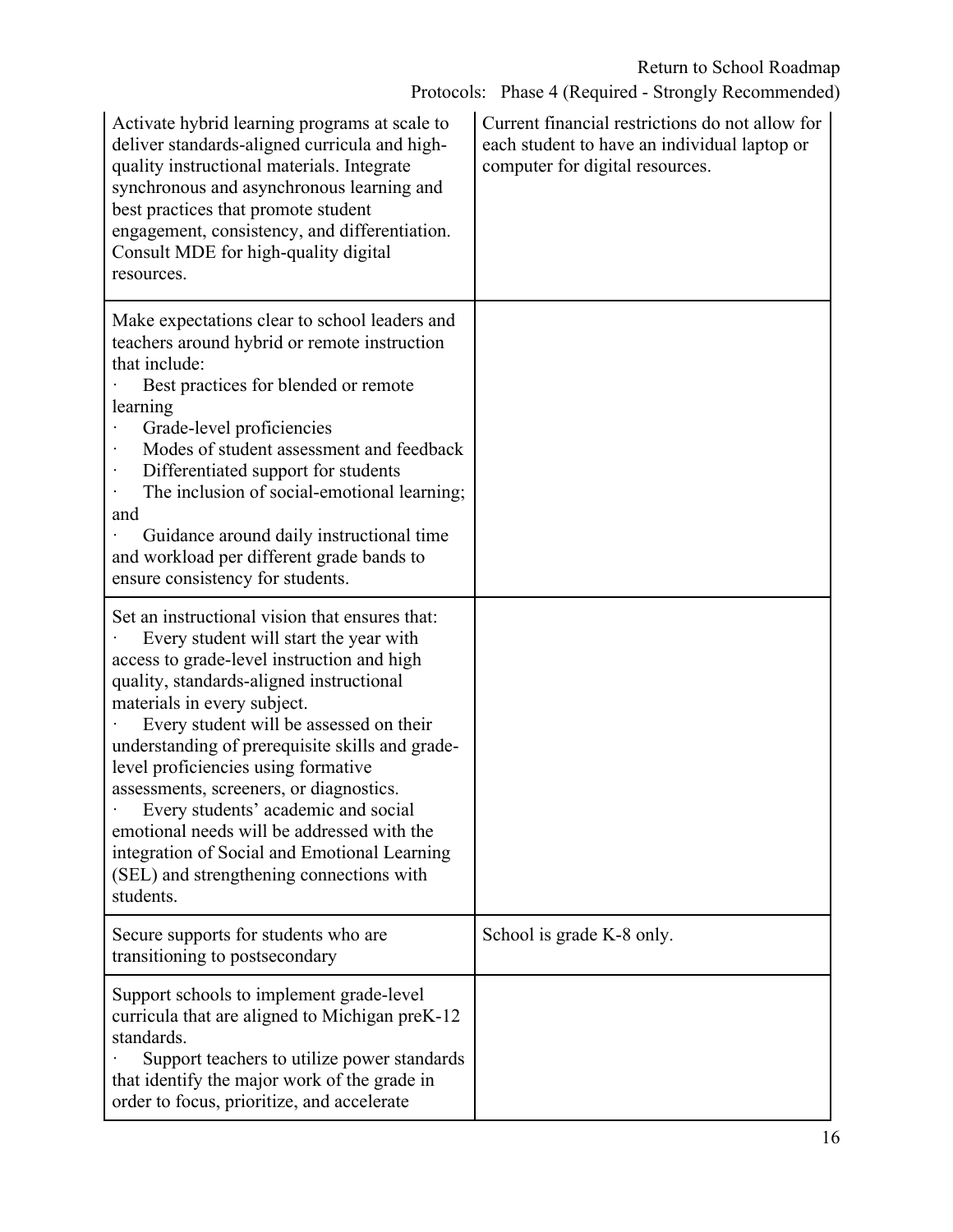| | |
|---|---|
| Activate hybrid learning programs at scale to deliver standards-aligned curricula and high-quality instructional materials. Integrate synchronous and asynchronous learning and best practices that promote student engagement, consistency, and differentiation. Consult MDE for high-quality digital resources. | Current financial restrictions do not allow for each student to have an individual laptop or computer for digital resources. |
| Make expectations clear to school leaders and teachers around hybrid or remote instruction that include:<br>· Best practices for blended or remote learning<br>· Grade-level proficiencies<br>· Modes of student assessment and feedback<br>· Differentiated support for students<br>· The inclusion of social-emotional learning; and<br>· Guidance around daily instructional time and workload per different grade bands to ensure consistency for students. | |
| Set an instructional vision that ensures that:<br>· Every student will start the year with access to grade-level instruction and high quality, standards-aligned instructional materials in every subject.<br>· Every student will be assessed on their understanding of prerequisite skills and grade-level proficiencies using formative assessments, screeners, or diagnostics.<br>· Every students' academic and social emotional needs will be addressed with the integration of Social and Emotional Learning (SEL) and strengthening connections with students. | |
| Secure supports for students who are transitioning to postsecondary | School is grade K-8 only. |
| Support schools to implement grade-level curricula that are aligned to Michigan preK-12 standards.<br>· Support teachers to utilize power standards that identify the major work of the grade in order to focus, prioritize, and accelerate | |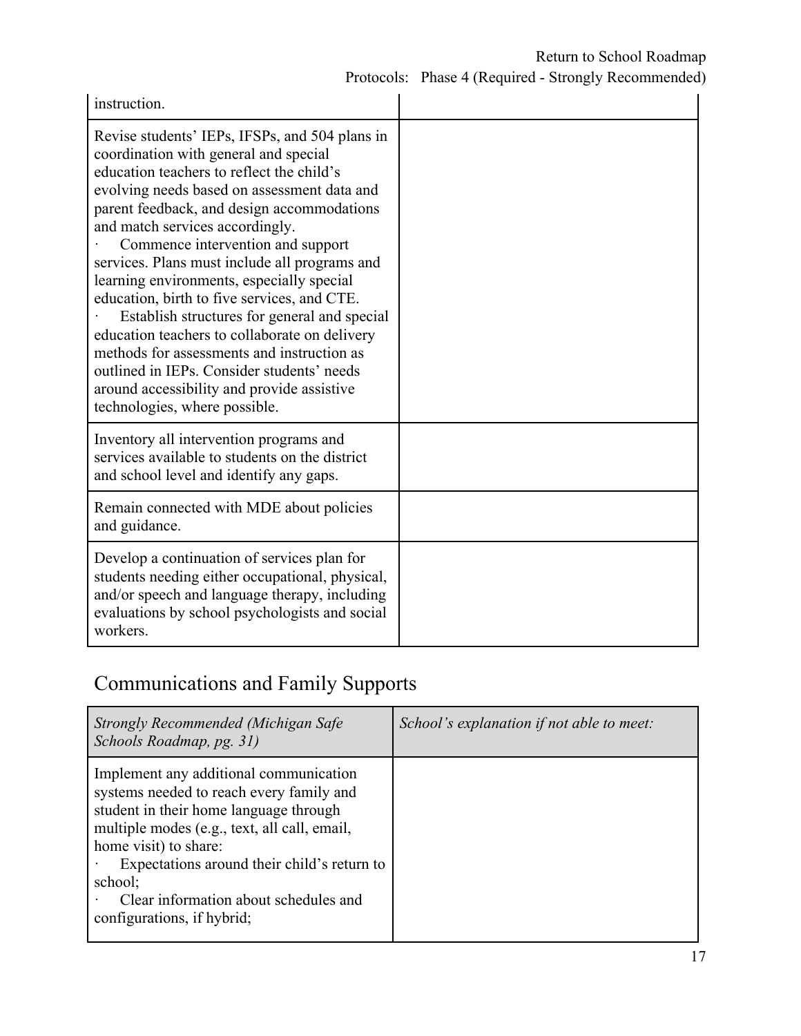| | |
|---|---|
| instruction. | |
| Revise students' IEPs, IFSPs, and 504 plans in coordination with general and special education teachers to reflect the child's evolving needs based on assessment data and parent feedback, and design accommodations and match services accordingly.<br>· Commence intervention and support services. Plans must include all programs and learning environments, especially special education, birth to five services, and CTE.<br>· Establish structures for general and special education teachers to collaborate on delivery methods for assessments and instruction as outlined in IEPs. Consider students' needs around accessibility and provide assistive technologies, where possible. | |
| Inventory all intervention programs and services available to students on the district and school level and identify any gaps. | |
| Remain connected with MDE about policies and guidance. | |
| Develop a continuation of services plan for students needing either occupational, physical, and/or speech and language therapy, including evaluations by school psychologists and social workers. | |

## Communications and Family Supports

| *Strongly Recommended (Michigan Safe Schools Roadmap, pg. 31)* | *School's explanation if not able to meet:* |
|---|---|
| Implement any additional communication systems needed to reach every family and student in their home language through multiple modes (e.g., text, all call, email, home visit) to share:<br>· Expectations around their child's return to school;<br>· Clear information about schedules and configurations, if hybrid; | |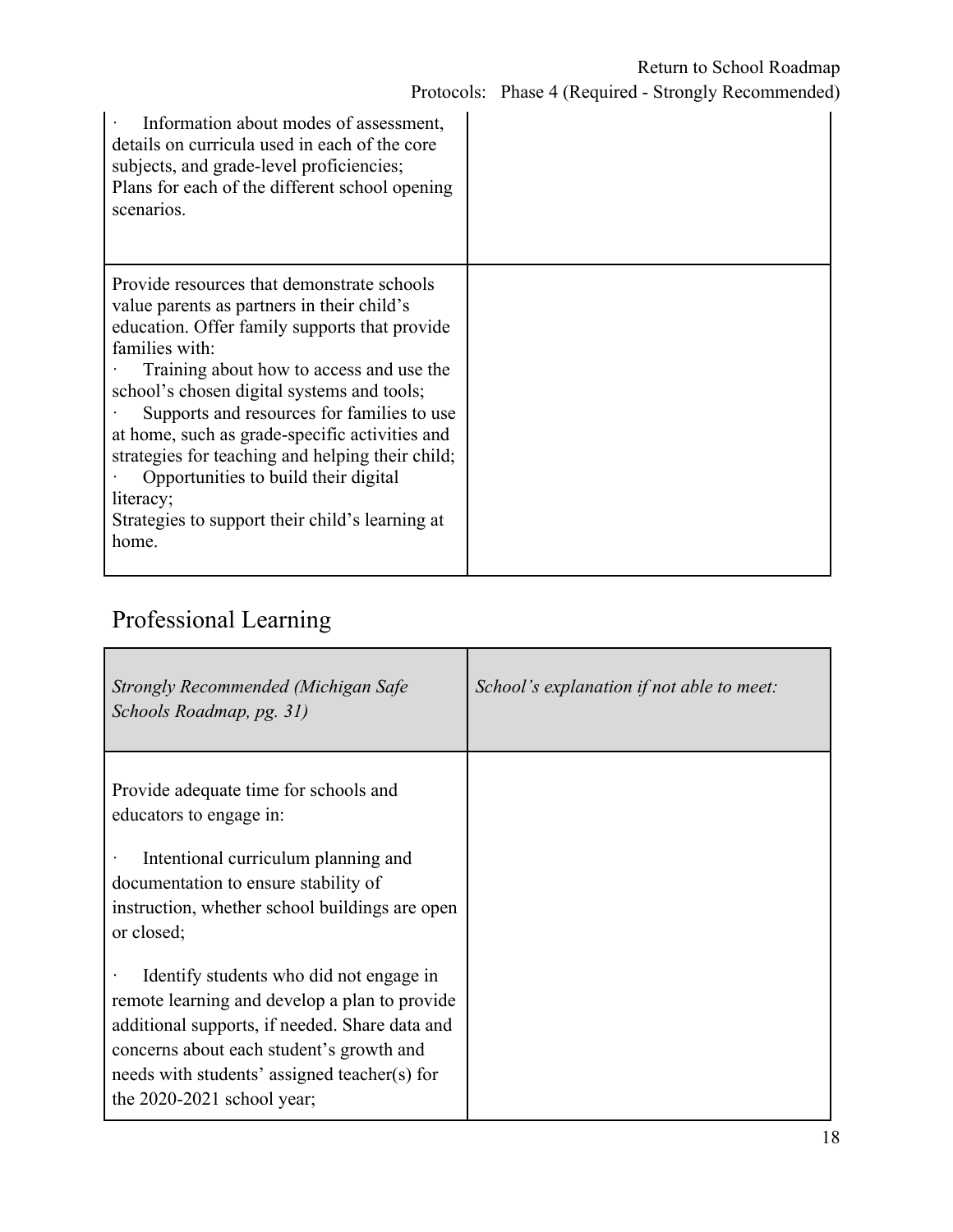| | |
|---|---|
| · Information about modes of assessment, details on curricula used in each of the core subjects, and grade-level proficiencies;<br>Plans for each of the different school opening scenarios. | |
| Provide resources that demonstrate schools value parents as partners in their child's education. Offer family supports that provide families with:<br>· Training about how to access and use the school's chosen digital systems and tools;<br>· Supports and resources for families to use at home, such as grade-specific activities and strategies for teaching and helping their child;<br>· Opportunities to build their digital literacy;<br>Strategies to support their child's learning at home. | |

## Professional Learning

| *Strongly Recommended (Michigan Safe Schools Roadmap, pg. 31)* | *School's explanation if not able to meet:* |
|---|---|
| Provide adequate time for schools and educators to engage in:<br><br>· Intentional curriculum planning and documentation to ensure stability of instruction, whether school buildings are open or closed;<br><br>· Identify students who did not engage in remote learning and develop a plan to provide additional supports, if needed. Share data and concerns about each student's growth and needs with students' assigned teacher(s) for the 2020-2021 school year; | |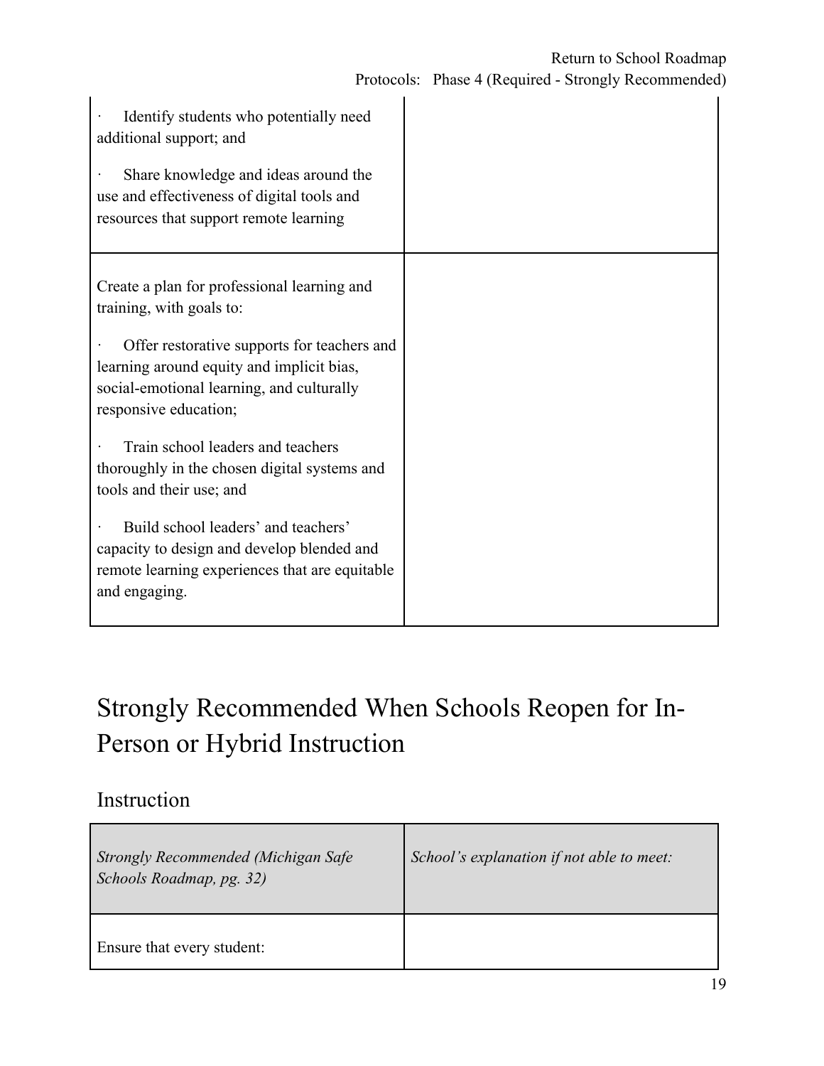| | |
|---|---|
| · Identify students who potentially need additional support; and<br><br>· Share knowledge and ideas around the use and effectiveness of digital tools and resources that support remote learning | |
| Create a plan for professional learning and training, with goals to:<br><br>· Offer restorative supports for teachers and learning around equity and implicit bias, social-emotional learning, and culturally responsive education;<br><br>· Train school leaders and teachers thoroughly in the chosen digital systems and tools and their use; and<br><br>· Build school leaders' and teachers' capacity to design and develop blended and remote learning experiences that are equitable and engaging. | |

# Strongly Recommended When Schools Reopen for In-Person or Hybrid Instruction

## Instruction

| *Strongly Recommended (Michigan Safe Schools Roadmap, pg. 32)* | *School's explanation if not able to meet:* |
|---|---|
| Ensure that every student: | |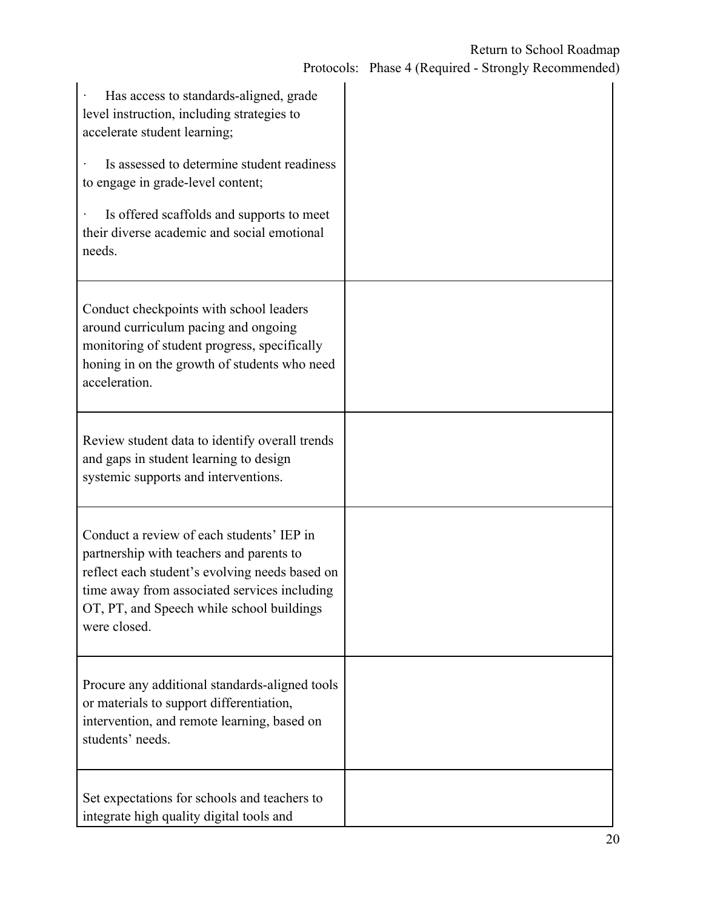| | |
|---|---|
| · Has access to standards-aligned, grade level instruction, including strategies to accelerate student learning;<br><br>· Is assessed to determine student readiness to engage in grade-level content;<br><br>· Is offered scaffolds and supports to meet their diverse academic and social emotional needs. | |
| Conduct checkpoints with school leaders around curriculum pacing and ongoing monitoring of student progress, specifically honing in on the growth of students who need acceleration. | |
| Review student data to identify overall trends and gaps in student learning to design systemic supports and interventions. | |
| Conduct a review of each students' IEP in partnership with teachers and parents to reflect each student's evolving needs based on time away from associated services including OT, PT, and Speech while school buildings were closed. | |
| Procure any additional standards-aligned tools or materials to support differentiation, intervention, and remote learning, based on students' needs. | |
| Set expectations for schools and teachers to integrate high quality digital tools and | |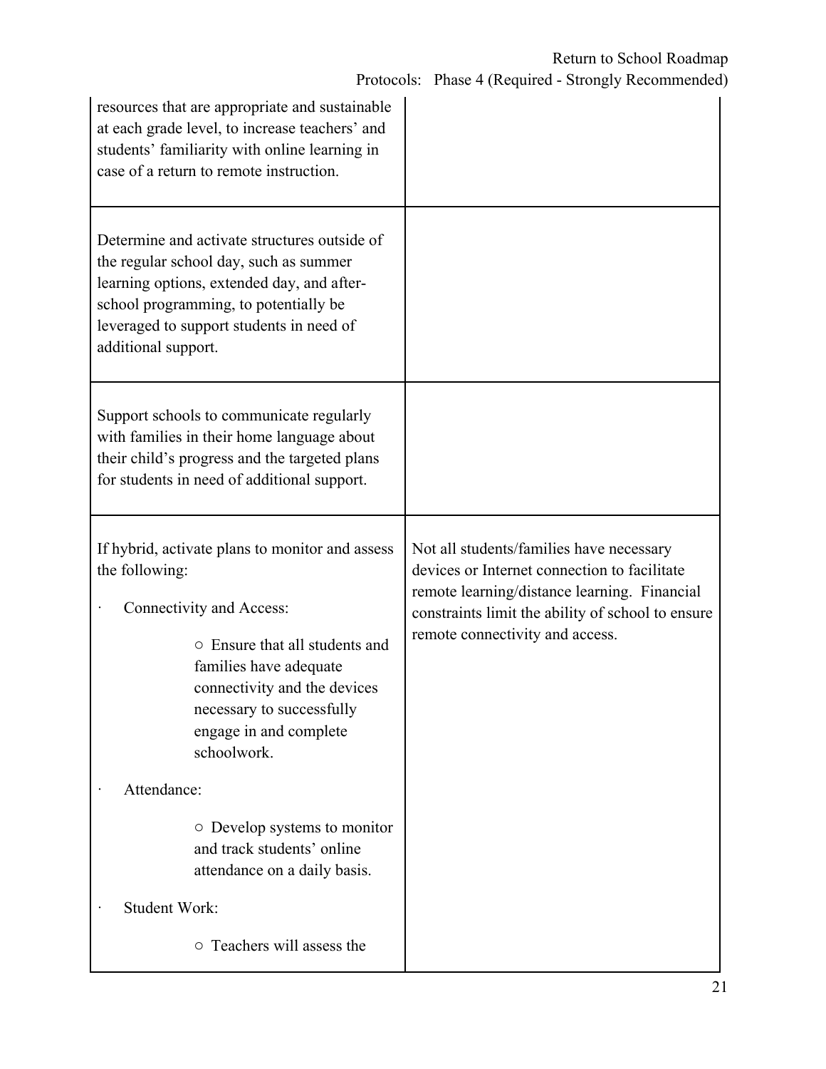| | |
|---|---|
| resources that are appropriate and sustainable at each grade level, to increase teachers' and students' familiarity with online learning in case of a return to remote instruction. | |
| Determine and activate structures outside of the regular school day, such as summer learning options, extended day, and after-school programming, to potentially be leveraged to support students in need of additional support. | |
| Support schools to communicate regularly with families in their home language about their child's progress and the targeted plans for students in need of additional support. | |
| If hybrid, activate plans to monitor and assess the following:<br><br>· Connectivity and Access:<br><br>○ Ensure that all students and families have adequate connectivity and the devices necessary to successfully engage in and complete schoolwork.<br><br>· Attendance:<br><br>○ Develop systems to monitor and track students' online attendance on a daily basis.<br><br>· Student Work:<br><br>○ Teachers will assess the | Not all students/families have necessary devices or Internet connection to facilitate remote learning/distance learning. Financial constraints limit the ability of school to ensure remote connectivity and access. |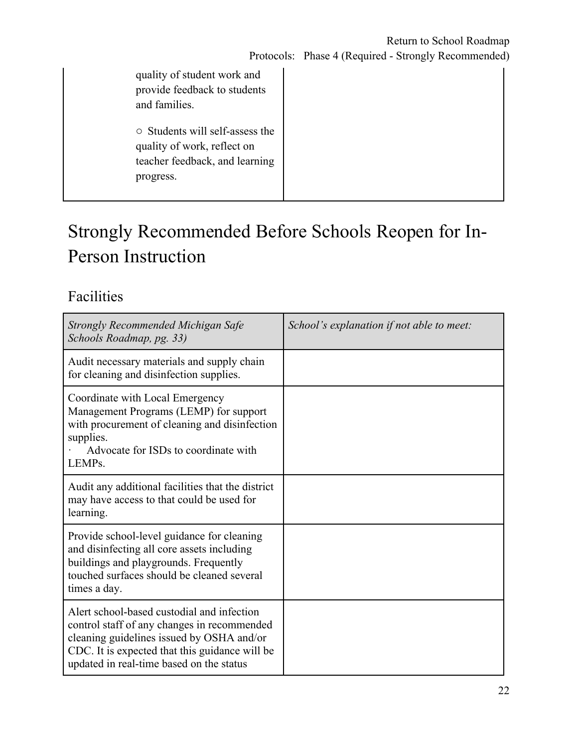| | |
|---|---|
| quality of student work and provide feedback to students and families.<br><br>○ Students will self-assess the quality of work, reflect on teacher feedback, and learning progress. | |

# Strongly Recommended Before Schools Reopen for In-Person Instruction

## Facilities

| *Strongly Recommended Michigan Safe Schools Roadmap, pg. 33)* | *School's explanation if not able to meet:* |
|---|---|
| Audit necessary materials and supply chain for cleaning and disinfection supplies. | |
| Coordinate with Local Emergency Management Programs (LEMP) for support with procurement of cleaning and disinfection supplies.<br>· Advocate for ISDs to coordinate with LEMPs. | |
| Audit any additional facilities that the district may have access to that could be used for learning. | |
| Provide school-level guidance for cleaning and disinfecting all core assets including buildings and playgrounds. Frequently touched surfaces should be cleaned several times a day. | |
| Alert school-based custodial and infection control staff of any changes in recommended cleaning guidelines issued by OSHA and/or CDC. It is expected that this guidance will be updated in real-time based on the status | |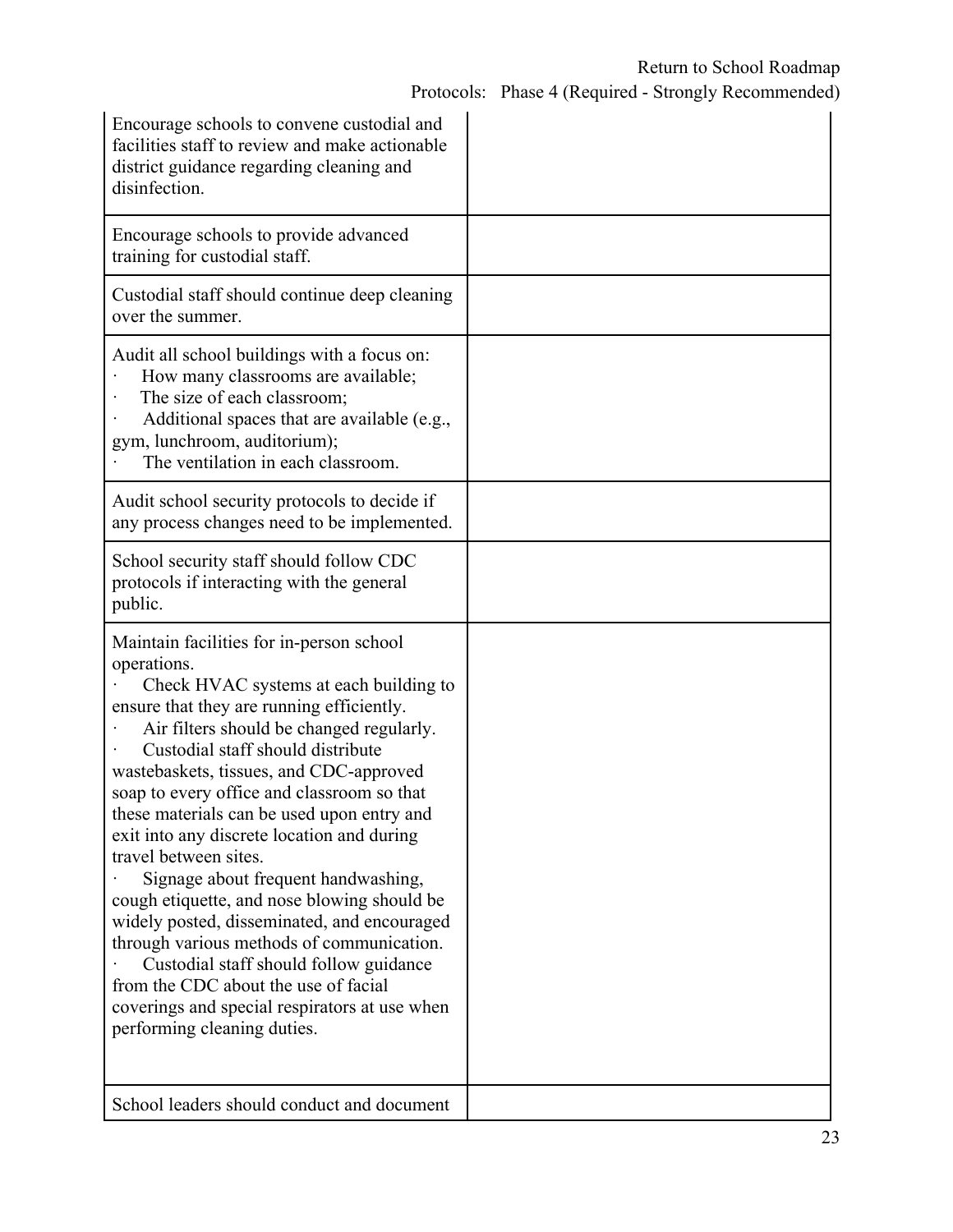| | |
|---|---|
| Encourage schools to convene custodial and facilities staff to review and make actionable district guidance regarding cleaning and disinfection. | |
| Encourage schools to provide advanced training for custodial staff. | |
| Custodial staff should continue deep cleaning over the summer. | |
| Audit all school buildings with a focus on:<br>· How many classrooms are available;<br>· The size of each classroom;<br>· Additional spaces that are available (e.g., gym, lunchroom, auditorium);<br>· The ventilation in each classroom. | |
| Audit school security protocols to decide if any process changes need to be implemented. | |
| School security staff should follow CDC protocols if interacting with the general public. | |
| Maintain facilities for in-person school operations.<br>· Check HVAC systems at each building to ensure that they are running efficiently.<br>· Air filters should be changed regularly.<br>· Custodial staff should distribute wastebaskets, tissues, and CDC-approved soap to every office and classroom so that these materials can be used upon entry and exit into any discrete location and during travel between sites.<br>· Signage about frequent handwashing, cough etiquette, and nose blowing should be widely posted, disseminated, and encouraged through various methods of communication.<br>· Custodial staff should follow guidance from the CDC about the use of facial coverings and special respirators at use when performing cleaning duties. | |
| School leaders should conduct and document | |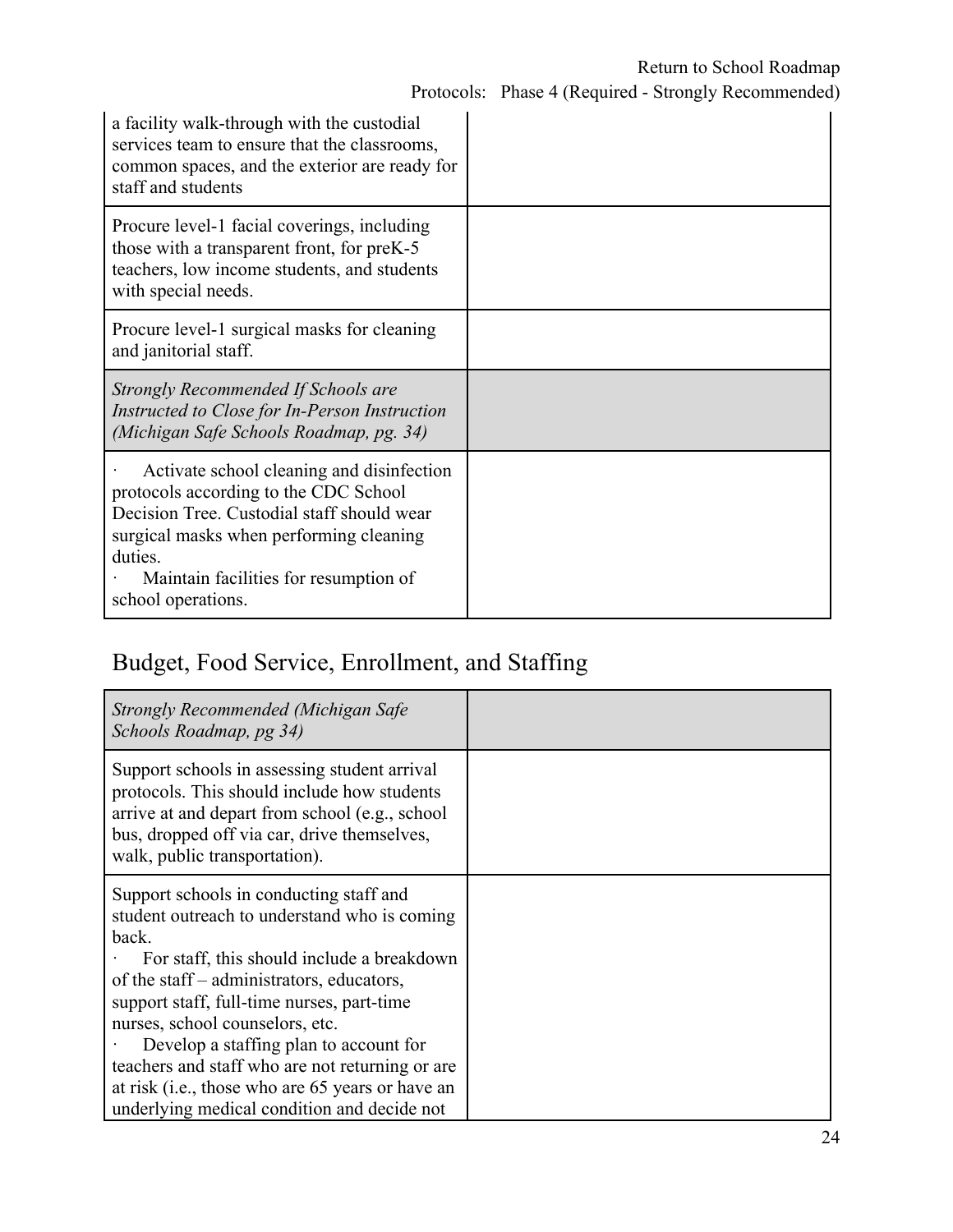| | |
|---|---|
| a facility walk-through with the custodial services team to ensure that the classrooms, common spaces, and the exterior are ready for staff and students | |
| Procure level-1 facial coverings, including those with a transparent front, for preK-5 teachers, low income students, and students with special needs. | |
| Procure level-1 surgical masks for cleaning and janitorial staff. | |
| *Strongly Recommended If Schools are Instructed to Close for In-Person Instruction (Michigan Safe Schools Roadmap, pg. 34)* | |
| · Activate school cleaning and disinfection protocols according to the CDC School Decision Tree. Custodial staff should wear surgical masks when performing cleaning duties.<br>· Maintain facilities for resumption of school operations. | |

## Budget, Food Service, Enrollment, and Staffing

| *Strongly Recommended (Michigan Safe Schools Roadmap, pg 34)* | |
|---|---|
| Support schools in assessing student arrival protocols. This should include how students arrive at and depart from school (e.g., school bus, dropped off via car, drive themselves, walk, public transportation). | |
| Support schools in conducting staff and student outreach to understand who is coming back.<br>· For staff, this should include a breakdown of the staff – administrators, educators, support staff, full-time nurses, part-time nurses, school counselors, etc.<br>· Develop a staffing plan to account for teachers and staff who are not returning or are at risk (i.e., those who are 65 years or have an underlying medical condition and decide not | |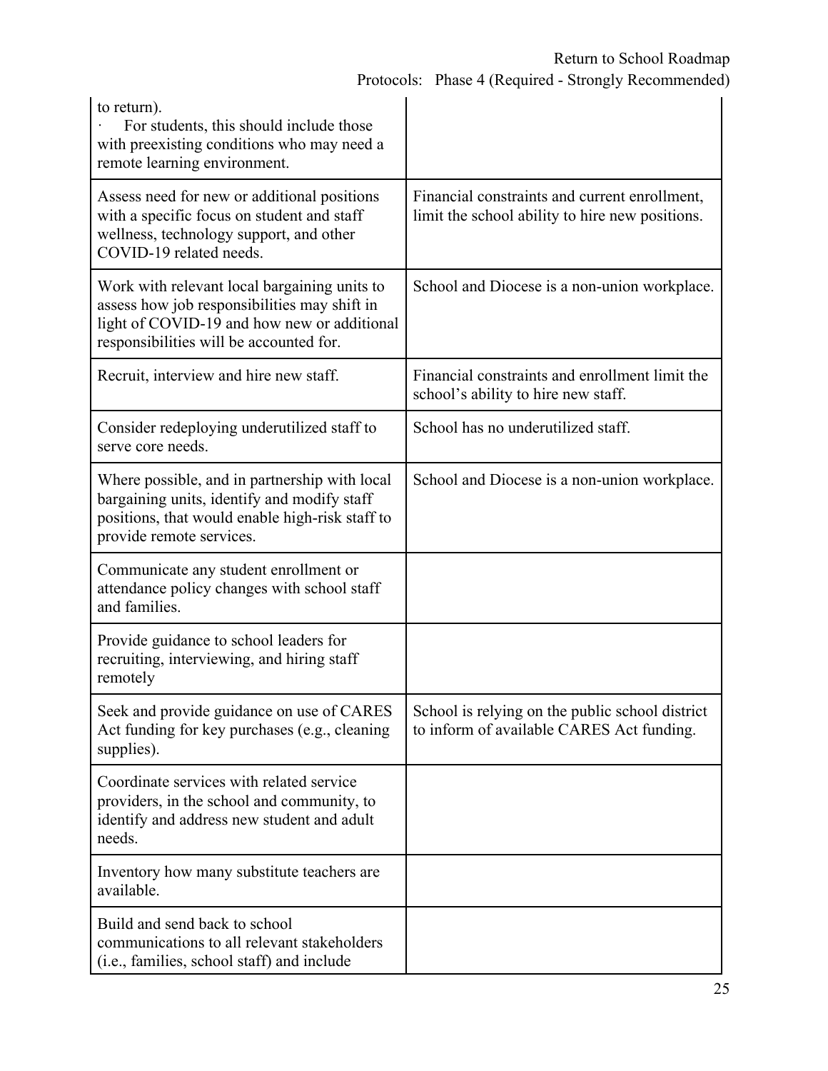| | |
|---|---|
| to return).<br>· For students, this should include those with preexisting conditions who may need a remote learning environment. | |
| Assess need for new or additional positions with a specific focus on student and staff wellness, technology support, and other COVID-19 related needs. | Financial constraints and current enrollment, limit the school ability to hire new positions. |
| Work with relevant local bargaining units to assess how job responsibilities may shift in light of COVID-19 and how new or additional responsibilities will be accounted for. | School and Diocese is a non-union workplace. |
| Recruit, interview and hire new staff. | Financial constraints and enrollment limit the school's ability to hire new staff. |
| Consider redeploying underutilized staff to serve core needs. | School has no underutilized staff. |
| Where possible, and in partnership with local bargaining units, identify and modify staff positions, that would enable high-risk staff to provide remote services. | School and Diocese is a non-union workplace. |
| Communicate any student enrollment or attendance policy changes with school staff and families. | |
| Provide guidance to school leaders for recruiting, interviewing, and hiring staff remotely | |
| Seek and provide guidance on use of CARES Act funding for key purchases (e.g., cleaning supplies). | School is relying on the public school district to inform of available CARES Act funding. |
| Coordinate services with related service providers, in the school and community, to identify and address new student and adult needs. | |
| Inventory how many substitute teachers are available. | |
| Build and send back to school communications to all relevant stakeholders (i.e., families, school staff) and include | |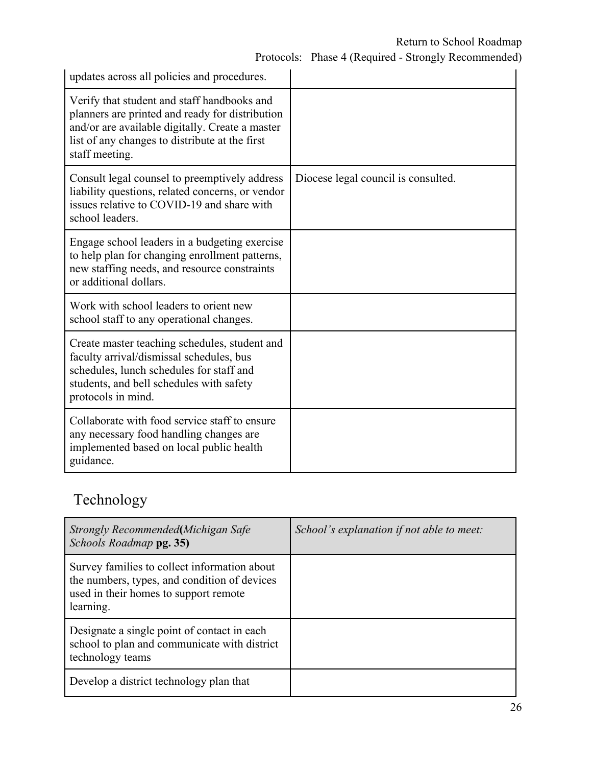| | |
|---|---|
| updates across all policies and procedures. | |
| Verify that student and staff handbooks and planners are printed and ready for distribution and/or are available digitally. Create a master list of any changes to distribute at the first staff meeting. | |
| Consult legal counsel to preemptively address liability questions, related concerns, or vendor issues relative to COVID-19 and share with school leaders. | Diocese legal council is consulted. |
| Engage school leaders in a budgeting exercise to help plan for changing enrollment patterns, new staffing needs, and resource constraints or additional dollars. | |
| Work with school leaders to orient new school staff to any operational changes. | |
| Create master teaching schedules, student and faculty arrival/dismissal schedules, bus schedules, lunch schedules for staff and students, and bell schedules with safety protocols in mind. | |
| Collaborate with food service staff to ensure any necessary food handling changes are implemented based on local public health guidance. | |

## Technology

| *Strongly Recommended(Michigan Safe Schools Roadmap* **pg. 35)** | *School's explanation if not able to meet:* |
|---|---|
| Survey families to collect information about the numbers, types, and condition of devices used in their homes to support remote learning. | |
| Designate a single point of contact in each school to plan and communicate with district technology teams | |
| Develop a district technology plan that | |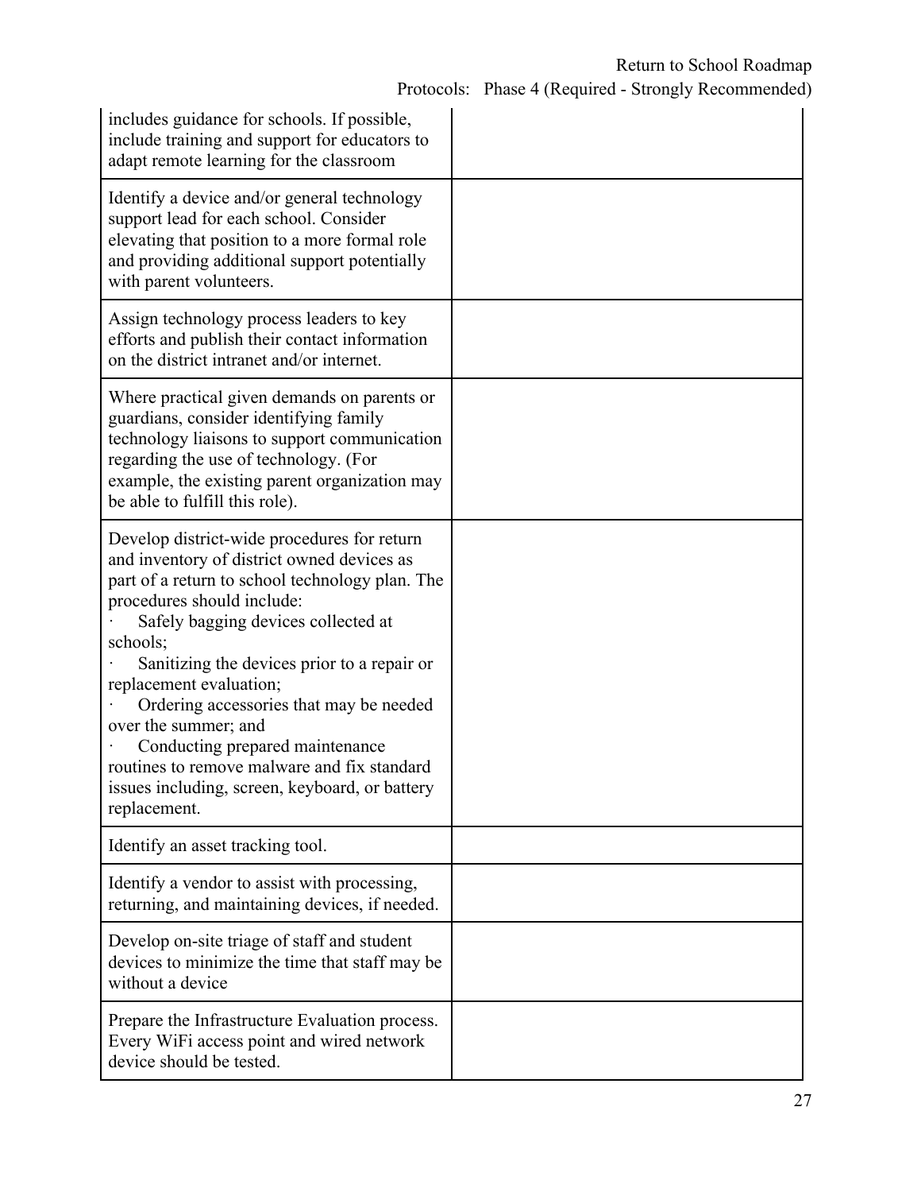| | |
|---|---|
| includes guidance for schools. If possible, include training and support for educators to adapt remote learning for the classroom | |
| Identify a device and/or general technology support lead for each school. Consider elevating that position to a more formal role and providing additional support potentially with parent volunteers. | |
| Assign technology process leaders to key efforts and publish their contact information on the district intranet and/or internet. | |
| Where practical given demands on parents or guardians, consider identifying family technology liaisons to support communication regarding the use of technology. (For example, the existing parent organization may be able to fulfill this role). | |
| Develop district-wide procedures for return and inventory of district owned devices as part of a return to school technology plan. The procedures should include:<br>· Safely bagging devices collected at schools;<br>· Sanitizing the devices prior to a repair or replacement evaluation;<br>· Ordering accessories that may be needed over the summer; and<br>· Conducting prepared maintenance routines to remove malware and fix standard issues including, screen, keyboard, or battery replacement. | |
| Identify an asset tracking tool. | |
| Identify a vendor to assist with processing, returning, and maintaining devices, if needed. | |
| Develop on-site triage of staff and student devices to minimize the time that staff may be without a device | |
| Prepare the Infrastructure Evaluation process. Every WiFi access point and wired network device should be tested. | |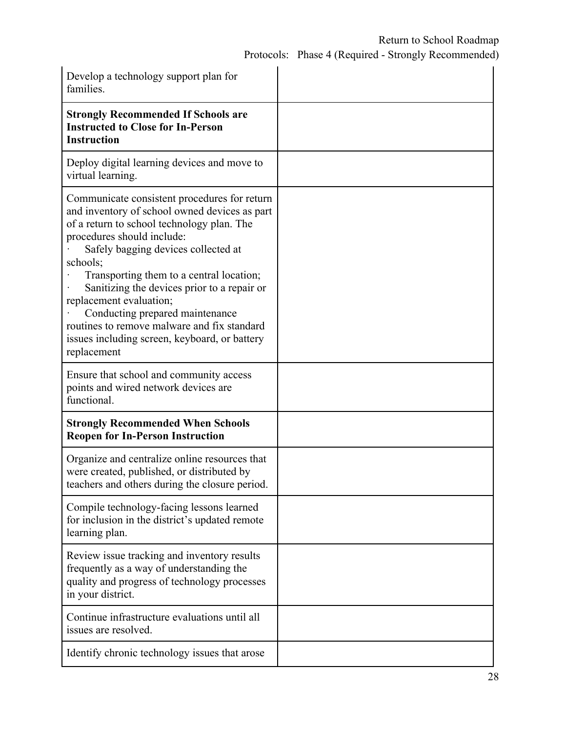| | |
|---|---|
| Develop a technology support plan for families. | |
| **Strongly Recommended If Schools are Instructed to Close for In-Person Instruction** | |
| Deploy digital learning devices and move to virtual learning. | |
| Communicate consistent procedures for return and inventory of school owned devices as part of a return to school technology plan. The procedures should include:<br>· Safely bagging devices collected at schools;<br>· Transporting them to a central location;<br>· Sanitizing the devices prior to a repair or replacement evaluation;<br>· Conducting prepared maintenance routines to remove malware and fix standard issues including screen, keyboard, or battery replacement | |
| Ensure that school and community access points and wired network devices are functional. | |
| **Strongly Recommended When Schools Reopen for In-Person Instruction** | |
| Organize and centralize online resources that were created, published, or distributed by teachers and others during the closure period. | |
| Compile technology-facing lessons learned for inclusion in the district's updated remote learning plan. | |
| Review issue tracking and inventory results frequently as a way of understanding the quality and progress of technology processes in your district. | |
| Continue infrastructure evaluations until all issues are resolved. | |
| Identify chronic technology issues that arose | |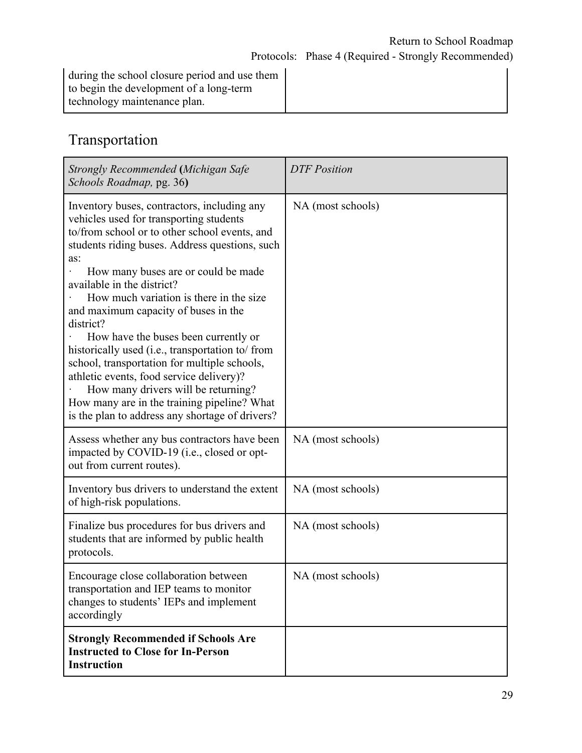| | |
|---|---|
| during the school closure period and use them to begin the development of a long-term technology maintenance plan. | |

## Transportation

| *Strongly Recommended* **(***Michigan Safe Schools Roadmap,* pg. 36**)** | *DTF Position* |
|---|---|
| Inventory buses, contractors, including any vehicles used for transporting students to/from school or to other school events, and students riding buses. Address questions, such as:<br>· How many buses are or could be made available in the district?<br>· How much variation is there in the size and maximum capacity of buses in the district?<br>· How have the buses been currently or historically used (i.e., transportation to/ from school, transportation for multiple schools, athletic events, food service delivery)?<br>· How many drivers will be returning? How many are in the training pipeline? What is the plan to address any shortage of drivers? | NA (most schools) |
| Assess whether any bus contractors have been impacted by COVID-19 (i.e., closed or opt-out from current routes). | NA (most schools) |
| Inventory bus drivers to understand the extent of high-risk populations. | NA (most schools) |
| Finalize bus procedures for bus drivers and students that are informed by public health protocols. | NA (most schools) |
| Encourage close collaboration between transportation and IEP teams to monitor changes to students' IEPs and implement accordingly | NA (most schools) |
| **Strongly Recommended if Schools Are Instructed to Close for In-Person Instruction** | |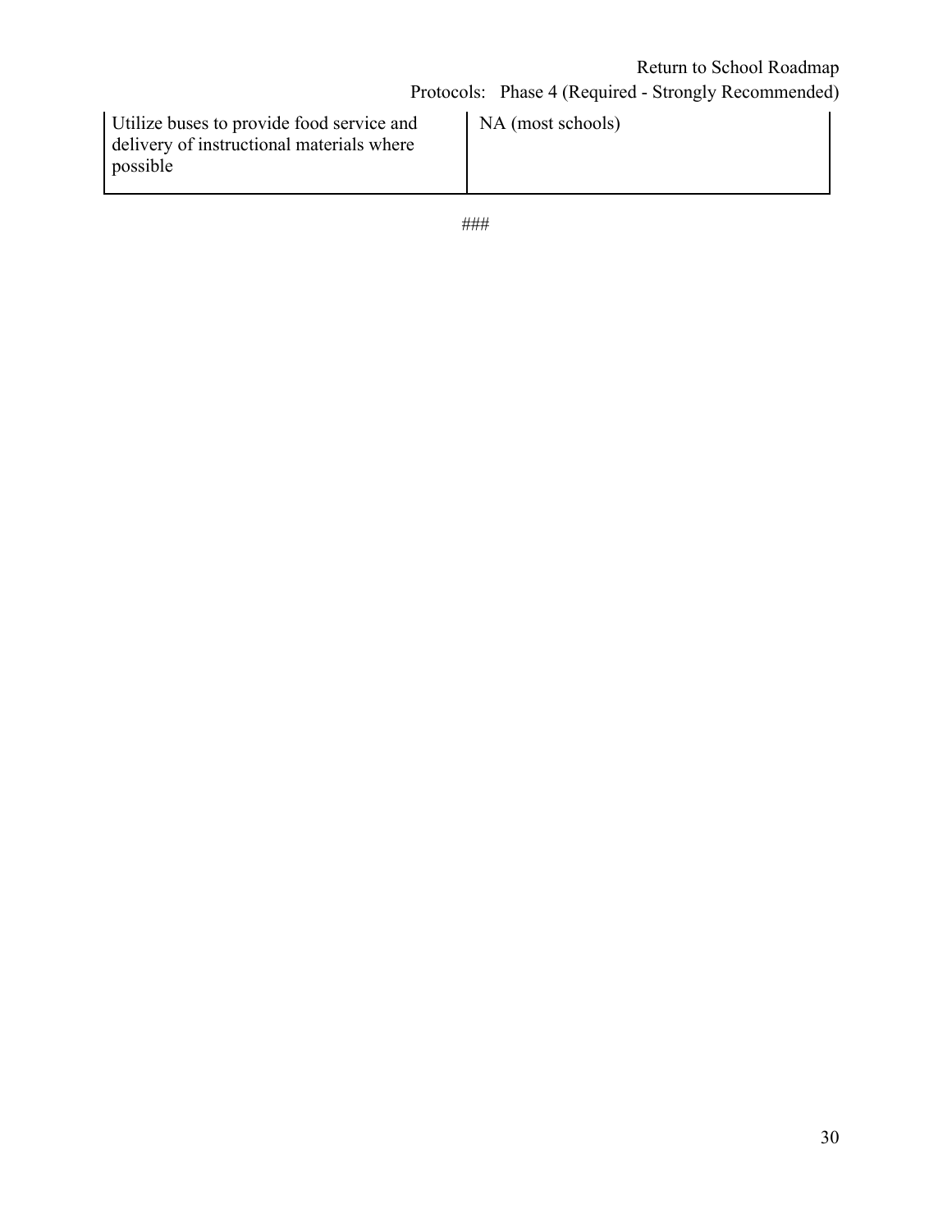| | |
|---|---|
| Utilize buses to provide food service and delivery of instructional materials where possible | NA (most schools) |

###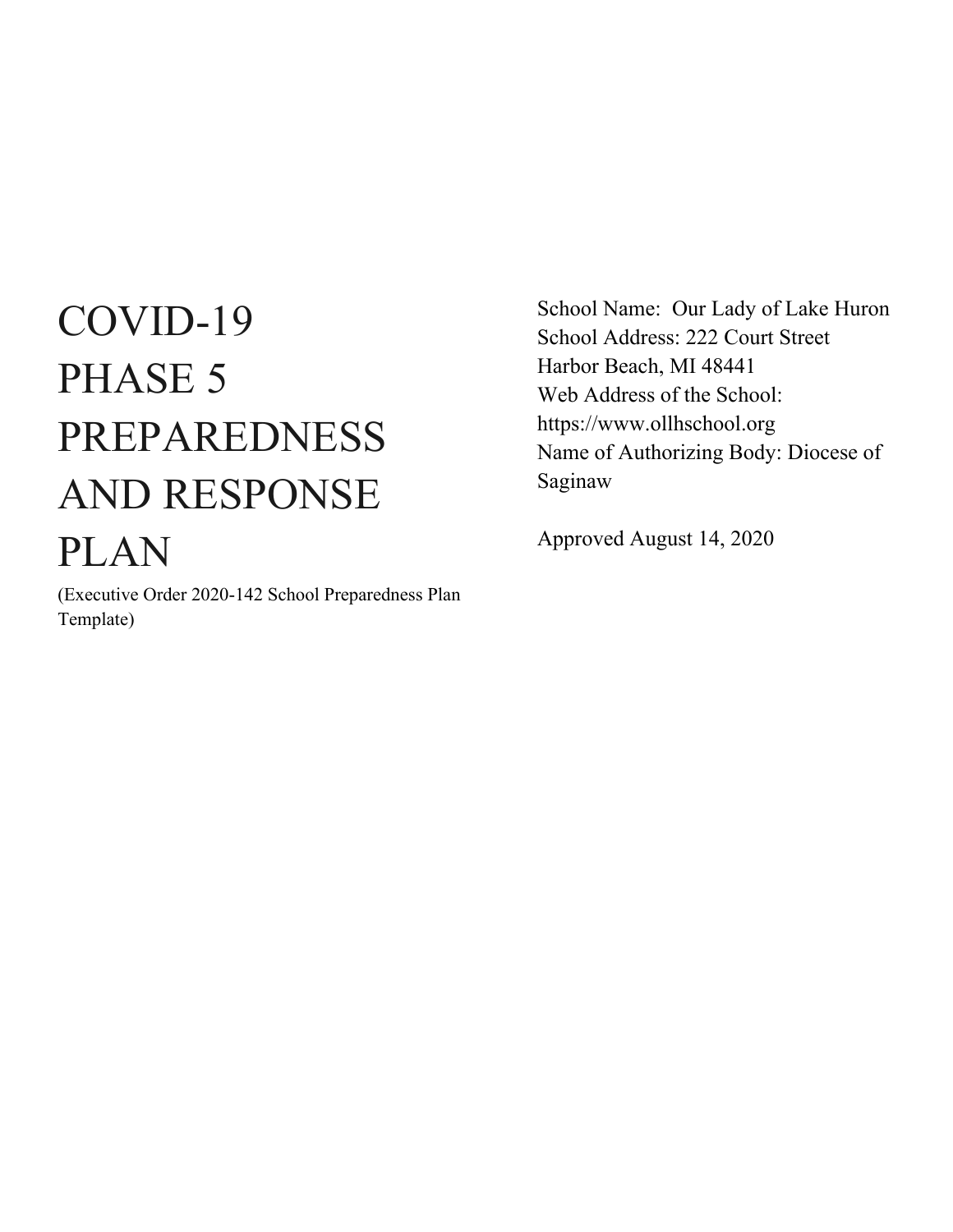# COVID-19 PHASE 5 PREPAREDNESS AND RESPONSE PLAN

(Executive Order 2020-142 School Preparedness Plan Template)

School Name: Our Lady of Lake Huron
School Address: 222 Court Street
Harbor Beach, MI 48441
Web Address of the School: https://www.ollhschool.org
Name of Authorizing Body: Diocese of Saginaw

Approved August 14, 2020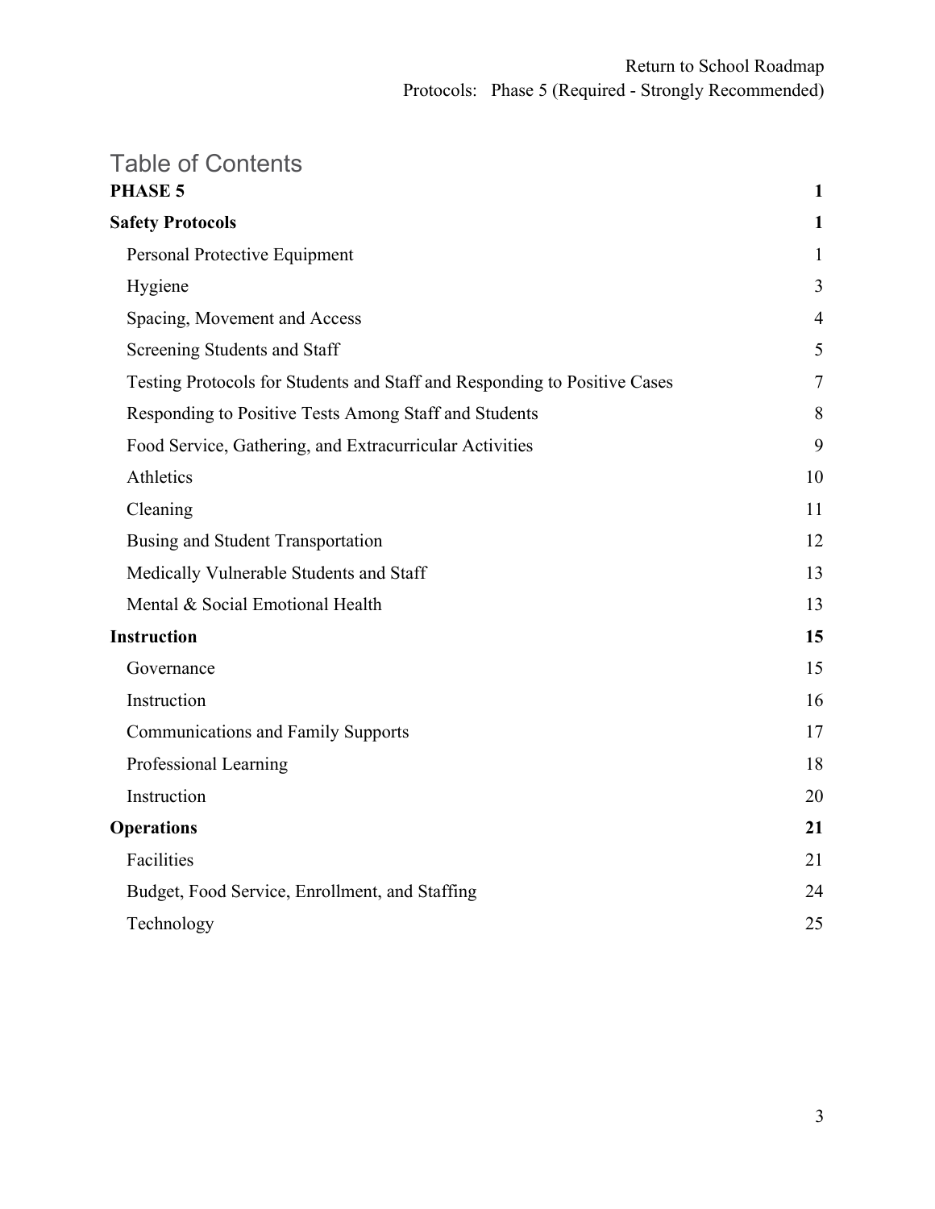# Table of Contents

**PHASE 5** **1**

**Safety Protocols** **1**

- Personal Protective Equipment 1
- Hygiene 3
- Spacing, Movement and Access 4
- Screening Students and Staff 5
- Testing Protocols for Students and Staff and Responding to Positive Cases 7
- Responding to Positive Tests Among Staff and Students 8
- Food Service, Gathering, and Extracurricular Activities 9
- Athletics 10
- Cleaning 11
- Busing and Student Transportation 12
- Medically Vulnerable Students and Staff 13
- Mental & Social Emotional Health 13

**Instruction** **15**

- Governance 15
- Instruction 16
- Communications and Family Supports 17
- Professional Learning 18
- Instruction 20

**Operations** **21**

- Facilities 21
- Budget, Food Service, Enrollment, and Staffing 24
- Technology 25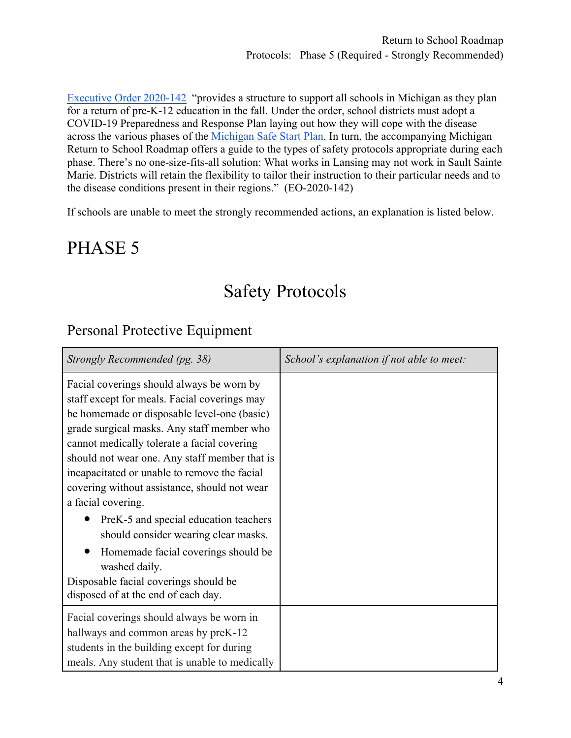[Executive Order 2020-142](#) "provides a structure to support all schools in Michigan as they plan for a return of pre-K-12 education in the fall. Under the order, school districts must adopt a COVID-19 Preparedness and Response Plan laying out how they will cope with the disease across the various phases of the [Michigan Safe Start Plan](#). In turn, the accompanying Michigan Return to School Roadmap offers a guide to the types of safety protocols appropriate during each phase. There's no one-size-fits-all solution: What works in Lansing may not work in Sault Sainte Marie. Districts will retain the flexibility to tailor their instruction to their particular needs and to the disease conditions present in their regions." (EO-2020-142)

If schools are unable to meet the strongly recommended actions, an explanation is listed below.

# PHASE 5

## Safety Protocols

### Personal Protective Equipment

| *Strongly Recommended (pg. 38)* | *School's explanation if not able to meet:* |
|---|---|
| Facial coverings should always be worn by staff except for meals. Facial coverings may be homemade or disposable level-one (basic) grade surgical masks. Any staff member who cannot medically tolerate a facial covering should not wear one. Any staff member that is incapacitated or unable to remove the facial covering without assistance, should not wear a facial covering.<br>• PreK-5 and special education teachers should consider wearing clear masks.<br>• Homemade facial coverings should be washed daily.<br>Disposable facial coverings should be disposed of at the end of each day. | |
| Facial coverings should always be worn in hallways and common areas by preK-12 students in the building except for during meals. Any student that is unable to medically | |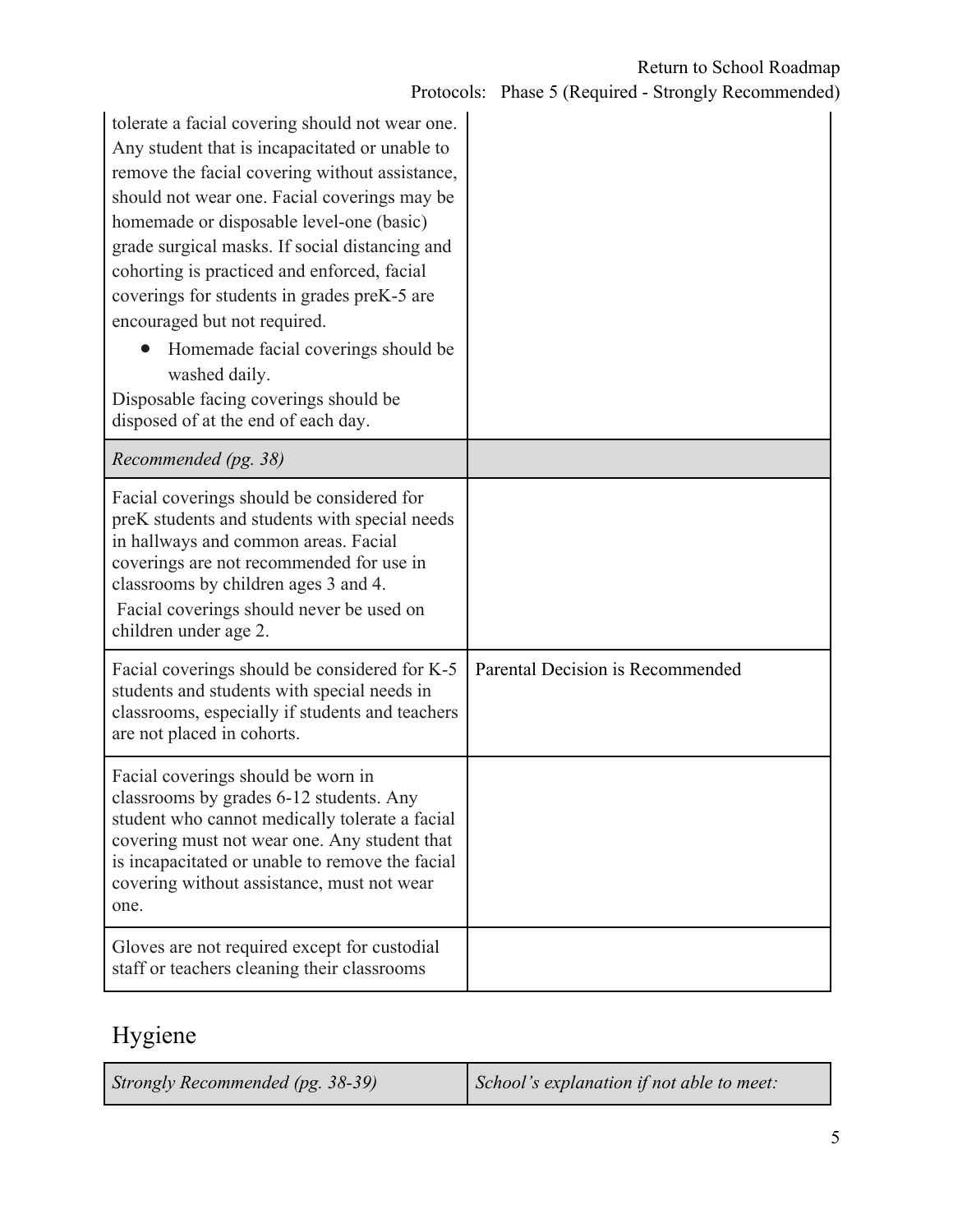| | |
|---|---|
| tolerate a facial covering should not wear one. Any student that is incapacitated or unable to remove the facial covering without assistance, should not wear one. Facial coverings may be homemade or disposable level-one (basic) grade surgical masks. If social distancing and cohorting is practiced and enforced, facial coverings for students in grades preK-5 are encouraged but not required. <br>• Homemade facial coverings should be washed daily. <br>Disposable facing coverings should be disposed of at the end of each day. | |
| *Recommended (pg. 38)* | |
| Facial coverings should be considered for preK students and students with special needs in hallways and common areas. Facial coverings are not recommended for use in classrooms by children ages 3 and 4. <br>Facial coverings should never be used on children under age 2. | |
| Facial coverings should be considered for K-5 students and students with special needs in classrooms, especially if students and teachers are not placed in cohorts. | Parental Decision is Recommended |
| Facial coverings should be worn in classrooms by grades 6-12 students. Any student who cannot medically tolerate a facial covering must not wear one. Any student that is incapacitated or unable to remove the facial covering without assistance, must not wear one. | |
| Gloves are not required except for custodial staff or teachers cleaning their classrooms | |

## Hygiene

| *Strongly Recommended (pg. 38-39)* | *School's explanation if not able to meet:* |
|---|---|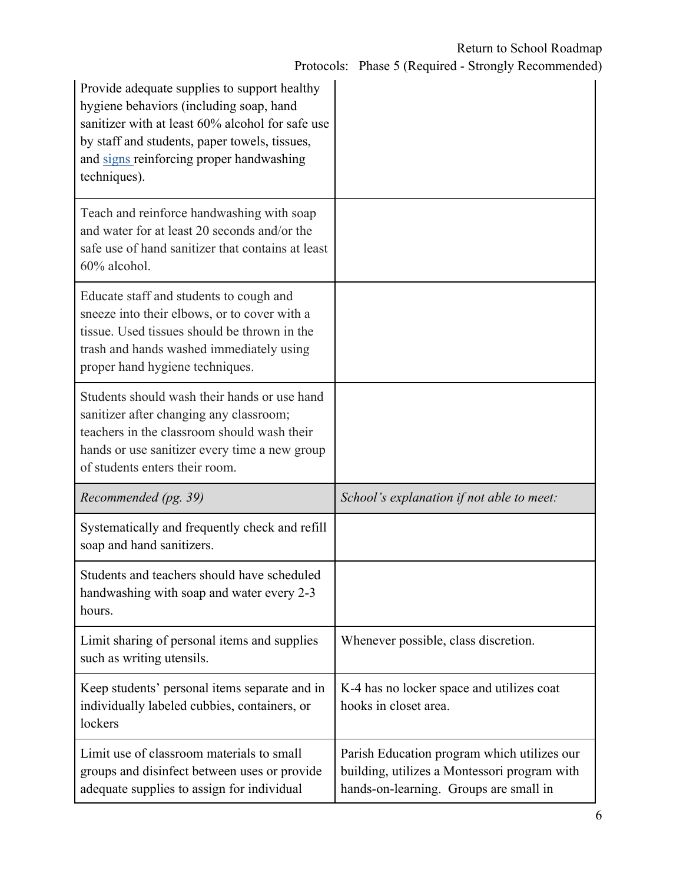| | |
|---|---|
| Provide adequate supplies to support healthy hygiene behaviors (including soap, hand sanitizer with at least 60% alcohol for safe use by staff and students, paper towels, tissues, and [signs](signs) reinforcing proper handwashing techniques). | |
| Teach and reinforce handwashing with soap and water for at least 20 seconds and/or the safe use of hand sanitizer that contains at least 60% alcohol. | |
| Educate staff and students to cough and sneeze into their elbows, or to cover with a tissue. Used tissues should be thrown in the trash and hands washed immediately using proper hand hygiene techniques. | |
| Students should wash their hands or use hand sanitizer after changing any classroom; teachers in the classroom should wash their hands or use sanitizer every time a new group of students enters their room. | |
| *Recommended (pg. 39)* | *School's explanation if not able to meet:* |
| Systematically and frequently check and refill soap and hand sanitizers. | |
| Students and teachers should have scheduled handwashing with soap and water every 2-3 hours. | |
| Limit sharing of personal items and supplies such as writing utensils. | Whenever possible, class discretion. |
| Keep students' personal items separate and in individually labeled cubbies, containers, or lockers | K-4 has no locker space and utilizes coat hooks in closet area. |
| Limit use of classroom materials to small groups and disinfect between uses or provide adequate supplies to assign for individual | Parish Education program which utilizes our building, utilizes a Montessori program with hands-on-learning. Groups are small in |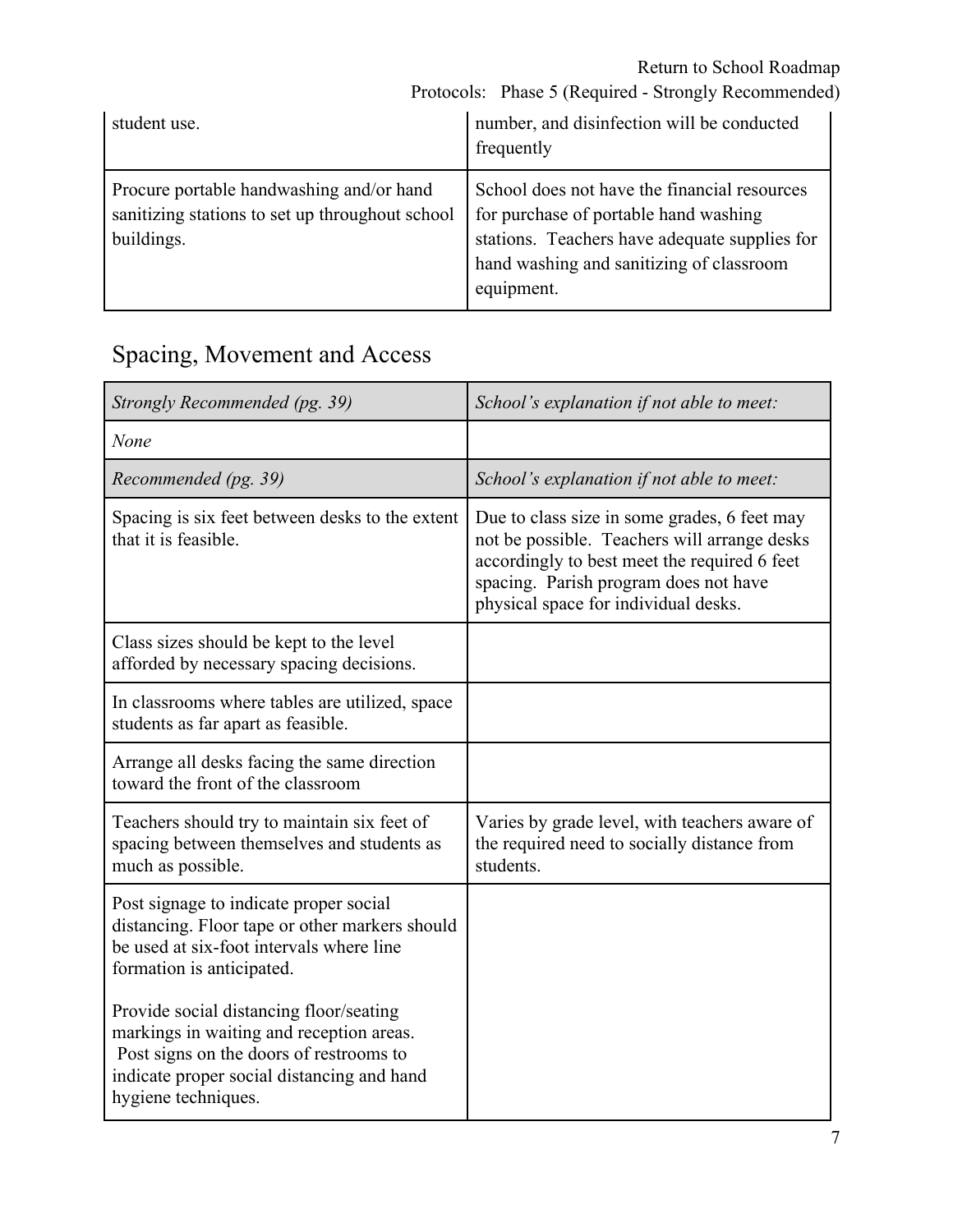| | |
|---|---|
| student use. | number, and disinfection will be conducted frequently |
| Procure portable handwashing and/or hand sanitizing stations to set up throughout school buildings. | School does not have the financial resources for purchase of portable hand washing stations. Teachers have adequate supplies for hand washing and sanitizing of classroom equipment. |

## Spacing, Movement and Access

| *Strongly Recommended (pg. 39)* | *School's explanation if not able to meet:* |
|---|---|
| *None* | |
| *Recommended (pg. 39)* | *School's explanation if not able to meet:* |
| Spacing is six feet between desks to the extent that it is feasible. | Due to class size in some grades, 6 feet may not be possible. Teachers will arrange desks accordingly to best meet the required 6 feet spacing. Parish program does not have physical space for individual desks. |
| Class sizes should be kept to the level afforded by necessary spacing decisions. | |
| In classrooms where tables are utilized, space students as far apart as feasible. | |
| Arrange all desks facing the same direction toward the front of the classroom | |
| Teachers should try to maintain six feet of spacing between themselves and students as much as possible. | Varies by grade level, with teachers aware of the required need to socially distance from students. |
| Post signage to indicate proper social distancing. Floor tape or other markers should be used at six-foot intervals where line formation is anticipated.<br><br>Provide social distancing floor/seating markings in waiting and reception areas. Post signs on the doors of restrooms to indicate proper social distancing and hand hygiene techniques. | |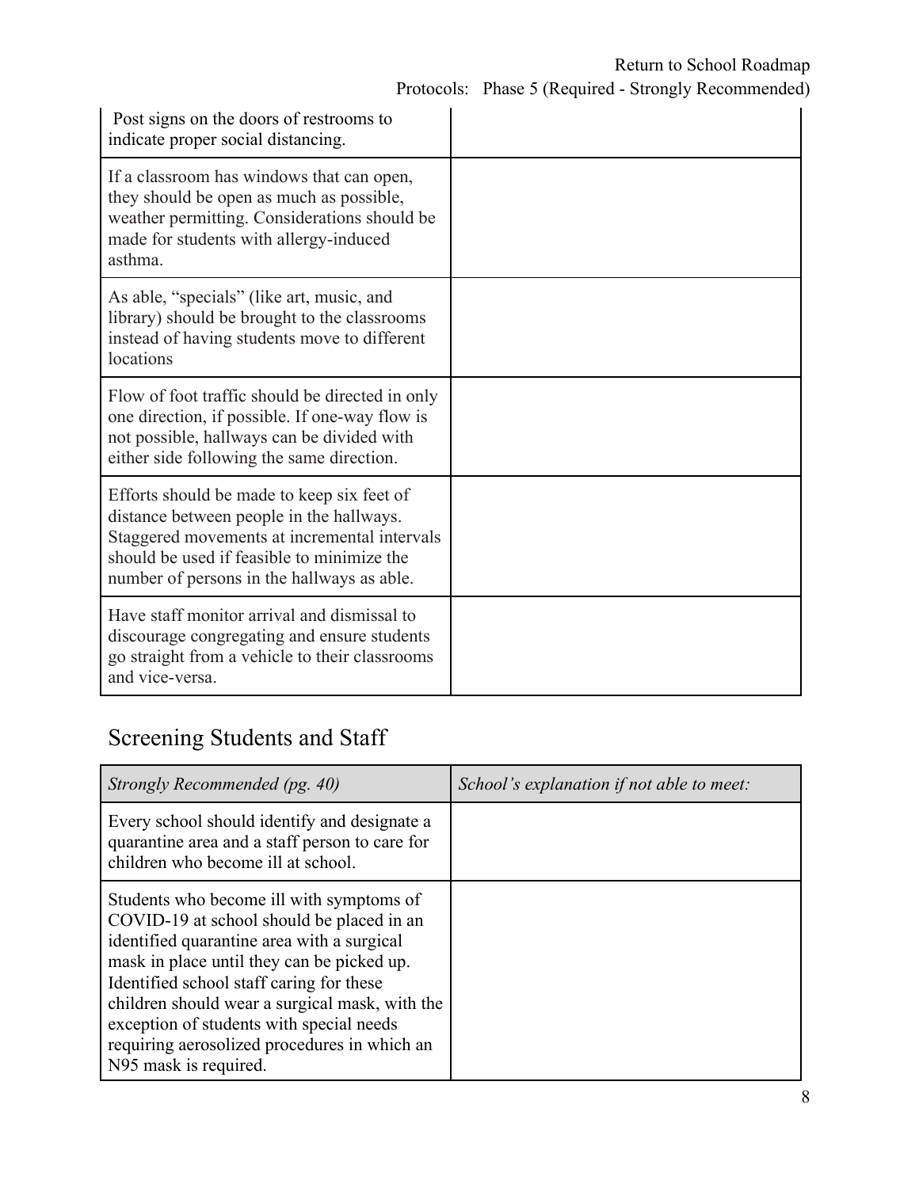| | |
|---|---|
| Post signs on the doors of restrooms to indicate proper social distancing. | |
| If a classroom has windows that can open, they should be open as much as possible, weather permitting. Considerations should be made for students with allergy-induced asthma. | |
| As able, “specials” (like art, music, and library) should be brought to the classrooms instead of having students move to different locations | |
| Flow of foot traffic should be directed in only one direction, if possible. If one-way flow is not possible, hallways can be divided with either side following the same direction. | |
| Efforts should be made to keep six feet of distance between people in the hallways. Staggered movements at incremental intervals should be used if feasible to minimize the number of persons in the hallways as able. | |
| Have staff monitor arrival and dismissal to discourage congregating and ensure students go straight from a vehicle to their classrooms and vice-versa. | |

## Screening Students and Staff

| *Strongly Recommended (pg. 40)* | *School’s explanation if not able to meet:* |
|---|---|
| Every school should identify and designate a quarantine area and a staff person to care for children who become ill at school. | |
| Students who become ill with symptoms of COVID-19 at school should be placed in an identified quarantine area with a surgical mask in place until they can be picked up. Identified school staff caring for these children should wear a surgical mask, with the exception of students with special needs requiring aerosolized procedures in which an N95 mask is required. | |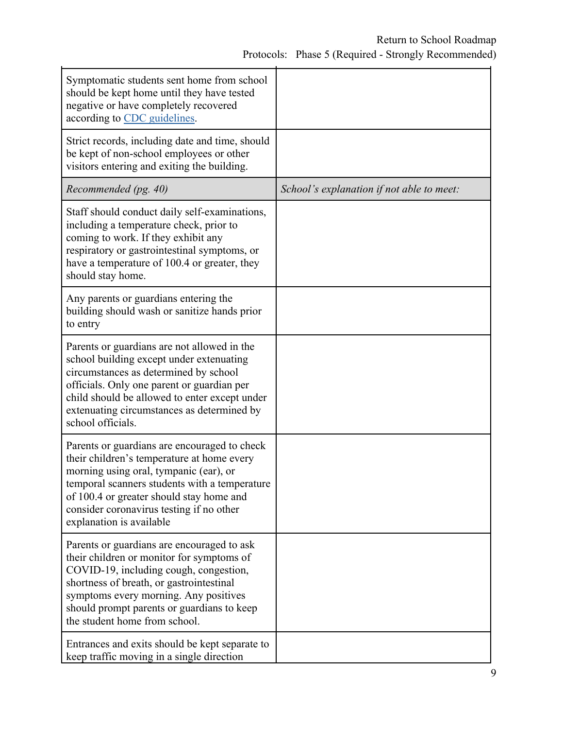| | |
|---|---|
| Symptomatic students sent home from school should be kept home until they have tested negative or have completely recovered according to [CDC guidelines](). | |
| Strict records, including date and time, should be kept of non-school employees or other visitors entering and exiting the building. | |
| *Recommended (pg. 40)* | *School's explanation if not able to meet:* |
| Staff should conduct daily self-examinations, including a temperature check, prior to coming to work. If they exhibit any respiratory or gastrointestinal symptoms, or have a temperature of 100.4 or greater, they should stay home. | |
| Any parents or guardians entering the building should wash or sanitize hands prior to entry | |
| Parents or guardians are not allowed in the school building except under extenuating circumstances as determined by school officials. Only one parent or guardian per child should be allowed to enter except under extenuating circumstances as determined by school officials. | |
| Parents or guardians are encouraged to check their children's temperature at home every morning using oral, tympanic (ear), or temporal scanners students with a temperature of 100.4 or greater should stay home and consider coronavirus testing if no other explanation is available | |
| Parents or guardians are encouraged to ask their children or monitor for symptoms of COVID-19, including cough, congestion, shortness of breath, or gastrointestinal symptoms every morning. Any positives should prompt parents or guardians to keep the student home from school. | |
| Entrances and exits should be kept separate to keep traffic moving in a single direction | |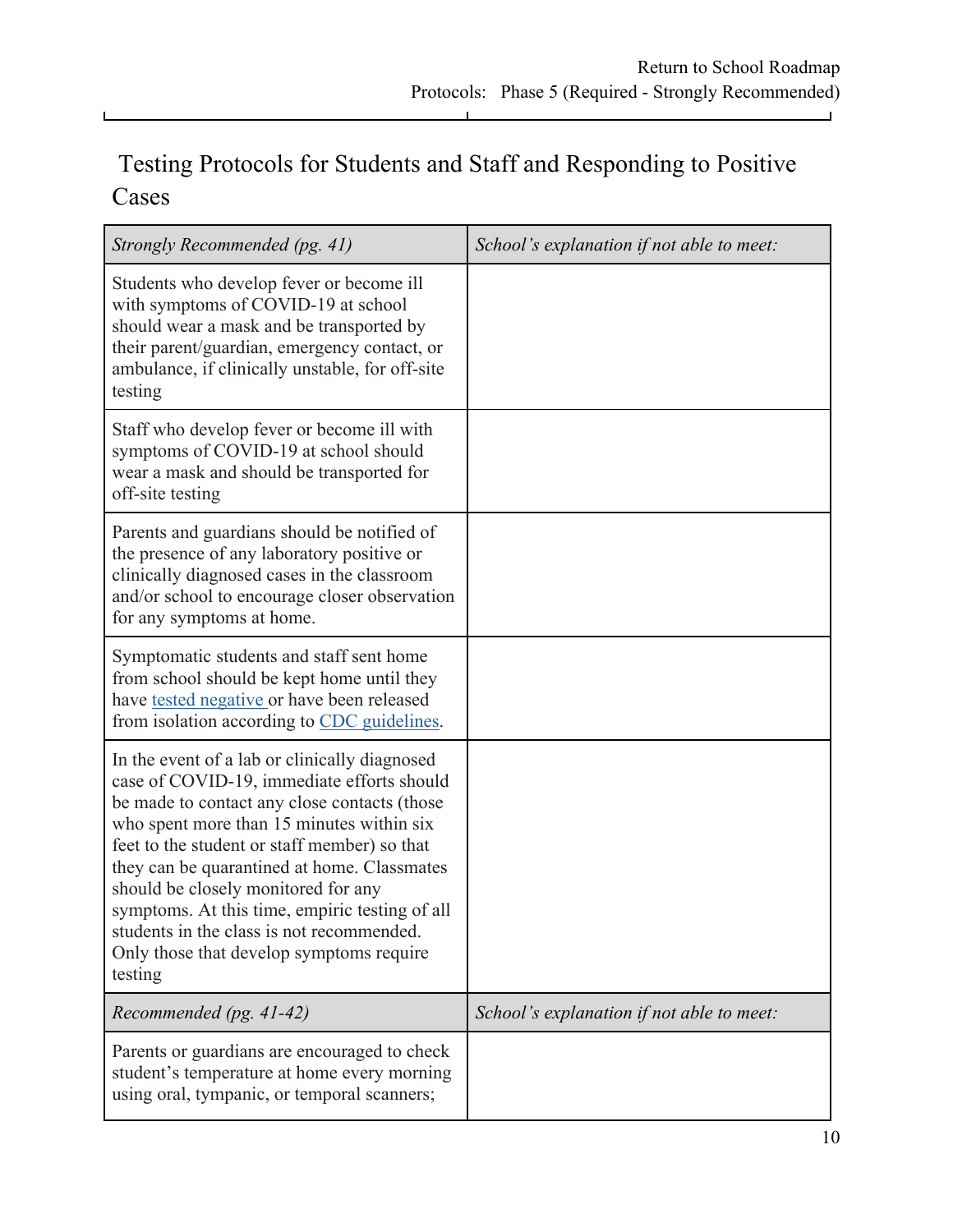## Testing Protocols for Students and Staff and Responding to Positive Cases

| *Strongly Recommended (pg. 41)* | *School's explanation if not able to meet:* |
|---|---|
| Students who develop fever or become ill with symptoms of COVID-19 at school should wear a mask and be transported by their parent/guardian, emergency contact, or ambulance, if clinically unstable, for off-site testing | |
| Staff who develop fever or become ill with symptoms of COVID-19 at school should wear a mask and should be transported for off-site testing | |
| Parents and guardians should be notified of the presence of any laboratory positive or clinically diagnosed cases in the classroom and/or school to encourage closer observation for any symptoms at home. | |
| Symptomatic students and staff sent home from school should be kept home until they have tested negative or have been released from isolation according to CDC guidelines. | |
| In the event of a lab or clinically diagnosed case of COVID-19, immediate efforts should be made to contact any close contacts (those who spent more than 15 minutes within six feet to the student or staff member) so that they can be quarantined at home. Classmates should be closely monitored for any symptoms. At this time, empiric testing of all students in the class is not recommended. Only those that develop symptoms require testing | |
| *Recommended (pg. 41-42)* | *School's explanation if not able to meet:* |
| Parents or guardians are encouraged to check student's temperature at home every morning using oral, tympanic, or temporal scanners; | |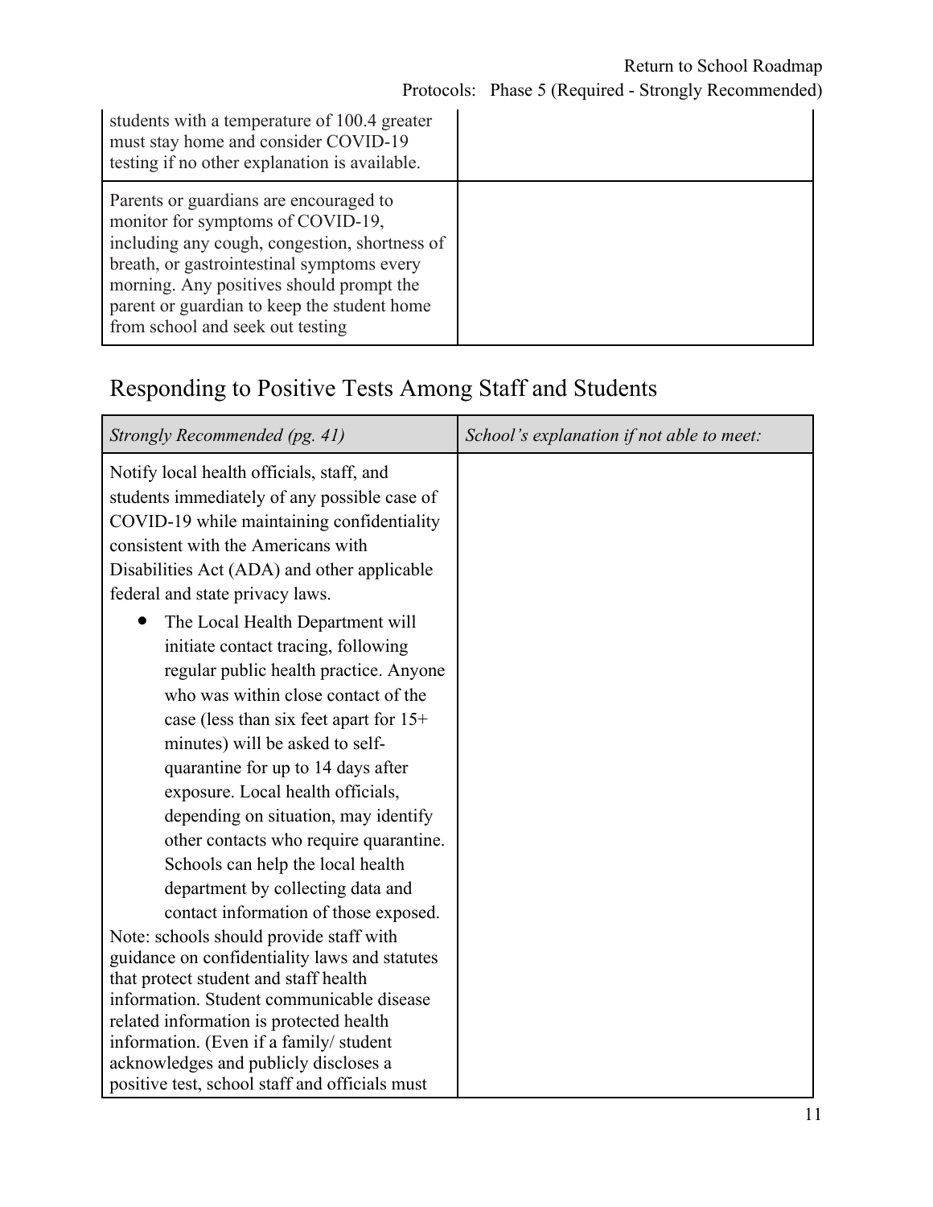| | |
|---|---|
| students with a temperature of 100.4 greater must stay home and consider COVID-19 testing if no other explanation is available. | |
| Parents or guardians are encouraged to monitor for symptoms of COVID-19, including any cough, congestion, shortness of breath, or gastrointestinal symptoms every morning. Any positives should prompt the parent or guardian to keep the student home from school and seek out testing | |

## Responding to Positive Tests Among Staff and Students

| *Strongly Recommended (pg. 41)* | *School's explanation if not able to meet:* |
|---|---|
| Notify local health officials, staff, and students immediately of any possible case of COVID-19 while maintaining confidentiality consistent with the Americans with Disabilities Act (ADA) and other applicable federal and state privacy laws.<br><br>• The Local Health Department will initiate contact tracing, following regular public health practice. Anyone who was within close contact of the case (less than six feet apart for 15+ minutes) will be asked to self-quarantine for up to 14 days after exposure. Local health officials, depending on situation, may identify other contacts who require quarantine. Schools can help the local health department by collecting data and contact information of those exposed.<br><br>Note: schools should provide staff with guidance on confidentiality laws and statutes that protect student and staff health information. Student communicable disease related information is protected health information. (Even if a family/ student acknowledges and publicly discloses a positive test, school staff and officials must | |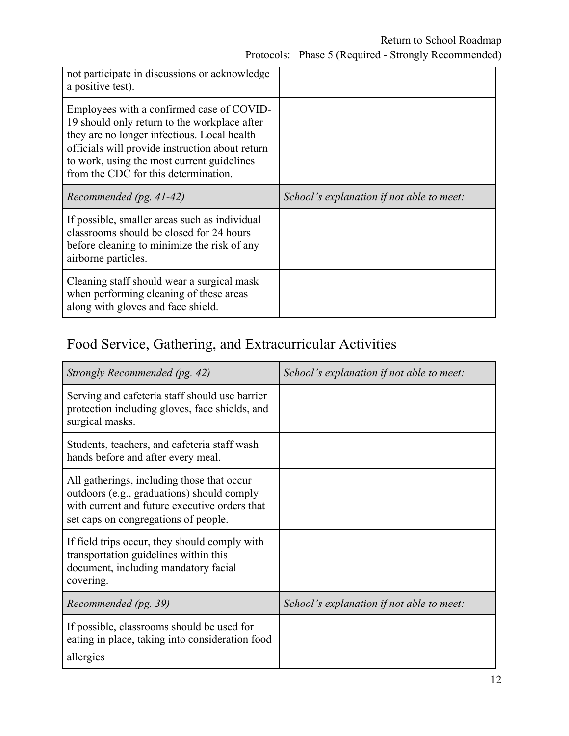| not participate in discussions or acknowledge a positive test). | |
|---|---|
| Employees with a confirmed case of COVID-19 should only return to the workplace after they are no longer infectious. Local health officials will provide instruction about return to work, using the most current guidelines from the CDC for this determination. | |
| *Recommended (pg. 41-42)* | *School's explanation if not able to meet:* |
| If possible, smaller areas such as individual classrooms should be closed for 24 hours before cleaning to minimize the risk of any airborne particles. | |
| Cleaning staff should wear a surgical mask when performing cleaning of these areas along with gloves and face shield. | |

## Food Service, Gathering, and Extracurricular Activities

| *Strongly Recommended (pg. 42)* | *School's explanation if not able to meet:* |
|---|---|
| Serving and cafeteria staff should use barrier protection including gloves, face shields, and surgical masks. | |
| Students, teachers, and cafeteria staff wash hands before and after every meal. | |
| All gatherings, including those that occur outdoors (e.g., graduations) should comply with current and future executive orders that set caps on congregations of people. | |
| If field trips occur, they should comply with transportation guidelines within this document, including mandatory facial covering. | |
| *Recommended (pg. 39)* | *School's explanation if not able to meet:* |
| If possible, classrooms should be used for eating in place, taking into consideration food allergies | |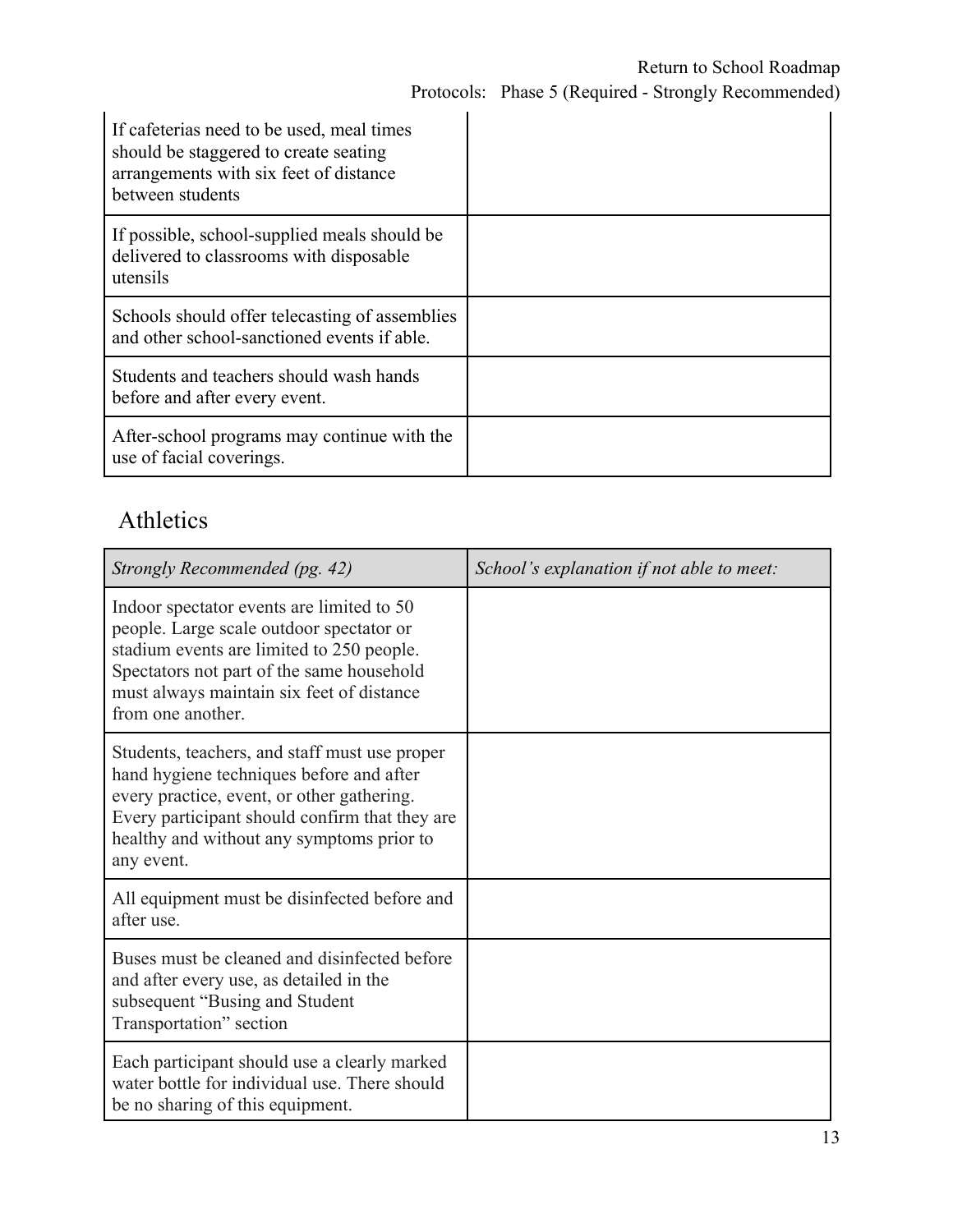| | |
|---|---|
| If cafeterias need to be used, meal times should be staggered to create seating arrangements with six feet of distance between students | |
| If possible, school-supplied meals should be delivered to classrooms with disposable utensils | |
| Schools should offer telecasting of assemblies and other school-sanctioned events if able. | |
| Students and teachers should wash hands before and after every event. | |
| After-school programs may continue with the use of facial coverings. | |

## Athletics

| *Strongly Recommended (pg. 42)* | *School's explanation if not able to meet:* |
|---|---|
| Indoor spectator events are limited to 50 people. Large scale outdoor spectator or stadium events are limited to 250 people. Spectators not part of the same household must always maintain six feet of distance from one another. | |
| Students, teachers, and staff must use proper hand hygiene techniques before and after every practice, event, or other gathering. Every participant should confirm that they are healthy and without any symptoms prior to any event. | |
| All equipment must be disinfected before and after use. | |
| Buses must be cleaned and disinfected before and after every use, as detailed in the subsequent "Busing and Student Transportation" section | |
| Each participant should use a clearly marked water bottle for individual use. There should be no sharing of this equipment. | |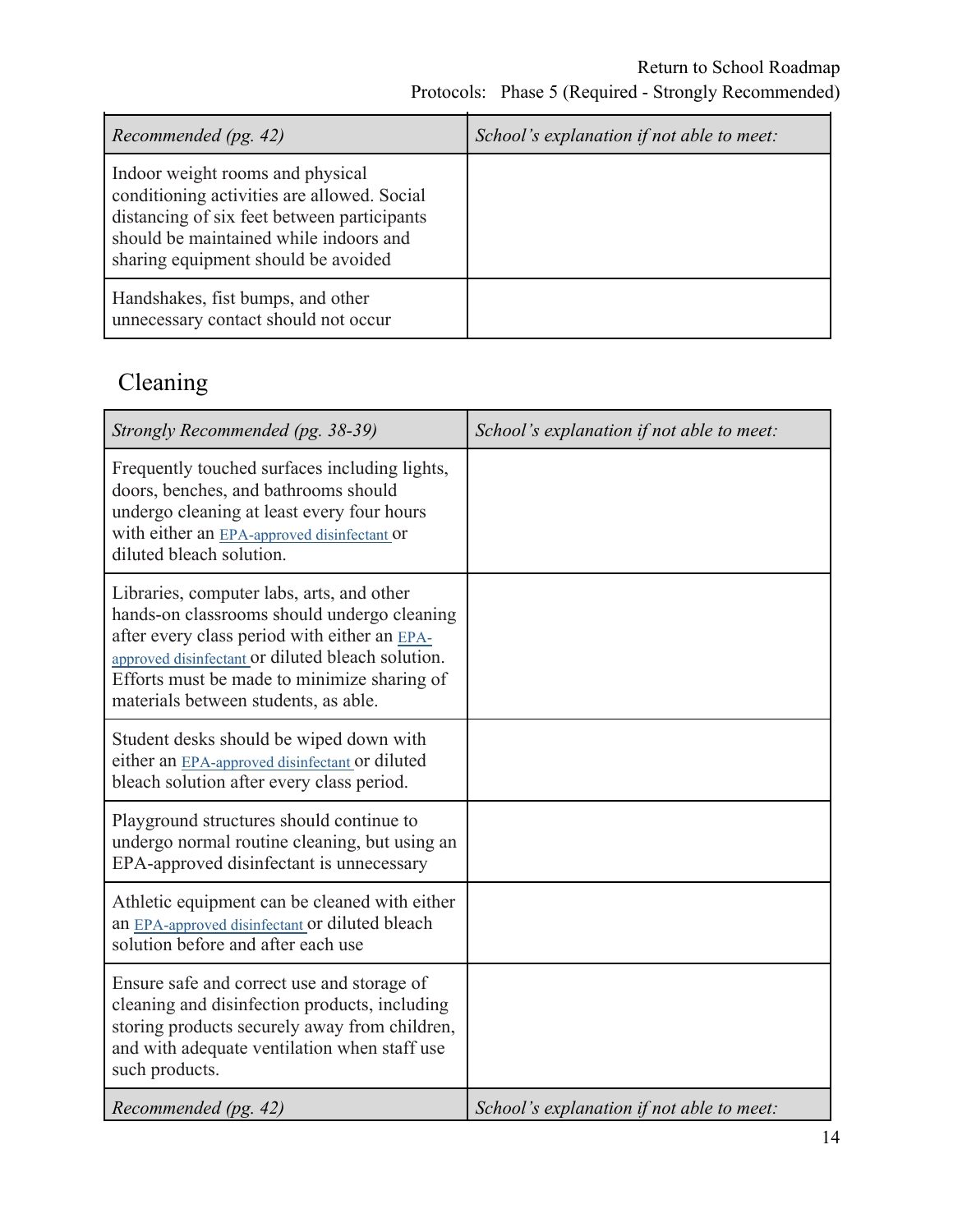| *Recommended (pg. 42)* | *School's explanation if not able to meet:* |
|---|---|
| Indoor weight rooms and physical conditioning activities are allowed. Social distancing of six feet between participants should be maintained while indoors and sharing equipment should be avoided | |
| Handshakes, fist bumps, and other unnecessary contact should not occur | |

## Cleaning

| *Strongly Recommended (pg. 38-39)* | *School's explanation if not able to meet:* |
|---|---|
| Frequently touched surfaces including lights, doors, benches, and bathrooms should undergo cleaning at least every four hours with either an EPA-approved disinfectant or diluted bleach solution. | |
| Libraries, computer labs, arts, and other hands-on classrooms should undergo cleaning after every class period with either an EPA-approved disinfectant or diluted bleach solution. Efforts must be made to minimize sharing of materials between students, as able. | |
| Student desks should be wiped down with either an EPA-approved disinfectant or diluted bleach solution after every class period. | |
| Playground structures should continue to undergo normal routine cleaning, but using an EPA-approved disinfectant is unnecessary | |
| Athletic equipment can be cleaned with either an EPA-approved disinfectant or diluted bleach solution before and after each use | |
| Ensure safe and correct use and storage of cleaning and disinfection products, including storing products securely away from children, and with adequate ventilation when staff use such products. | |

| *Recommended (pg. 42)* | *School's explanation if not able to meet:* |
|---|---|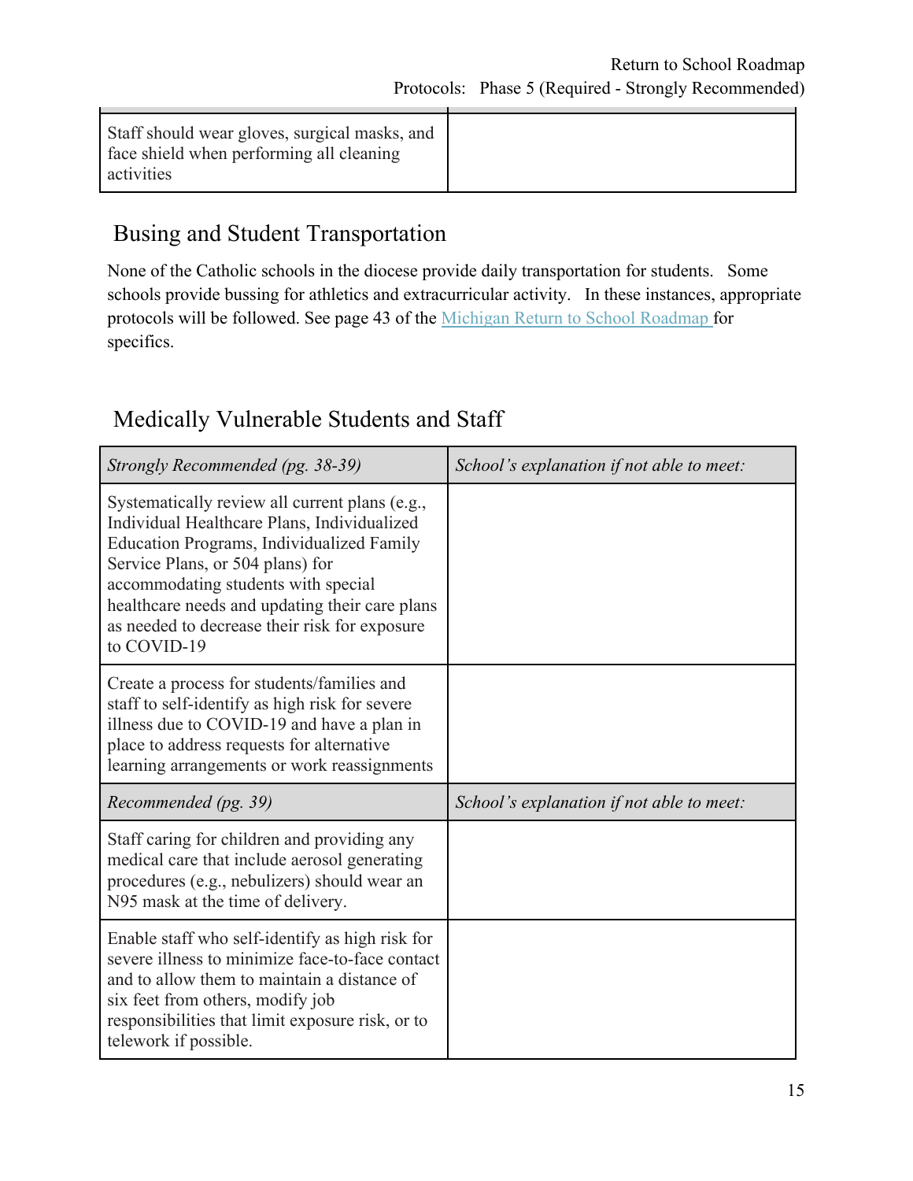| | |
|---|---|
| Staff should wear gloves, surgical masks, and face shield when performing all cleaning activities | |

## Busing and Student Transportation

None of the Catholic schools in the diocese provide daily transportation for students. Some schools provide bussing for athletics and extracurricular activity. In these instances, appropriate protocols will be followed. See page 43 of the Michigan Return to School Roadmap for specifics.

## Medically Vulnerable Students and Staff

| *Strongly Recommended (pg. 38-39)* | *School's explanation if not able to meet:* |
|---|---|
| Systematically review all current plans (e.g., Individual Healthcare Plans, Individualized Education Programs, Individualized Family Service Plans, or 504 plans) for accommodating students with special healthcare needs and updating their care plans as needed to decrease their risk for exposure to COVID-19 | |
| Create a process for students/families and staff to self-identify as high risk for severe illness due to COVID-19 and have a plan in place to address requests for alternative learning arrangements or work reassignments | |
| *Recommended (pg. 39)* | *School's explanation if not able to meet:* |
| Staff caring for children and providing any medical care that include aerosol generating procedures (e.g., nebulizers) should wear an N95 mask at the time of delivery. | |
| Enable staff who self-identify as high risk for severe illness to minimize face-to-face contact and to allow them to maintain a distance of six feet from others, modify job responsibilities that limit exposure risk, or to telework if possible. | |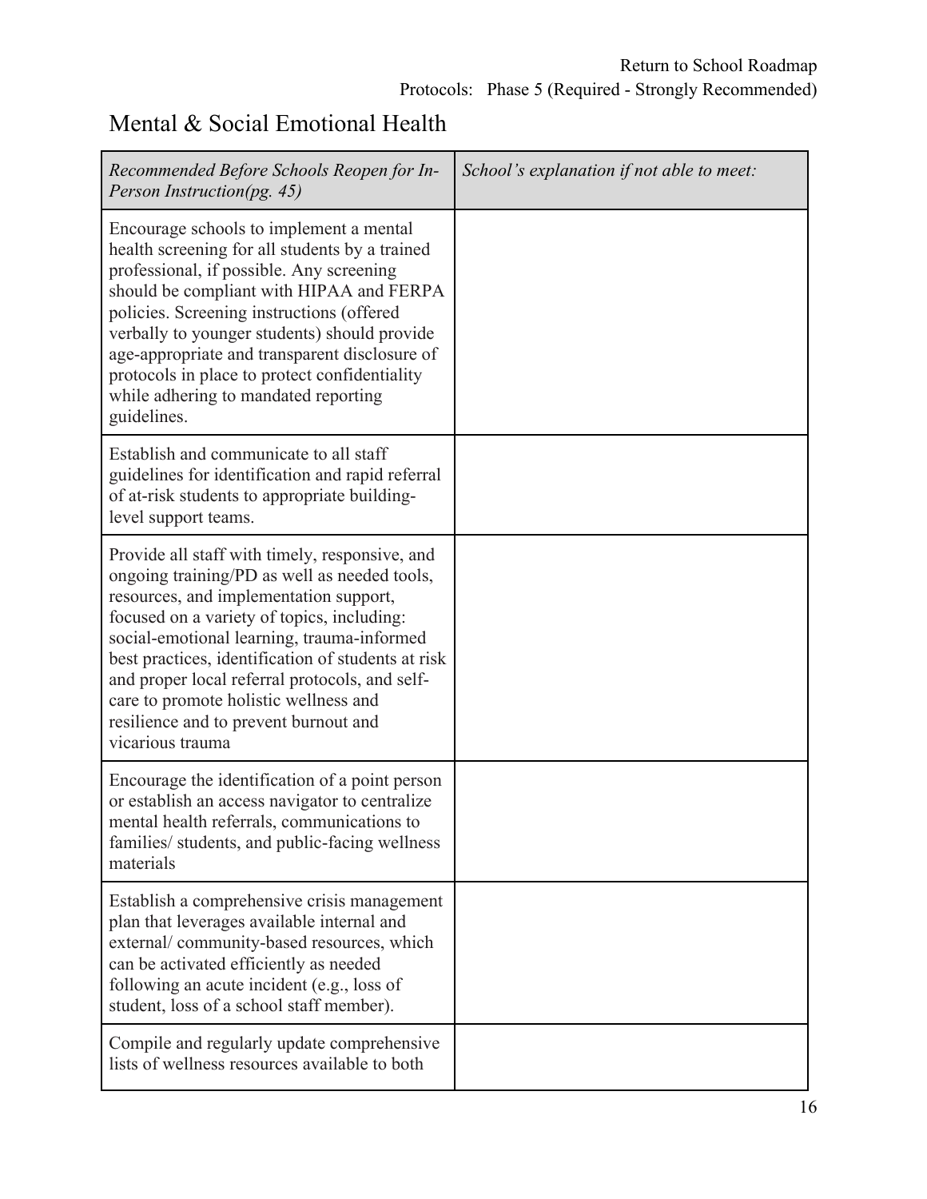## Mental & Social Emotional Health

| *Recommended Before Schools Reopen for In-Person Instruction(pg. 45)* | *School's explanation if not able to meet:* |
|---|---|
| Encourage schools to implement a mental health screening for all students by a trained professional, if possible. Any screening should be compliant with HIPAA and FERPA policies. Screening instructions (offered verbally to younger students) should provide age-appropriate and transparent disclosure of protocols in place to protect confidentiality while adhering to mandated reporting guidelines. | |
| Establish and communicate to all staff guidelines for identification and rapid referral of at-risk students to appropriate building-level support teams. | |
| Provide all staff with timely, responsive, and ongoing training/PD as well as needed tools, resources, and implementation support, focused on a variety of topics, including: social-emotional learning, trauma-informed best practices, identification of students at risk and proper local referral protocols, and self-care to promote holistic wellness and resilience and to prevent burnout and vicarious trauma | |
| Encourage the identification of a point person or establish an access navigator to centralize mental health referrals, communications to families/ students, and public-facing wellness materials | |
| Establish a comprehensive crisis management plan that leverages available internal and external/ community-based resources, which can be activated efficiently as needed following an acute incident (e.g., loss of student, loss of a school staff member). | |
| Compile and regularly update comprehensive lists of wellness resources available to both | |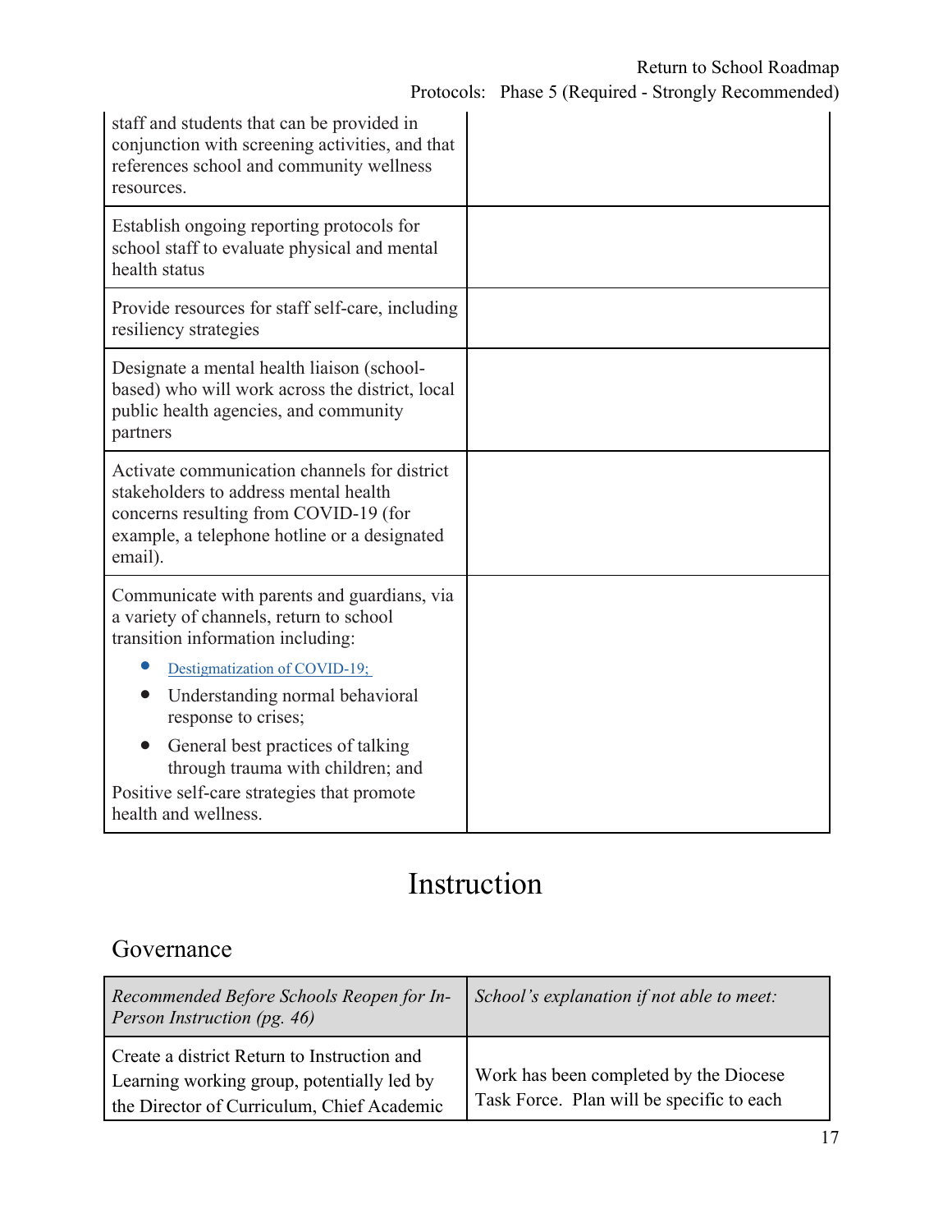| | |
|---|---|
| staff and students that can be provided in conjunction with screening activities, and that references school and community wellness resources. | |
| Establish ongoing reporting protocols for school staff to evaluate physical and mental health status | |
| Provide resources for staff self-care, including resiliency strategies | |
| Designate a mental health liaison (school-based) who will work across the district, local public health agencies, and community partners | |
| Activate communication channels for district stakeholders to address mental health concerns resulting from COVID-19 (for example, a telephone hotline or a designated email). | |
| Communicate with parents and guardians, via a variety of channels, return to school transition information including:<br>• Destigmatization of COVID-19;<br>• Understanding normal behavioral response to crises;<br>• General best practices of talking through trauma with children; and<br>Positive self-care strategies that promote health and wellness. | |

# Instruction

## Governance

| *Recommended Before Schools Reopen for In-Person Instruction (pg. 46)* | *School's explanation if not able to meet:* |
|---|---|
| Create a district Return to Instruction and Learning working group, potentially led by the Director of Curriculum, Chief Academic | Work has been completed by the Diocese Task Force. Plan will be specific to each |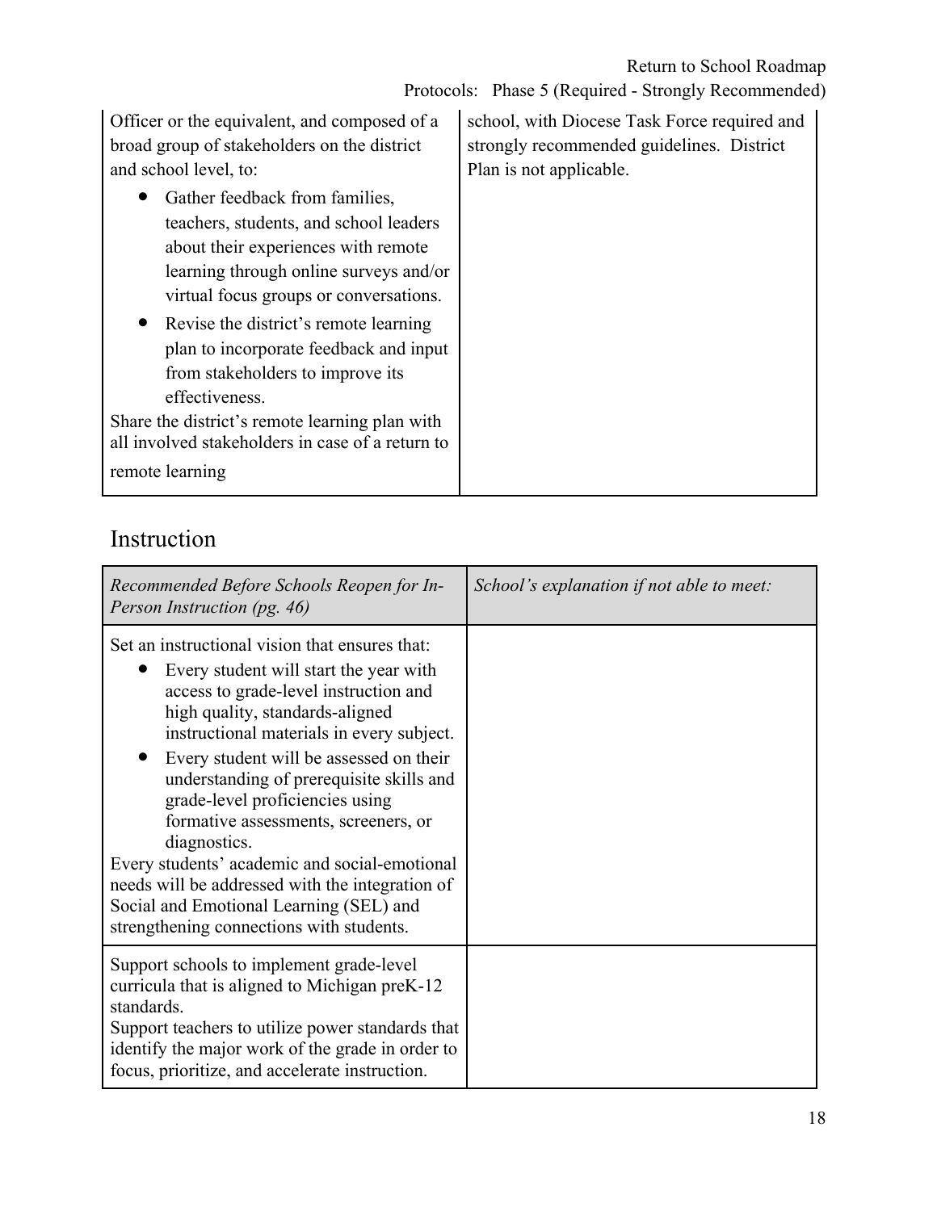| | |
|---|---|
| Officer or the equivalent, and composed of a broad group of stakeholders on the district and school level, to:<br>• Gather feedback from families, teachers, students, and school leaders about their experiences with remote learning through online surveys and/or virtual focus groups or conversations.<br>• Revise the district's remote learning plan to incorporate feedback and input from stakeholders to improve its effectiveness.<br>Share the district's remote learning plan with all involved stakeholders in case of a return to remote learning | school, with Diocese Task Force required and strongly recommended guidelines. District Plan is not applicable. |

## Instruction

| *Recommended Before Schools Reopen for In-Person Instruction (pg. 46)* | *School's explanation if not able to meet:* |
|---|---|
| Set an instructional vision that ensures that:<br>• Every student will start the year with access to grade-level instruction and high quality, standards-aligned instructional materials in every subject.<br>• Every student will be assessed on their understanding of prerequisite skills and grade-level proficiencies using formative assessments, screeners, or diagnostics.<br>Every students' academic and social-emotional needs will be addressed with the integration of Social and Emotional Learning (SEL) and strengthening connections with students. | |
| Support schools to implement grade-level curricula that is aligned to Michigan preK-12 standards.<br>Support teachers to utilize power standards that identify the major work of the grade in order to focus, prioritize, and accelerate instruction. | |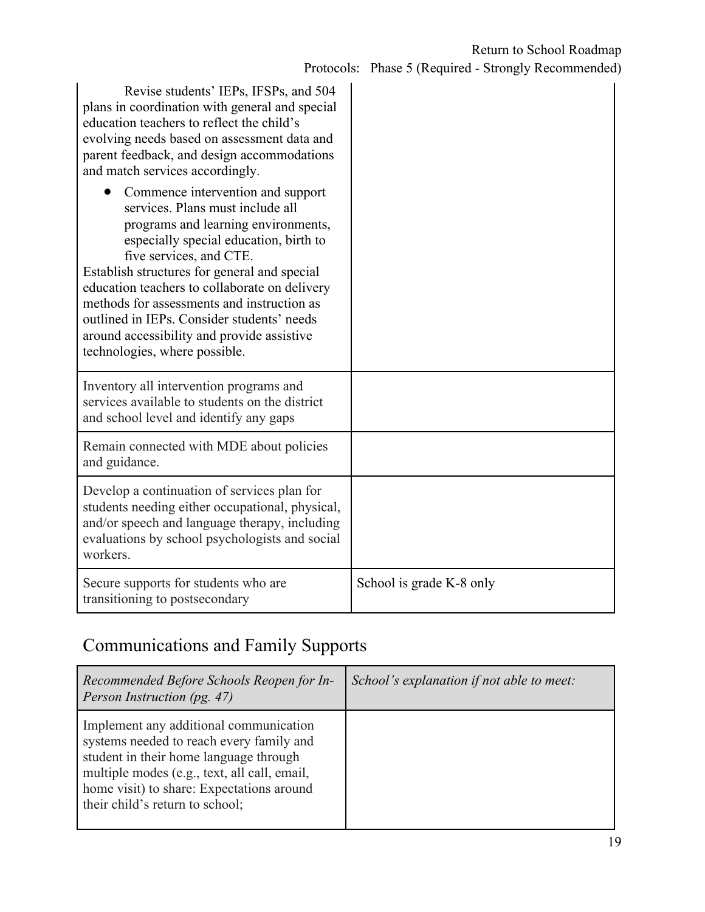| | |
|---|---|
| Revise students' IEPs, IFSPs, and 504 plans in coordination with general and special education teachers to reflect the child's evolving needs based on assessment data and parent feedback, and design accommodations and match services accordingly.<br>• Commence intervention and support services. Plans must include all programs and learning environments, especially special education, birth to five services, and CTE.<br>Establish structures for general and special education teachers to collaborate on delivery methods for assessments and instruction as outlined in IEPs. Consider students' needs around accessibility and provide assistive technologies, where possible. | |
| Inventory all intervention programs and services available to students on the district and school level and identify any gaps | |
| Remain connected with MDE about policies and guidance. | |
| Develop a continuation of services plan for students needing either occupational, physical, and/or speech and language therapy, including evaluations by school psychologists and social workers. | |
| Secure supports for students who are transitioning to postsecondary | School is grade K-8 only |

## Communications and Family Supports

| *Recommended Before Schools Reopen for In-Person Instruction (pg. 47)* | *School's explanation if not able to meet:* |
|---|---|
| Implement any additional communication systems needed to reach every family and student in their home language through multiple modes (e.g., text, all call, email, home visit) to share: Expectations around their child's return to school; | |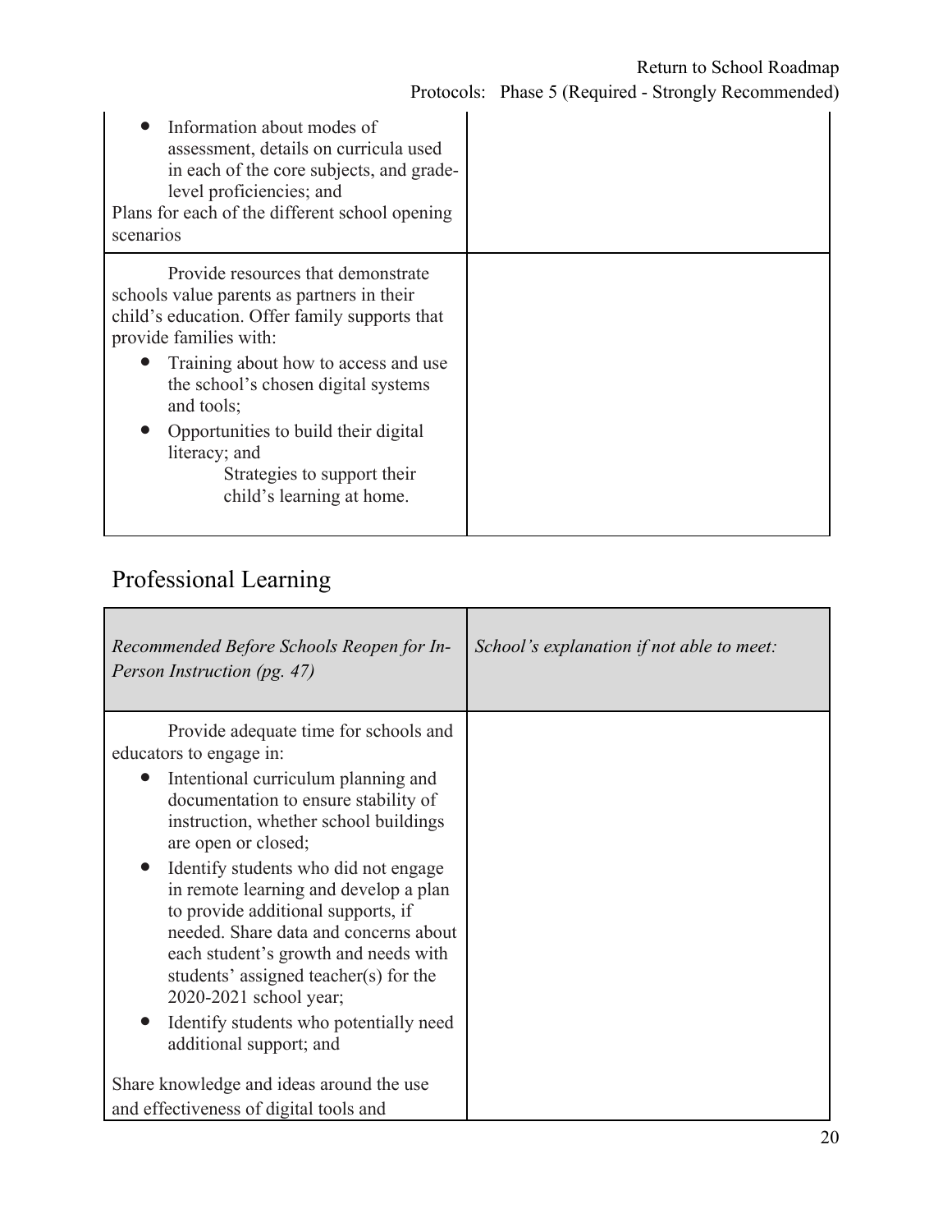| | |
|---|---|
| • Information about modes of assessment, details on curricula used in each of the core subjects, and grade-level proficiencies; and<br>Plans for each of the different school opening scenarios | |
| Provide resources that demonstrate schools value parents as partners in their child's education. Offer family supports that provide families with:<br>• Training about how to access and use the school's chosen digital systems and tools;<br>• Opportunities to build their digital literacy; and<br>Strategies to support their child's learning at home. | |

## Professional Learning

| *Recommended Before Schools Reopen for In-Person Instruction (pg. 47)* | *School's explanation if not able to meet:* |
|---|---|
| Provide adequate time for schools and educators to engage in:<br>• Intentional curriculum planning and documentation to ensure stability of instruction, whether school buildings are open or closed;<br>• Identify students who did not engage in remote learning and develop a plan to provide additional supports, if needed. Share data and concerns about each student's growth and needs with students' assigned teacher(s) for the 2020-2021 school year;<br>• Identify students who potentially need additional support; and<br>Share knowledge and ideas around the use and effectiveness of digital tools and | |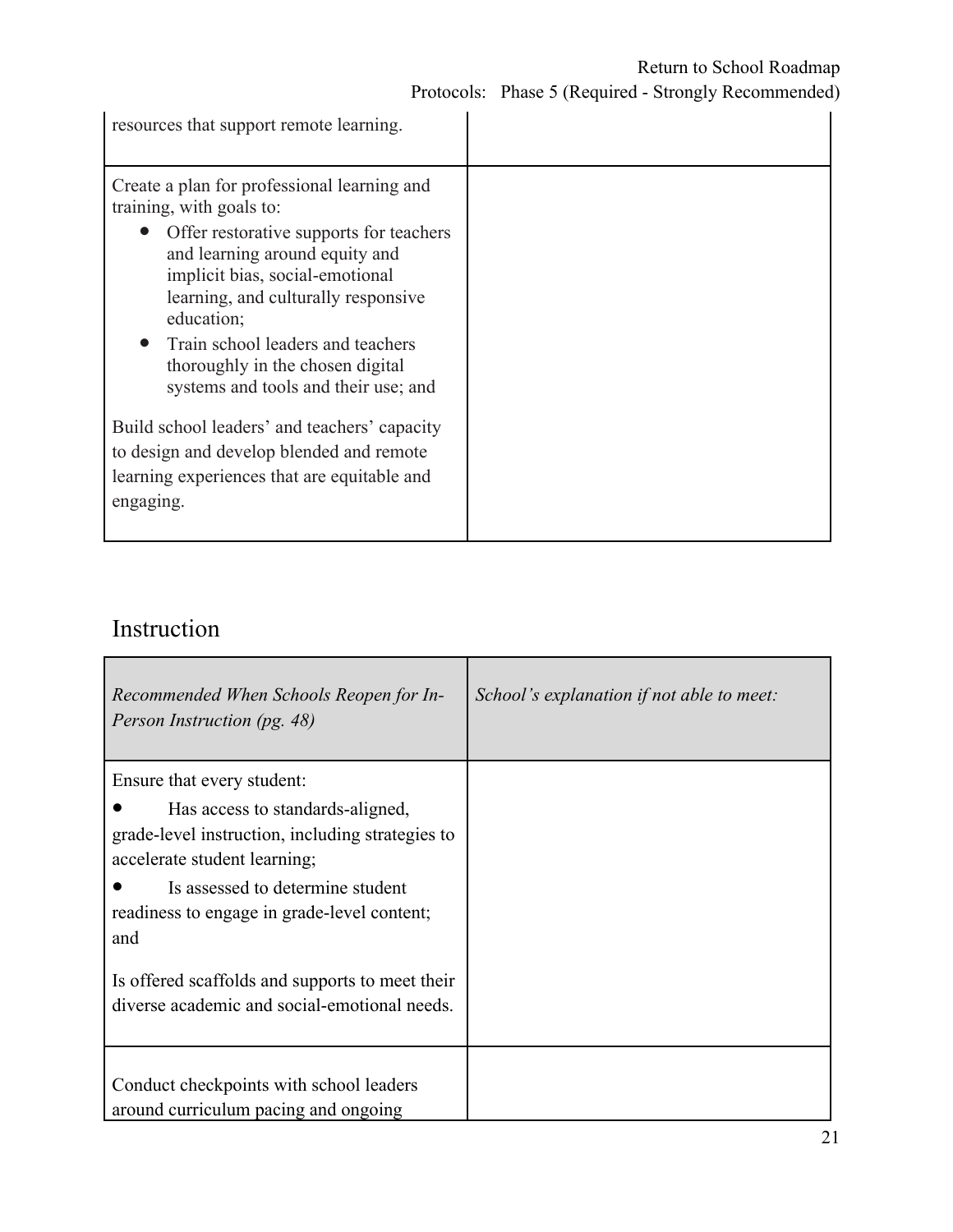| | |
|---|---|
| resources that support remote learning. | |
| Create a plan for professional learning and training, with goals to:<br>• Offer restorative supports for teachers and learning around equity and implicit bias, social-emotional learning, and culturally responsive education;<br>• Train school leaders and teachers thoroughly in the chosen digital systems and tools and their use; and<br><br>Build school leaders' and teachers' capacity to design and develop blended and remote learning experiences that are equitable and engaging. | |

## Instruction

| *Recommended When Schools Reopen for In-Person Instruction (pg. 48)* | *School's explanation if not able to meet:* |
|---|---|
| Ensure that every student:<br>• Has access to standards-aligned, grade-level instruction, including strategies to accelerate student learning;<br>• Is assessed to determine student readiness to engage in grade-level content; and<br><br>Is offered scaffolds and supports to meet their diverse academic and social-emotional needs. | |
| Conduct checkpoints with school leaders around curriculum pacing and ongoing | |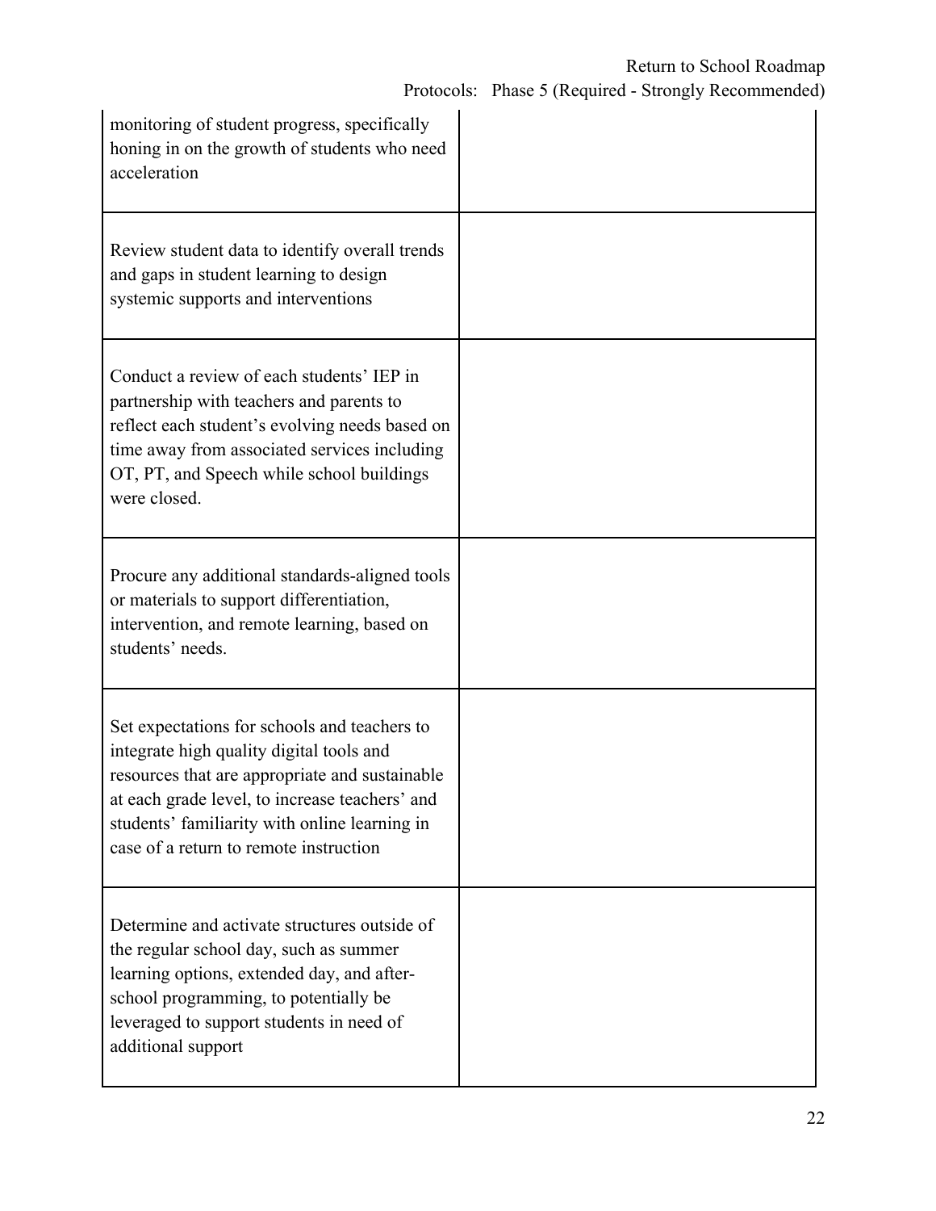| | |
|---|---|
| monitoring of student progress, specifically honing in on the growth of students who need acceleration | |
| Review student data to identify overall trends and gaps in student learning to design systemic supports and interventions | |
| Conduct a review of each students' IEP in partnership with teachers and parents to reflect each student's evolving needs based on time away from associated services including OT, PT, and Speech while school buildings were closed. | |
| Procure any additional standards-aligned tools or materials to support differentiation, intervention, and remote learning, based on students' needs. | |
| Set expectations for schools and teachers to integrate high quality digital tools and resources that are appropriate and sustainable at each grade level, to increase teachers' and students' familiarity with online learning in case of a return to remote instruction | |
| Determine and activate structures outside of the regular school day, such as summer learning options, extended day, and after-school programming, to potentially be leveraged to support students in need of additional support | |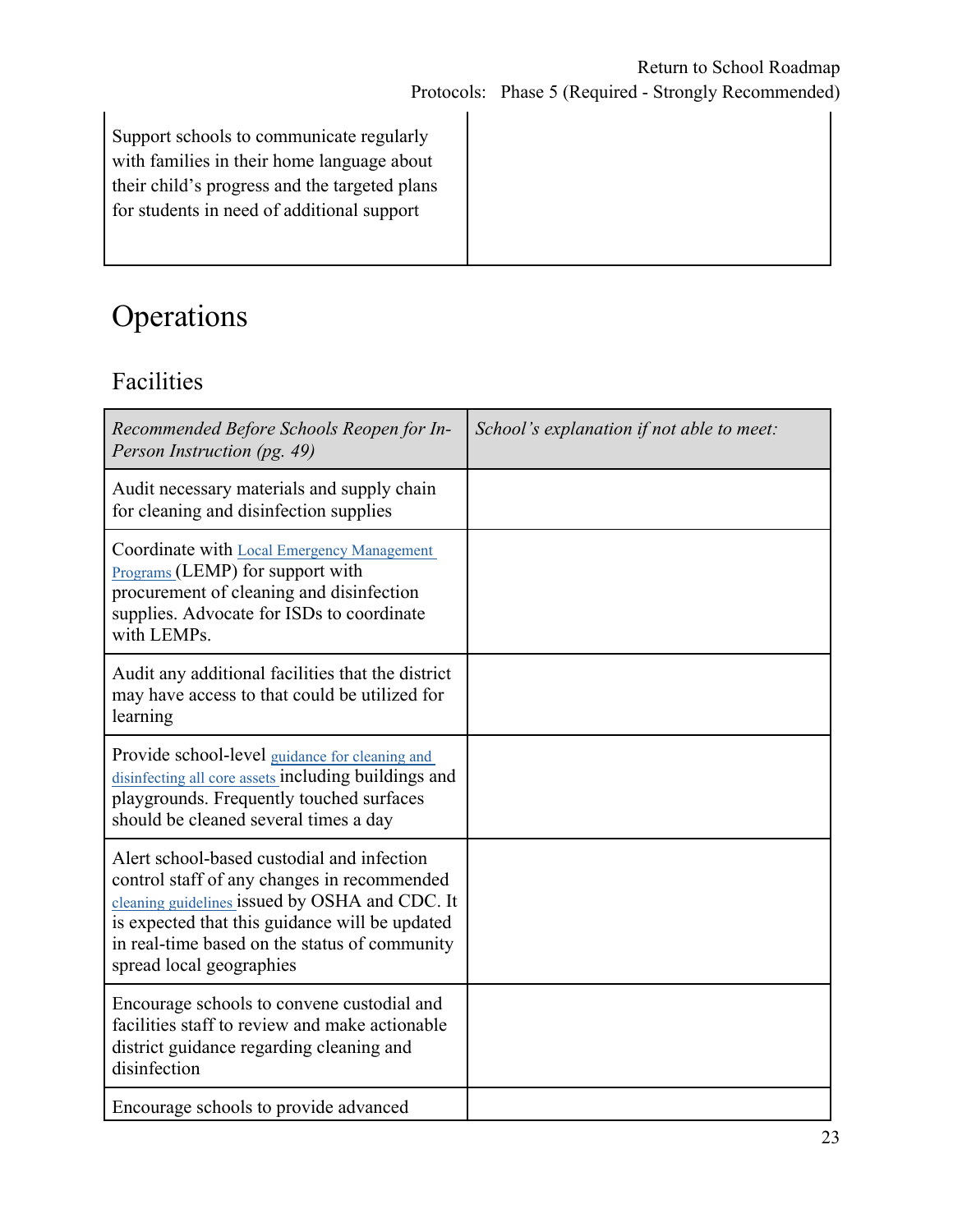| Support schools to communicate regularly with families in their home language about their child's progress and the targeted plans for students in need of additional support | |
|---|---|

# Operations

## Facilities

| *Recommended Before Schools Reopen for In-Person Instruction (pg. 49)* | *School's explanation if not able to meet:* |
|---|---|
| Audit necessary materials and supply chain for cleaning and disinfection supplies | |
| Coordinate with Local Emergency Management Programs (LEMP) for support with procurement of cleaning and disinfection supplies. Advocate for ISDs to coordinate with LEMPs. | |
| Audit any additional facilities that the district may have access to that could be utilized for learning | |
| Provide school-level guidance for cleaning and disinfecting all core assets including buildings and playgrounds. Frequently touched surfaces should be cleaned several times a day | |
| Alert school-based custodial and infection control staff of any changes in recommended cleaning guidelines issued by OSHA and CDC. It is expected that this guidance will be updated in real-time based on the status of community spread local geographies | |
| Encourage schools to convene custodial and facilities staff to review and make actionable district guidance regarding cleaning and disinfection | |
| Encourage schools to provide advanced | |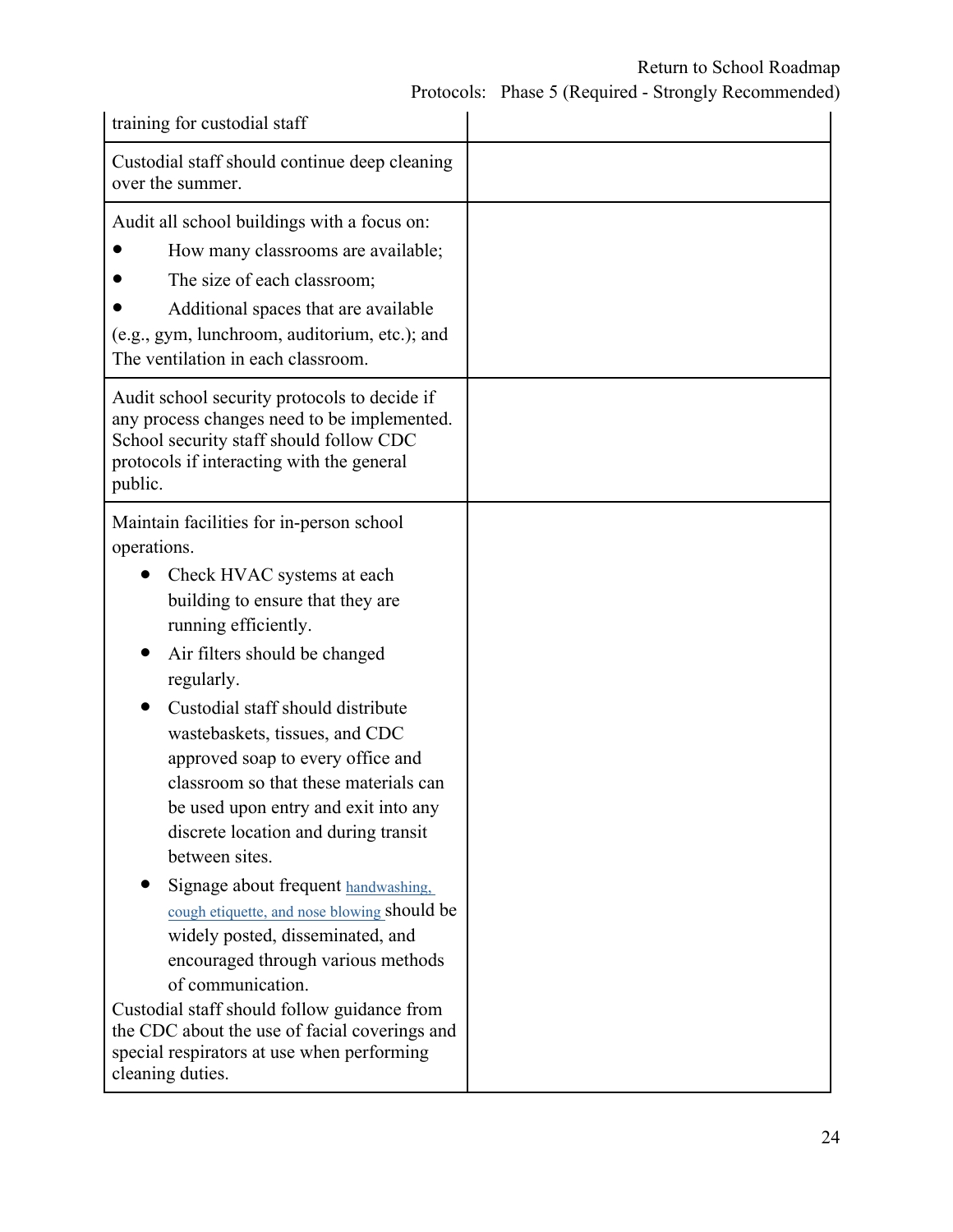| | |
|---|---|
| training for custodial staff | |
| Custodial staff should continue deep cleaning over the summer. | |
| Audit all school buildings with a focus on:<br>● How many classrooms are available;<br>● The size of each classroom;<br>● Additional spaces that are available (e.g., gym, lunchroom, auditorium, etc.); and The ventilation in each classroom. | |
| Audit school security protocols to decide if any process changes need to be implemented. School security staff should follow CDC protocols if interacting with the general public. | |
| Maintain facilities for in-person school operations.<br>● Check HVAC systems at each building to ensure that they are running efficiently.<br>● Air filters should be changed regularly.<br>● Custodial staff should distribute wastebaskets, tissues, and CDC approved soap to every office and classroom so that these materials can be used upon entry and exit into any discrete location and during transit between sites.<br>● Signage about frequent handwashing, cough etiquette, and nose blowing should be widely posted, disseminated, and encouraged through various methods of communication.<br>Custodial staff should follow guidance from the CDC about the use of facial coverings and special respirators at use when performing cleaning duties. | |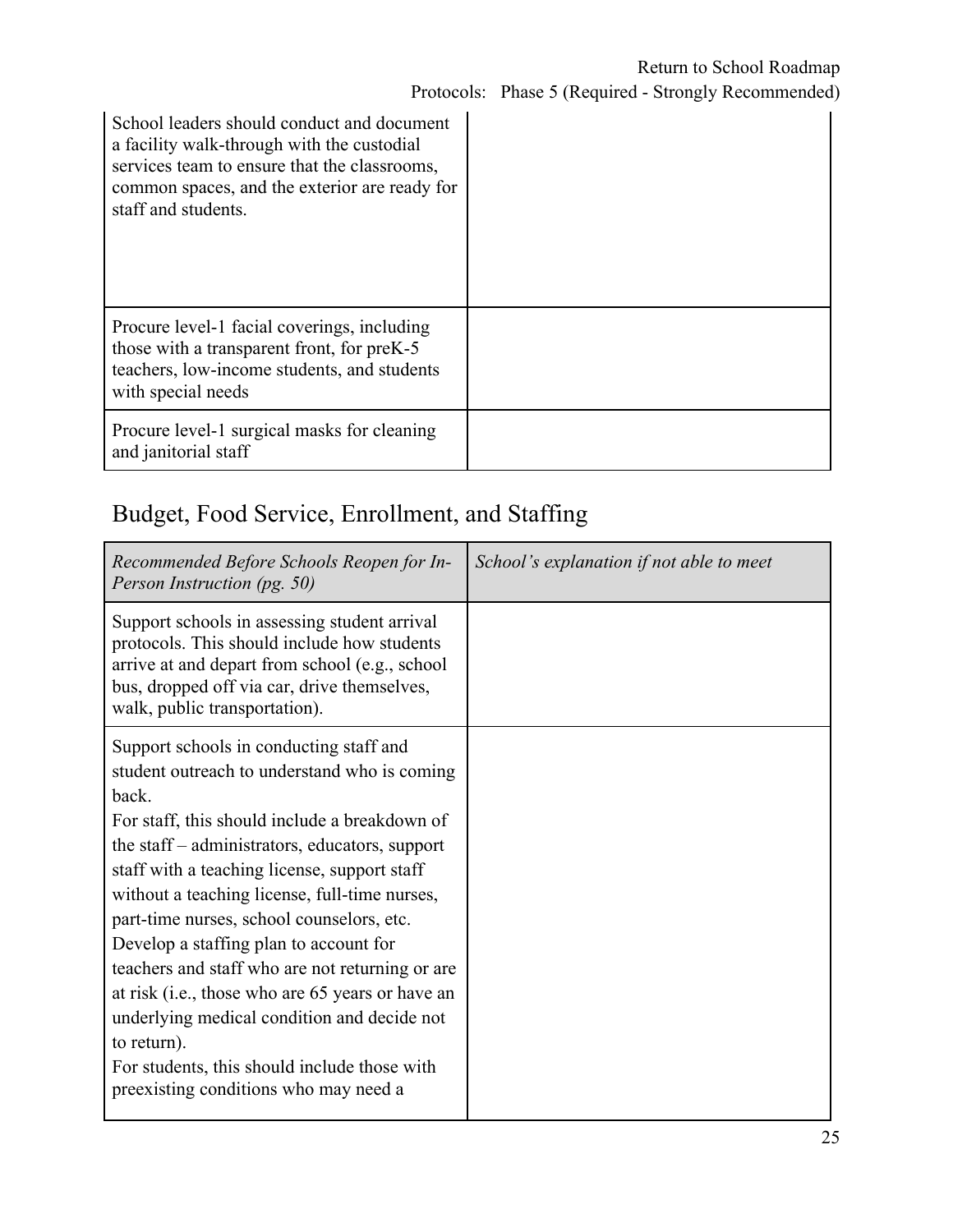| | |
|---|---|
| School leaders should conduct and document a facility walk-through with the custodial services team to ensure that the classrooms, common spaces, and the exterior are ready for staff and students. | |
| Procure level-1 facial coverings, including those with a transparent front, for preK-5 teachers, low-income students, and students with special needs | |
| Procure level-1 surgical masks for cleaning and janitorial staff | |

## Budget, Food Service, Enrollment, and Staffing

| *Recommended Before Schools Reopen for In-Person Instruction (pg. 50)* | *School's explanation if not able to meet* |
|---|---|
| Support schools in assessing student arrival protocols. This should include how students arrive at and depart from school (e.g., school bus, dropped off via car, drive themselves, walk, public transportation). | |
| Support schools in conducting staff and student outreach to understand who is coming back.<br>For staff, this should include a breakdown of the staff – administrators, educators, support staff with a teaching license, support staff without a teaching license, full-time nurses, part-time nurses, school counselors, etc. Develop a staffing plan to account for teachers and staff who are not returning or are at risk (i.e., those who are 65 years or have an underlying medical condition and decide not to return).<br>For students, this should include those with preexisting conditions who may need a | |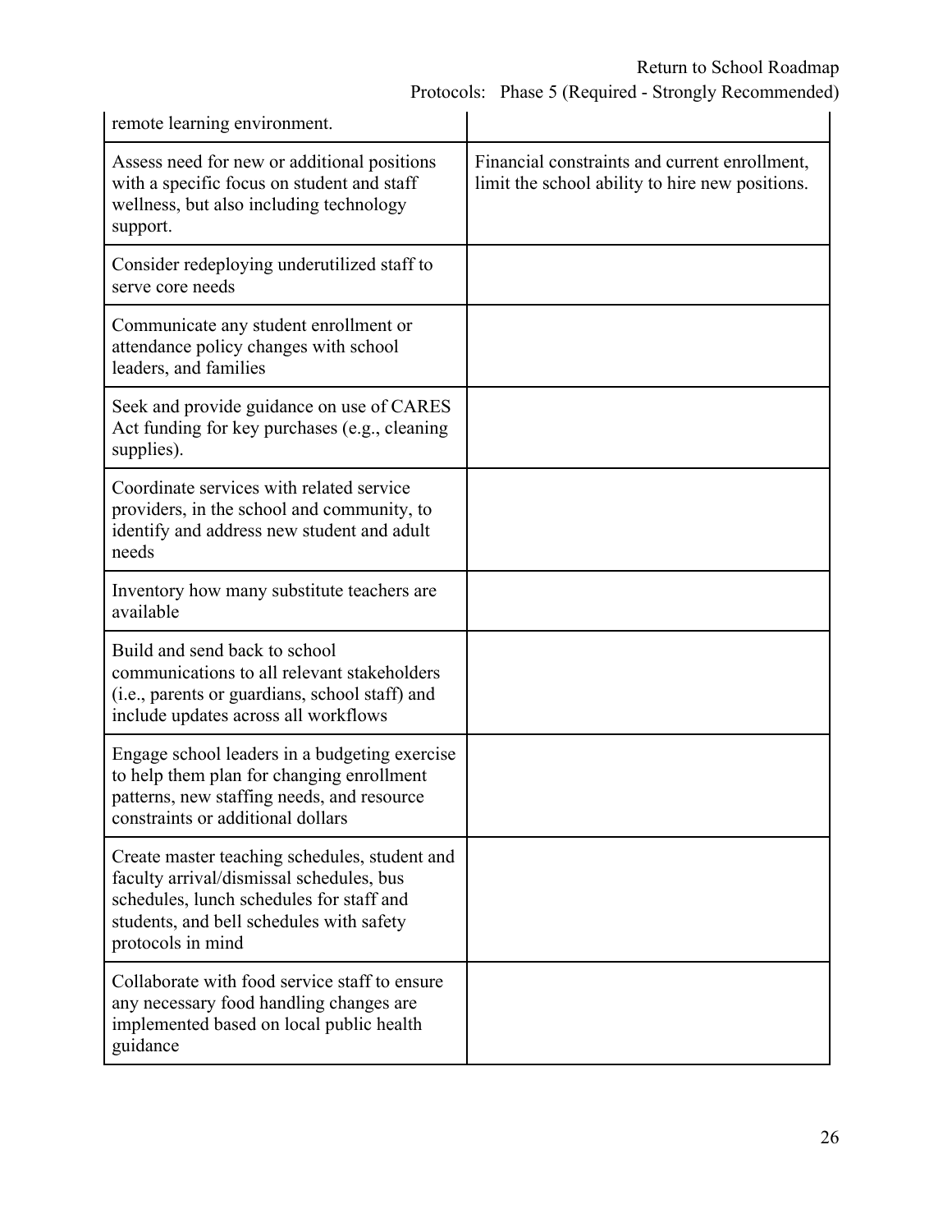| | |
|---|---|
| remote learning environment. | |
| Assess need for new or additional positions with a specific focus on student and staff wellness, but also including technology support. | Financial constraints and current enrollment, limit the school ability to hire new positions. |
| Consider redeploying underutilized staff to serve core needs | |
| Communicate any student enrollment or attendance policy changes with school leaders, and families | |
| Seek and provide guidance on use of CARES Act funding for key purchases (e.g., cleaning supplies). | |
| Coordinate services with related service providers, in the school and community, to identify and address new student and adult needs | |
| Inventory how many substitute teachers are available | |
| Build and send back to school communications to all relevant stakeholders (i.e., parents or guardians, school staff) and include updates across all workflows | |
| Engage school leaders in a budgeting exercise to help them plan for changing enrollment patterns, new staffing needs, and resource constraints or additional dollars | |
| Create master teaching schedules, student and faculty arrival/dismissal schedules, bus schedules, lunch schedules for staff and students, and bell schedules with safety protocols in mind | |
| Collaborate with food service staff to ensure any necessary food handling changes are implemented based on local public health guidance | |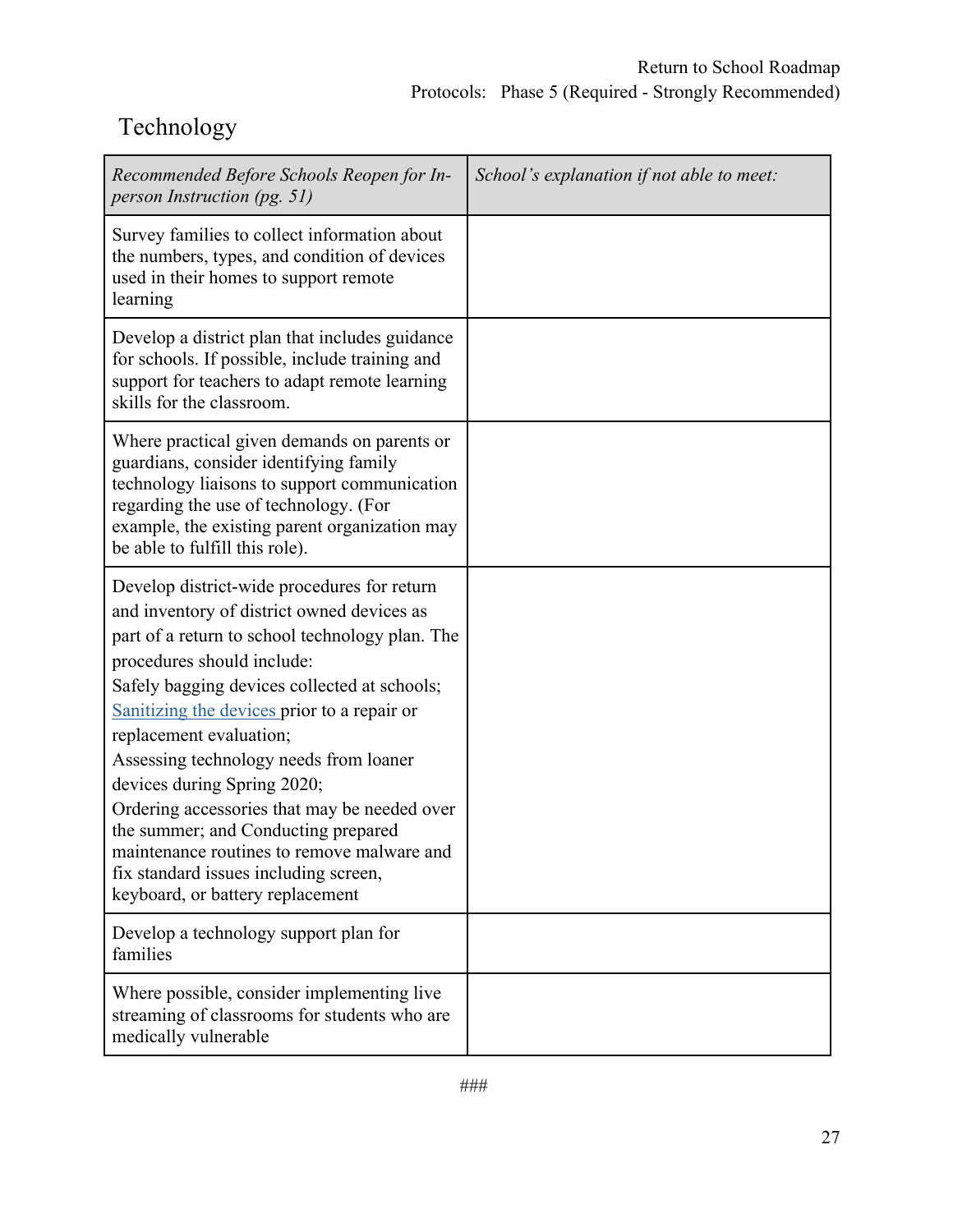## Technology

| *Recommended Before Schools Reopen for In-person Instruction (pg. 51)* | *School's explanation if not able to meet:* |
|---|---|
| Survey families to collect information about the numbers, types, and condition of devices used in their homes to support remote learning | |
| Develop a district plan that includes guidance for schools. If possible, include training and support for teachers to adapt remote learning skills for the classroom. | |
| Where practical given demands on parents or guardians, consider identifying family technology liaisons to support communication regarding the use of technology. (For example, the existing parent organization may be able to fulfill this role). | |
| Develop district-wide procedures for return and inventory of district owned devices as part of a return to school technology plan. The procedures should include: Safely bagging devices collected at schools; Sanitizing the devices prior to a repair or replacement evaluation; Assessing technology needs from loaner devices during Spring 2020; Ordering accessories that may be needed over the summer; and Conducting prepared maintenance routines to remove malware and fix standard issues including screen, keyboard, or battery replacement | |
| Develop a technology support plan for families | |
| Where possible, consider implementing live streaming of classrooms for students who are medically vulnerable | |

###